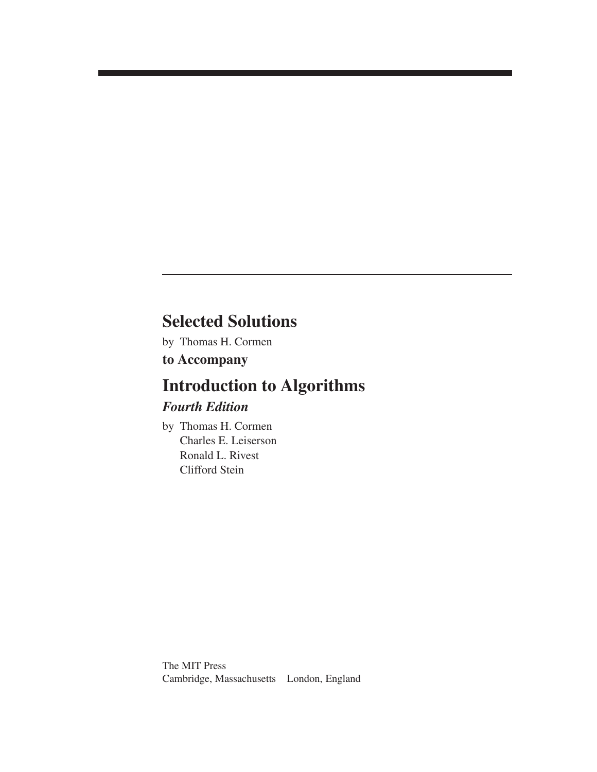# Selected Solutions

by Thomas H. Cormen

**to Accompany**

# Introduction to Algorithms

***Fourth Edition***

by Thomas H. Cormen
Charles E. Leiserson
Ronald L. Rivest
Clifford Stein

The MIT Press
Cambridge, Massachusetts London, England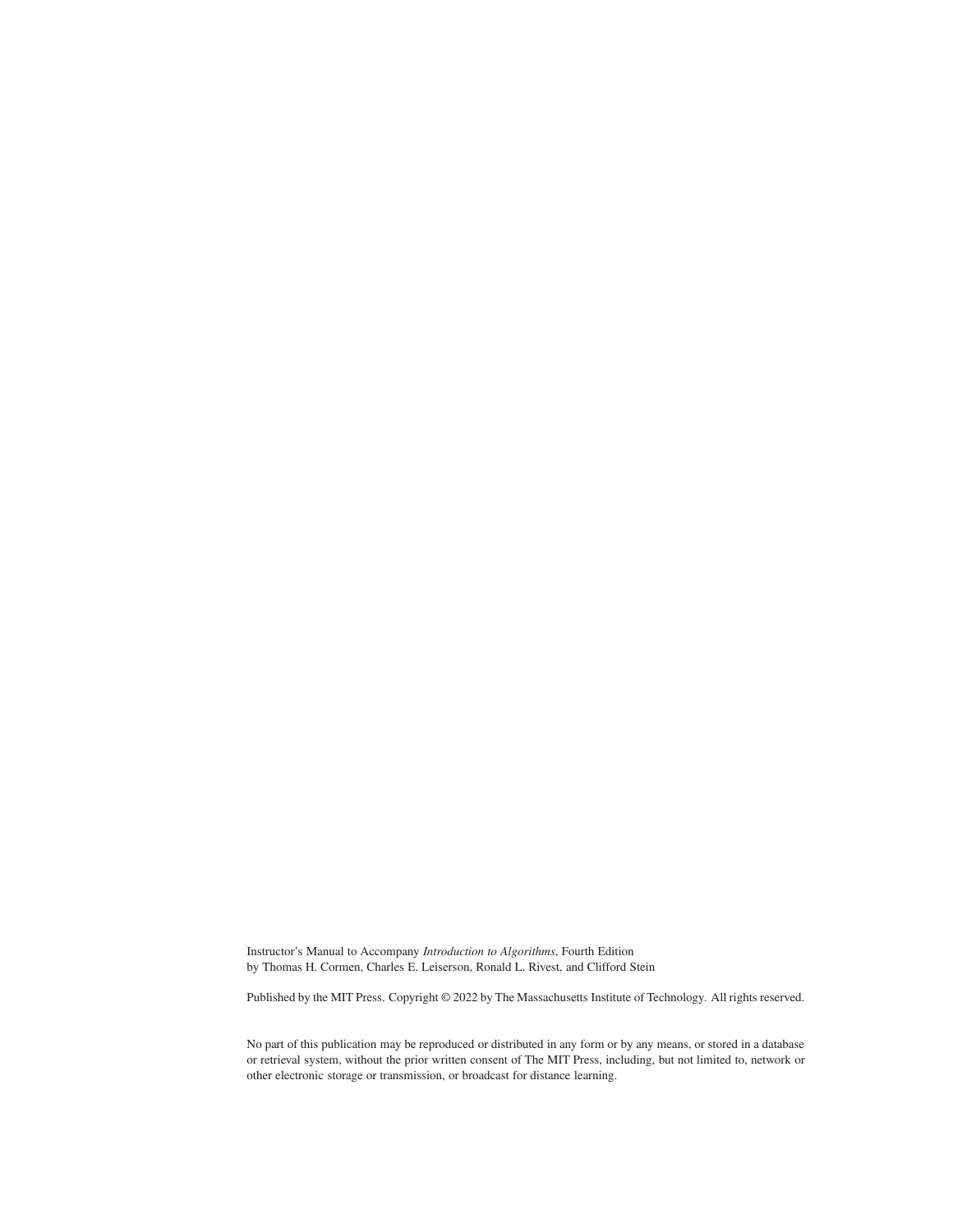Instructor's Manual to Accompany *Introduction to Algorithms*, Fourth Edition
by Thomas H. Cormen, Charles E. Leiserson, Ronald L. Rivest, and Clifford Stein

Published by the MIT Press. Copyright © 2022 by The Massachusetts Institute of Technology. All rights reserved.

No part of this publication may be reproduced or distributed in any form or by any means, or stored in a database or retrieval system, without the prior written consent of The MIT Press, including, but not limited to, network or other electronic storage or transmission, or broadcast for distance learning.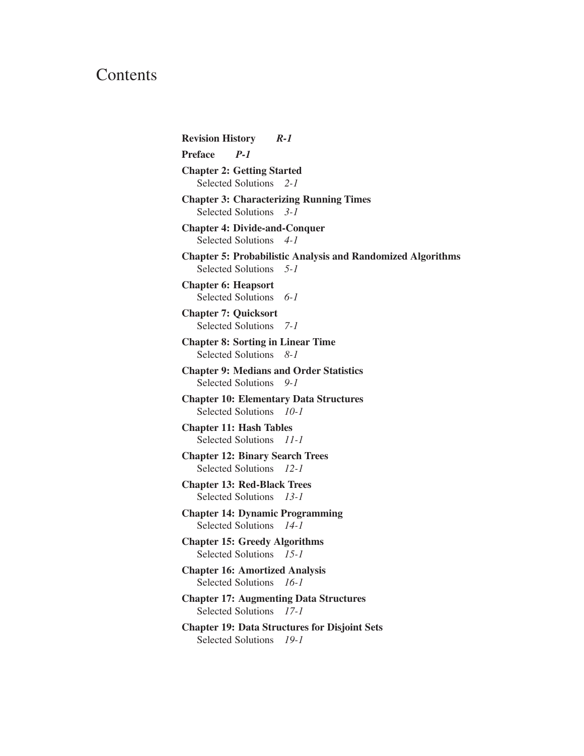# Contents

**Revision History** *R-1*

**Preface** *P-1*

**Chapter 2: Getting Started**
Selected Solutions *2-1*

**Chapter 3: Characterizing Running Times**
Selected Solutions *3-1*

**Chapter 4: Divide-and-Conquer**
Selected Solutions *4-1*

**Chapter 5: Probabilistic Analysis and Randomized Algorithms**
Selected Solutions *5-1*

**Chapter 6: Heapsort**
Selected Solutions *6-1*

**Chapter 7: Quicksort**
Selected Solutions *7-1*

**Chapter 8: Sorting in Linear Time**
Selected Solutions *8-1*

**Chapter 9: Medians and Order Statistics**
Selected Solutions *9-1*

**Chapter 10: Elementary Data Structures**
Selected Solutions *10-1*

**Chapter 11: Hash Tables**
Selected Solutions *11-1*

**Chapter 12: Binary Search Trees**
Selected Solutions *12-1*

**Chapter 13: Red-Black Trees**
Selected Solutions *13-1*

**Chapter 14: Dynamic Programming**
Selected Solutions *14-1*

**Chapter 15: Greedy Algorithms**
Selected Solutions *15-1*

**Chapter 16: Amortized Analysis**
Selected Solutions *16-1*

**Chapter 17: Augmenting Data Structures**
Selected Solutions *17-1*

**Chapter 19: Data Structures for Disjoint Sets**
Selected Solutions *19-1*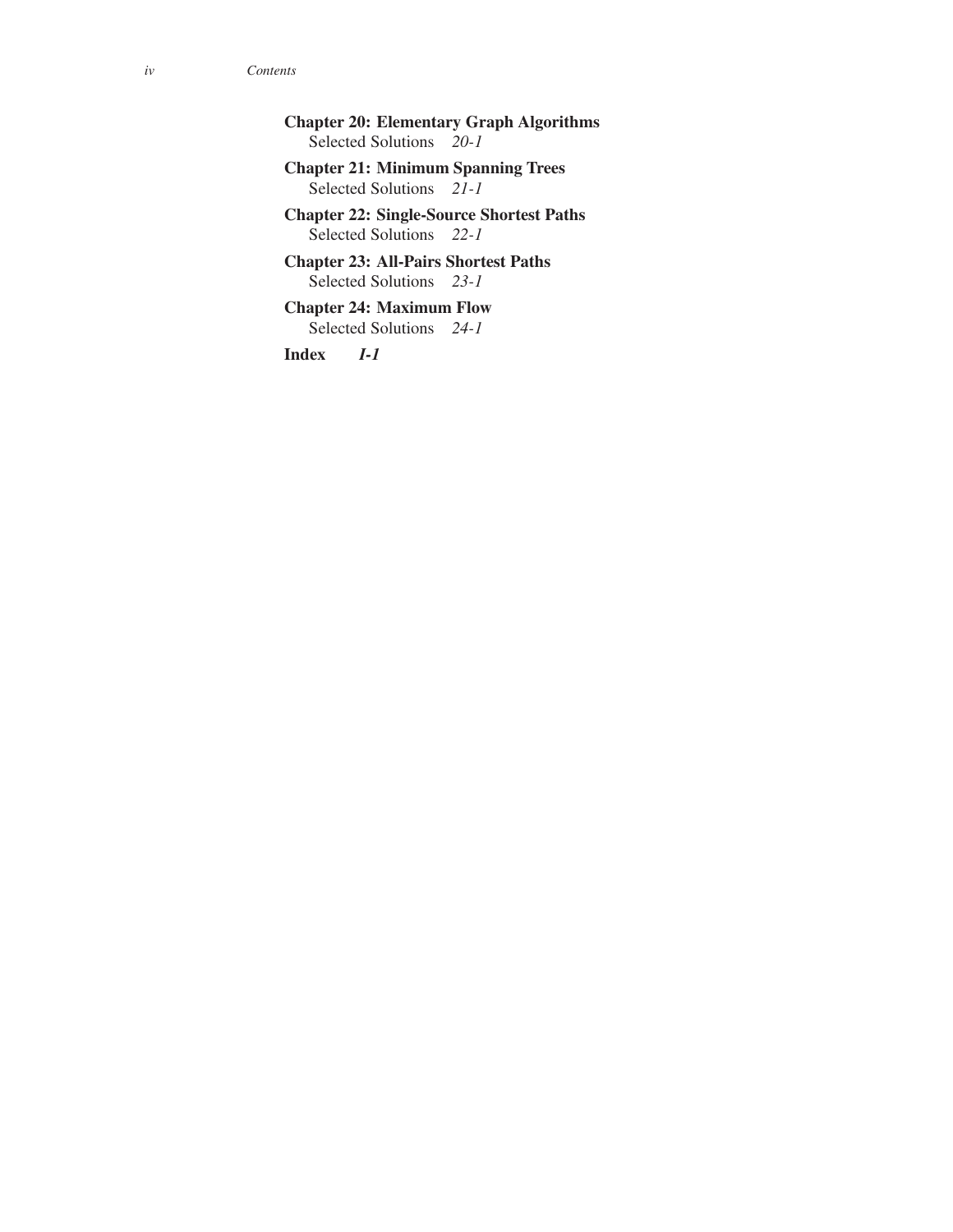**Chapter 20: Elementary Graph Algorithms**
Selected Solutions *20-1*

**Chapter 21: Minimum Spanning Trees**
Selected Solutions *21-1*

**Chapter 22: Single-Source Shortest Paths**
Selected Solutions *22-1*

**Chapter 23: All-Pairs Shortest Paths**
Selected Solutions *23-1*

**Chapter 24: Maximum Flow**
Selected Solutions *24-1*

**Index** ***I-1***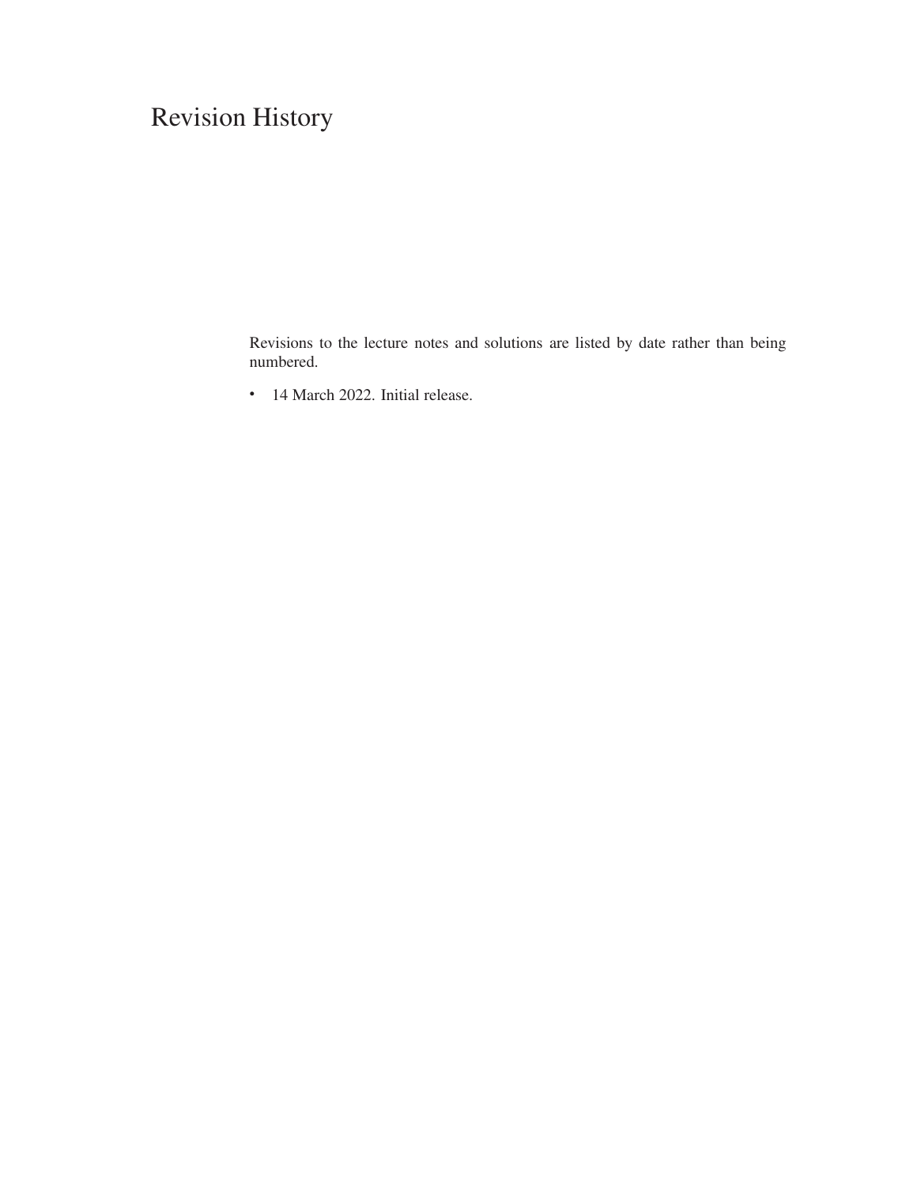# Revision History

Revisions to the lecture notes and solutions are listed by date rather than being numbered.

- 14 March 2022. Initial release.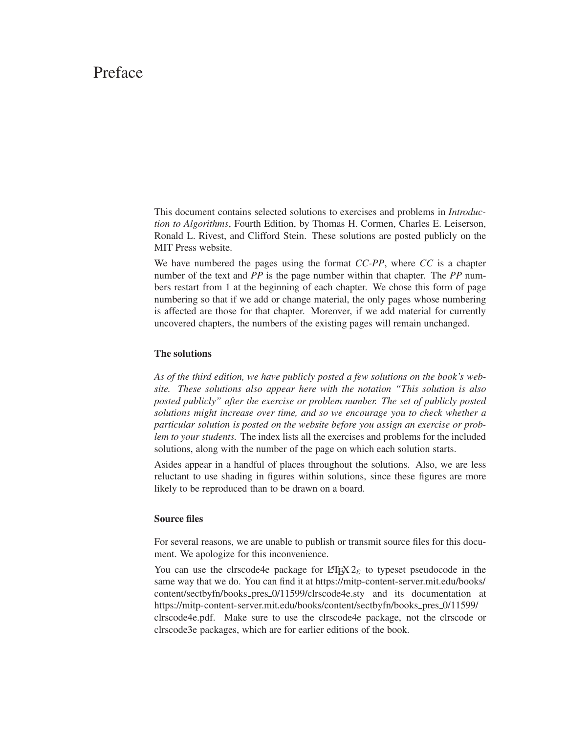# Preface

This document contains selected solutions to exercises and problems in *Introduction to Algorithms*, Fourth Edition, by Thomas H. Cormen, Charles E. Leiserson, Ronald L. Rivest, and Clifford Stein. These solutions are posted publicly on the MIT Press website.

We have numbered the pages using the format *CC-PP*, where *CC* is a chapter number of the text and *PP* is the page number within that chapter. The *PP* numbers restart from 1 at the beginning of each chapter. We chose this form of page numbering so that if we add or change material, the only pages whose numbering is affected are those for that chapter. Moreover, if we add material for currently uncovered chapters, the numbers of the existing pages will remain unchanged.

### The solutions

*As of the third edition, we have publicly posted a few solutions on the book's website. These solutions also appear here with the notation "This solution is also posted publicly" after the exercise or problem number. The set of publicly posted solutions might increase over time, and so we encourage you to check whether a particular solution is posted on the website before you assign an exercise or problem to your students.* The index lists all the exercises and problems for the included solutions, along with the number of the page on which each solution starts.

Asides appear in a handful of places throughout the solutions. Also, we are less reluctant to use shading in figures within solutions, since these figures are more likely to be reproduced than to be drawn on a board.

### Source files

For several reasons, we are unable to publish or transmit source files for this document. We apologize for this inconvenience.

You can use the clrscode4e package for LaTeX $2_\varepsilon$ to typeset pseudocode in the same way that we do. You can find it at https://mitp-content-server.mit.edu/books/content/sectbyfn/books_pres_0/11599/clrscode4e.sty and its documentation at https://mitp-content-server.mit.edu/books/content/sectbyfn/books_pres_0/11599/clrscode4e.pdf. Make sure to use the clrscode4e package, not the clrscode or clrscode3e packages, which are for earlier editions of the book.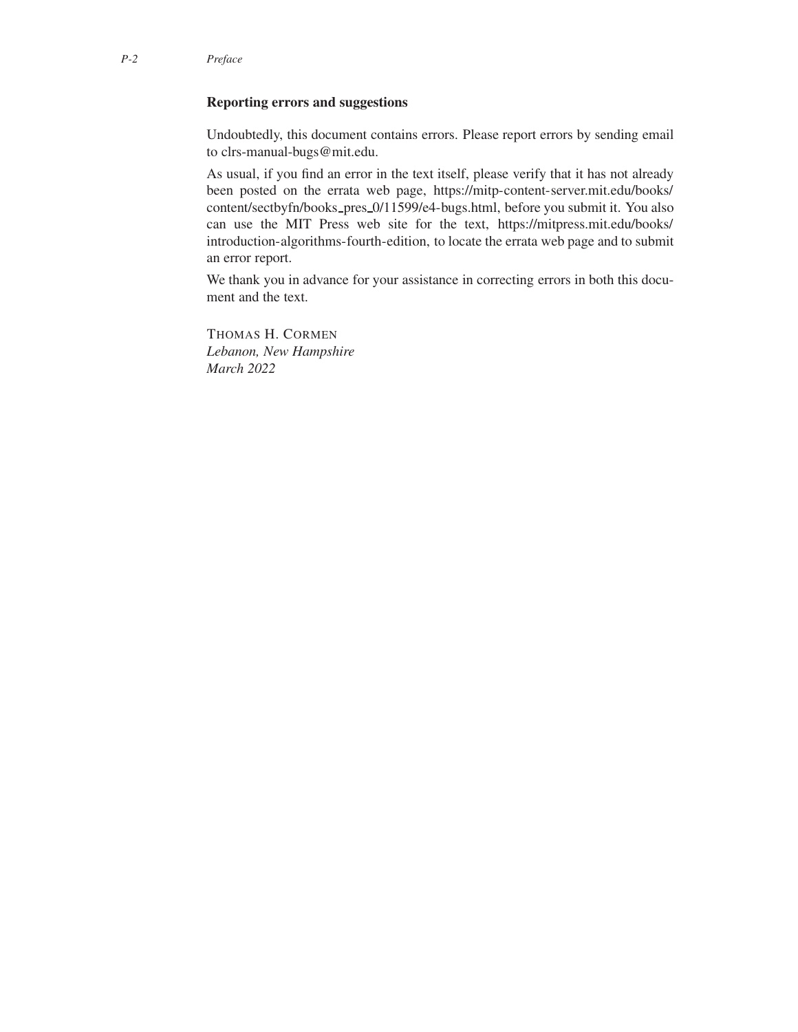## Reporting errors and suggestions

Undoubtedly, this document contains errors. Please report errors by sending email to clrs-manual-bugs@mit.edu.

As usual, if you find an error in the text itself, please verify that it has not already been posted on the errata web page, https://mitp-content-server.mit.edu/books/content/sectbyfn/books_pres_0/11599/e4-bugs.html, before you submit it. You also can use the MIT Press web site for the text, https://mitpress.mit.edu/books/introduction-algorithms-fourth-edition, to locate the errata web page and to submit an error report.

We thank you in advance for your assistance in correcting errors in both this document and the text.

THOMAS H. CORMEN
*Lebanon, New Hampshire*
*March 2022*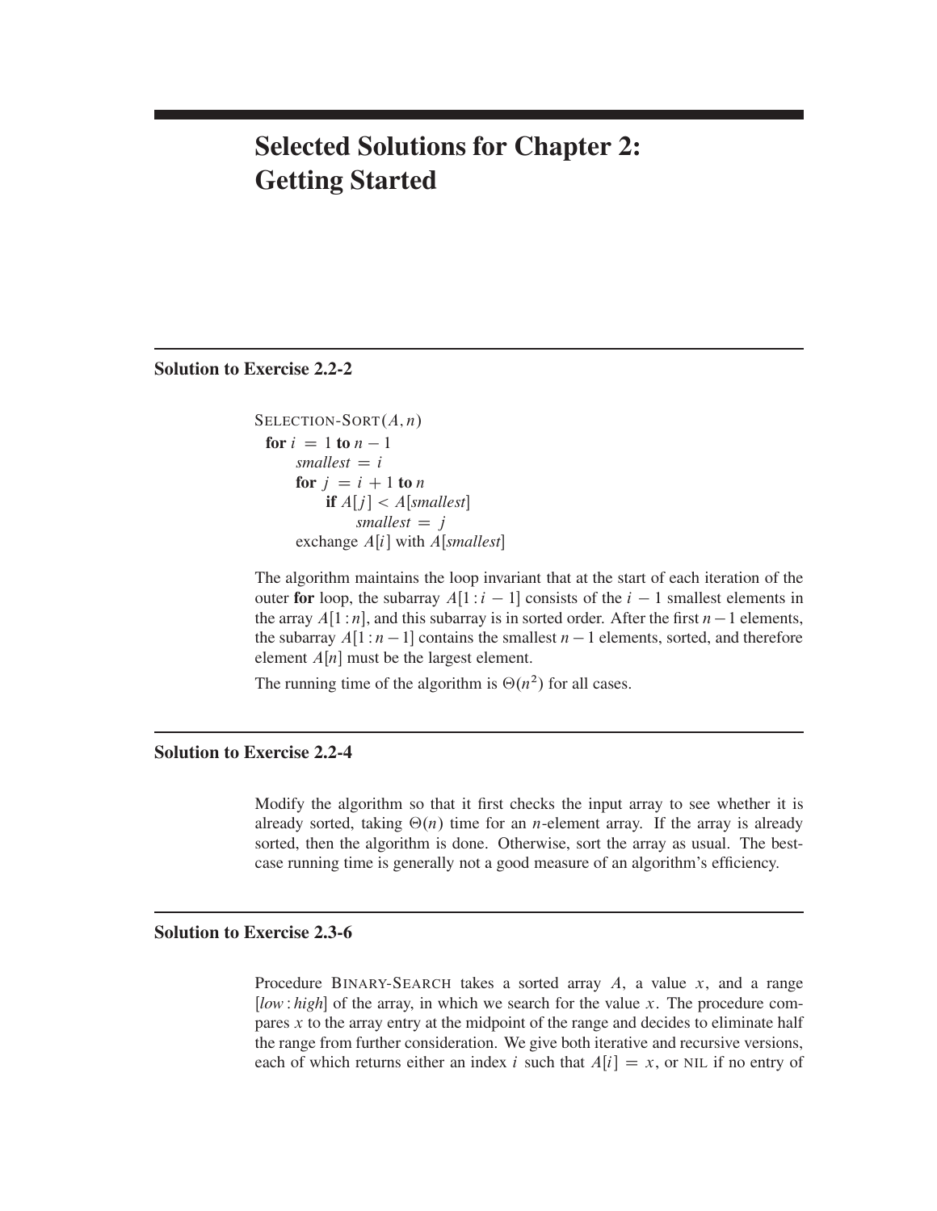# Selected Solutions for Chapter 2: Getting Started

## Solution to Exercise 2.2-2

```
SELECTION-SORT(A, n)
  for i = 1 to n − 1
      smallest = i
      for j = i + 1 to n
          if A[j] < A[smallest]
              smallest = j
      exchange A[i] with A[smallest]
```

The algorithm maintains the loop invariant that at the start of each iteration of the outer **for** loop, the subarray $A[1:i-1]$ consists of the $i-1$ smallest elements in the array $A[1:n]$, and this subarray is in sorted order. After the first $n-1$ elements, the subarray $A[1:n-1]$ contains the smallest $n-1$ elements, sorted, and therefore element $A[n]$ must be the largest element.

The running time of the algorithm is $\Theta(n^2)$ for all cases.

## Solution to Exercise 2.2-4

Modify the algorithm so that it first checks the input array to see whether it is already sorted, taking $\Theta(n)$ time for an $n$-element array. If the array is already sorted, then the algorithm is done. Otherwise, sort the array as usual. The best-case running time is generally not a good measure of an algorithm's efficiency.

## Solution to Exercise 2.3-6

Procedure BINARY-SEARCH takes a sorted array $A$, a value $x$, and a range $[low:high]$ of the array, in which we search for the value $x$. The procedure compares $x$ to the array entry at the midpoint of the range and decides to eliminate half the range from further consideration. We give both iterative and recursive versions, each of which returns either an index $i$ such that $A[i] = x$, or NIL if no entry of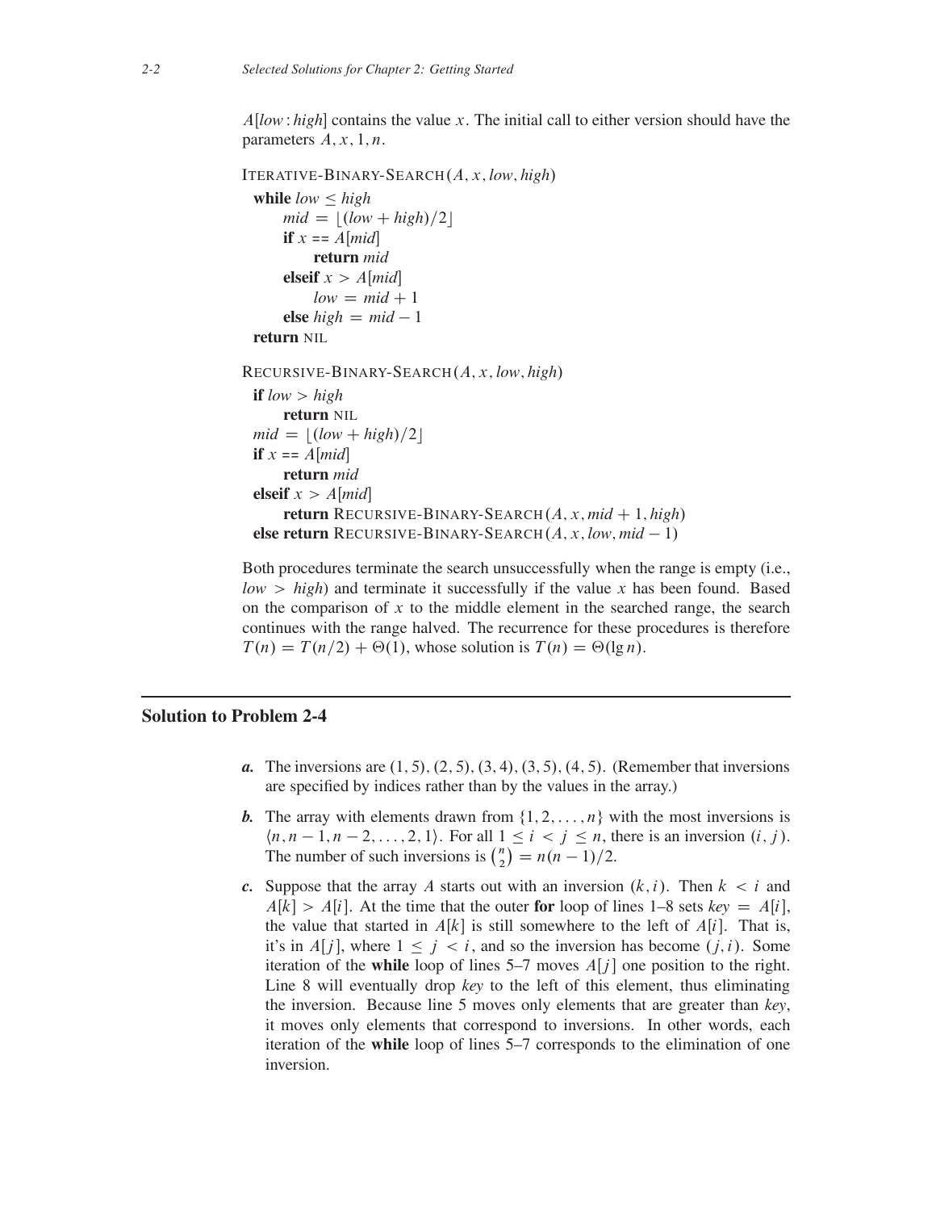$A[low : high]$ contains the value $x$. The initial call to either version should have the parameters $A, x, 1, n$.

```
ITERATIVE-BINARY-SEARCH(A, x, low, high)
  while low ≤ high
      mid = ⌊(low + high)/2⌋
      if x == A[mid]
          return mid
      elseif x > A[mid]
          low = mid + 1
      else high = mid − 1
  return NIL

RECURSIVE-BINARY-SEARCH(A, x, low, high)
  if low > high
      return NIL
  mid = ⌊(low + high)/2⌋
  if x == A[mid]
      return mid
  elseif x > A[mid]
      return RECURSIVE-BINARY-SEARCH(A, x, mid + 1, high)
  else return RECURSIVE-BINARY-SEARCH(A, x, low, mid − 1)
```

Both procedures terminate the search unsuccessfully when the range is empty (i.e., $low > high$) and terminate it successfully if the value $x$ has been found. Based on the comparison of $x$ to the middle element in the searched range, the search continues with the range halved. The recurrence for these procedures is therefore $T(n) = T(n/2) + \Theta(1)$, whose solution is $T(n) = \Theta(\lg n)$.

## Solution to Problem 2-4

***a.*** The inversions are $(1, 5), (2, 5), (3, 4), (3, 5), (4, 5)$. (Remember that inversions are specified by indices rather than by the values in the array.)

***b.*** The array with elements drawn from $\{1, 2, \ldots, n\}$ with the most inversions is $\langle n, n-1, n-2, \ldots, 2, 1 \rangle$. For all $1 \le i < j \le n$, there is an inversion $(i, j)$. The number of such inversions is $\binom{n}{2} = n(n-1)/2$.

***c.*** Suppose that the array $A$ starts out with an inversion $(k, i)$. Then $k < i$ and $A[k] > A[i]$. At the time that the outer **for** loop of lines 1–8 sets $key = A[i]$, the value that started in $A[k]$ is still somewhere to the left of $A[i]$. That is, it's in $A[j]$, where $1 \le j < i$, and so the inversion has become $(j, i)$. Some iteration of the **while** loop of lines 5–7 moves $A[j]$ one position to the right. Line 8 will eventually drop *key* to the left of this element, thus eliminating the inversion. Because line 5 moves only elements that are greater than *key*, it moves only elements that correspond to inversions. In other words, each iteration of the **while** loop of lines 5–7 corresponds to the elimination of one inversion.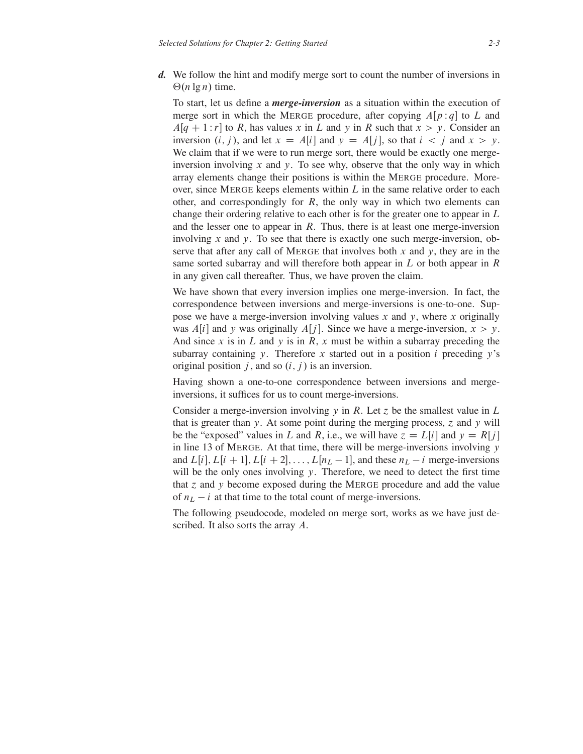***d.*** We follow the hint and modify merge sort to count the number of inversions in $\Theta(n \lg n)$ time.

To start, let us define a ***merge-inversion*** as a situation within the execution of merge sort in which the MERGE procedure, after copying $A[p:q]$ to $L$ and $A[q+1:r]$ to $R$, has values $x$ in $L$ and $y$ in $R$ such that $x > y$. Consider an inversion $(i, j)$, and let $x = A[i]$ and $y = A[j]$, so that $i < j$ and $x > y$. We claim that if we were to run merge sort, there would be exactly one merge-inversion involving $x$ and $y$. To see why, observe that the only way in which array elements change their positions is within the MERGE procedure. Moreover, since MERGE keeps elements within $L$ in the same relative order to each other, and correspondingly for $R$, the only way in which two elements can change their ordering relative to each other is for the greater one to appear in $L$ and the lesser one to appear in $R$. Thus, there is at least one merge-inversion involving $x$ and $y$. To see that there is exactly one such merge-inversion, observe that after any call of MERGE that involves both $x$ and $y$, they are in the same sorted subarray and will therefore both appear in $L$ or both appear in $R$ in any given call thereafter. Thus, we have proven the claim.

We have shown that every inversion implies one merge-inversion. In fact, the correspondence between inversions and merge-inversions is one-to-one. Suppose we have a merge-inversion involving values $x$ and $y$, where $x$ originally was $A[i]$ and $y$ was originally $A[j]$. Since we have a merge-inversion, $x > y$. And since $x$ is in $L$ and $y$ is in $R$, $x$ must be within a subarray preceding the subarray containing $y$. Therefore $x$ started out in a position $i$ preceding $y$'s original position $j$, and so $(i, j)$ is an inversion.

Having shown a one-to-one correspondence between inversions and merge-inversions, it suffices for us to count merge-inversions.

Consider a merge-inversion involving $y$ in $R$. Let $z$ be the smallest value in $L$ that is greater than $y$. At some point during the merging process, $z$ and $y$ will be the "exposed" values in $L$ and $R$, i.e., we will have $z = L[i]$ and $y = R[j]$ in line 13 of MERGE. At that time, there will be merge-inversions involving $y$ and $L[i], L[i+1], L[i+2], \ldots, L[n_L - 1]$, and these $n_L - i$ merge-inversions will be the only ones involving $y$. Therefore, we need to detect the first time that $z$ and $y$ become exposed during the MERGE procedure and add the value of $n_L - i$ at that time to the total count of merge-inversions.

The following pseudocode, modeled on merge sort, works as we have just described. It also sorts the array $A$.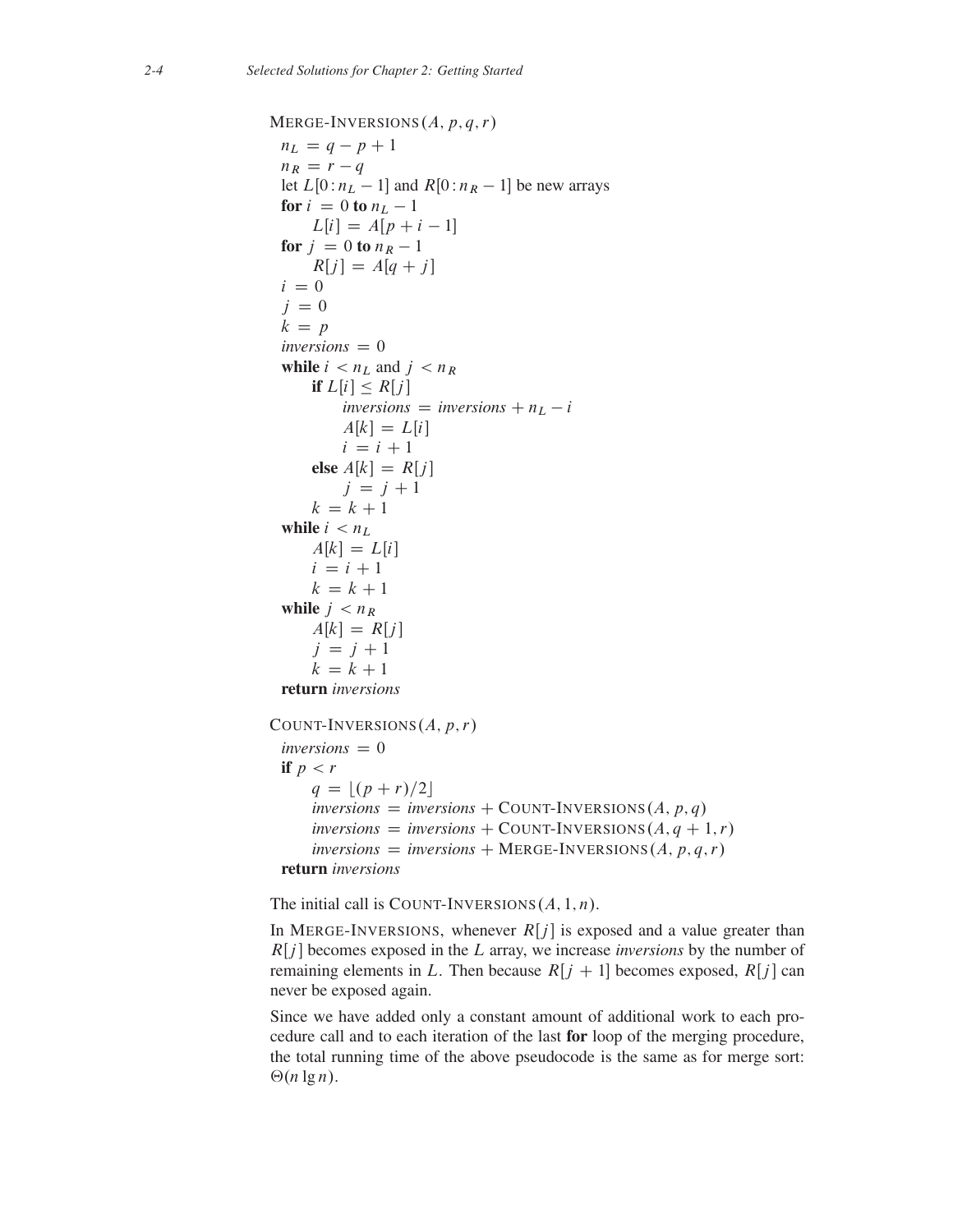```
MERGE-INVERSIONS(A, p, q, r)
  n_L = q - p + 1
  n_R = r - q
  let L[0 : n_L - 1] and R[0 : n_R - 1] be new arrays
  for i = 0 to n_L - 1
      L[i] = A[p + i - 1]
  for j = 0 to n_R - 1
      R[j] = A[q + j]
  i = 0
  j = 0
  k = p
  inversions = 0
  while i < n_L and j < n_R
      if L[i] ≤ R[j]
          inversions = inversions + n_L - i
          A[k] = L[i]
          i = i + 1
      else A[k] = R[j]
          j = j + 1
      k = k + 1
  while i < n_L
      A[k] = L[i]
      i = i + 1
      k = k + 1
  while j < n_R
      A[k] = R[j]
      j = j + 1
      k = k + 1
  return inversions
```

```
COUNT-INVERSIONS(A, p, r)
  inversions = 0
  if p < r
      q = ⌊(p + r)/2⌋
      inversions = inversions + COUNT-INVERSIONS(A, p, q)
      inversions = inversions + COUNT-INVERSIONS(A, q + 1, r)
      inversions = inversions + MERGE-INVERSIONS(A, p, q, r)
  return inversions
```

The initial call is COUNT-INVERSIONS$(A, 1, n)$.

In MERGE-INVERSIONS, whenever $R[j]$ is exposed and a value greater than $R[j]$ becomes exposed in the $L$ array, we increase *inversions* by the number of remaining elements in $L$. Then because $R[j+1]$ becomes exposed, $R[j]$ can never be exposed again.

Since we have added only a constant amount of additional work to each procedure call and to each iteration of the last **for** loop of the merging procedure, the total running time of the above pseudocode is the same as for merge sort: $\Theta(n \lg n)$.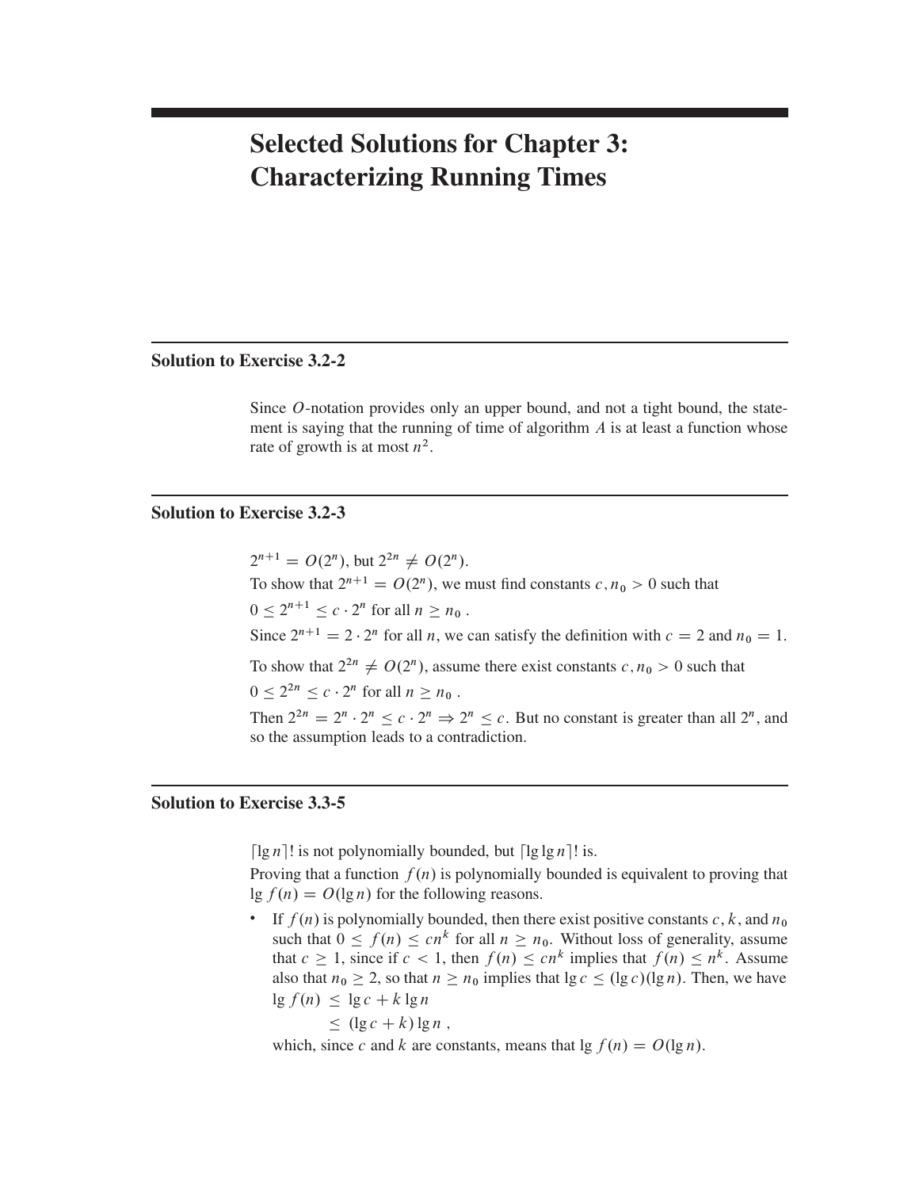# Selected Solutions for Chapter 3: Characterizing Running Times

## Solution to Exercise 3.2-2

Since $O$-notation provides only an upper bound, and not a tight bound, the statement is saying that the running of time of algorithm $A$ is at least a function whose rate of growth is at most $n^2$.

## Solution to Exercise 3.2-3

$2^{n+1} = O(2^n)$, but $2^{2n} \neq O(2^n)$.

To show that $2^{n+1} = O(2^n)$, we must find constants $c, n_0 > 0$ such that

$0 \leq 2^{n+1} \leq c \cdot 2^n$ for all $n \geq n_0$ .

Since $2^{n+1} = 2 \cdot 2^n$ for all $n$, we can satisfy the definition with $c = 2$ and $n_0 = 1$.

To show that $2^{2n} \neq O(2^n)$, assume there exist constants $c, n_0 > 0$ such that

$0 \leq 2^{2n} \leq c \cdot 2^n$ for all $n \geq n_0$ .

Then $2^{2n} = 2^n \cdot 2^n \leq c \cdot 2^n \Rightarrow 2^n \leq c$. But no constant is greater than all $2^n$, and so the assumption leads to a contradiction.

## Solution to Exercise 3.3-5

$\lceil \lg n \rceil!$ is not polynomially bounded, but $\lceil \lg \lg n \rceil!$ is.

Proving that a function $f(n)$ is polynomially bounded is equivalent to proving that $\lg f(n) = O(\lg n)$ for the following reasons.

- If $f(n)$ is polynomially bounded, then there exist positive constants $c$, $k$, and $n_0$ such that $0 \leq f(n) \leq cn^k$ for all $n \geq n_0$. Without loss of generality, assume that $c \geq 1$, since if $c < 1$, then $f(n) \leq cn^k$ implies that $f(n) \leq n^k$. Assume also that $n_0 \geq 2$, so that $n \geq n_0$ implies that $\lg c \leq (\lg c)(\lg n)$. Then, we have

  $$\begin{aligned} \lg f(n) &\leq \lg c + k \lg n \\ &\leq (\lg c + k) \lg n , \end{aligned}$$

  which, since $c$ and $k$ are constants, means that $\lg f(n) = O(\lg n)$.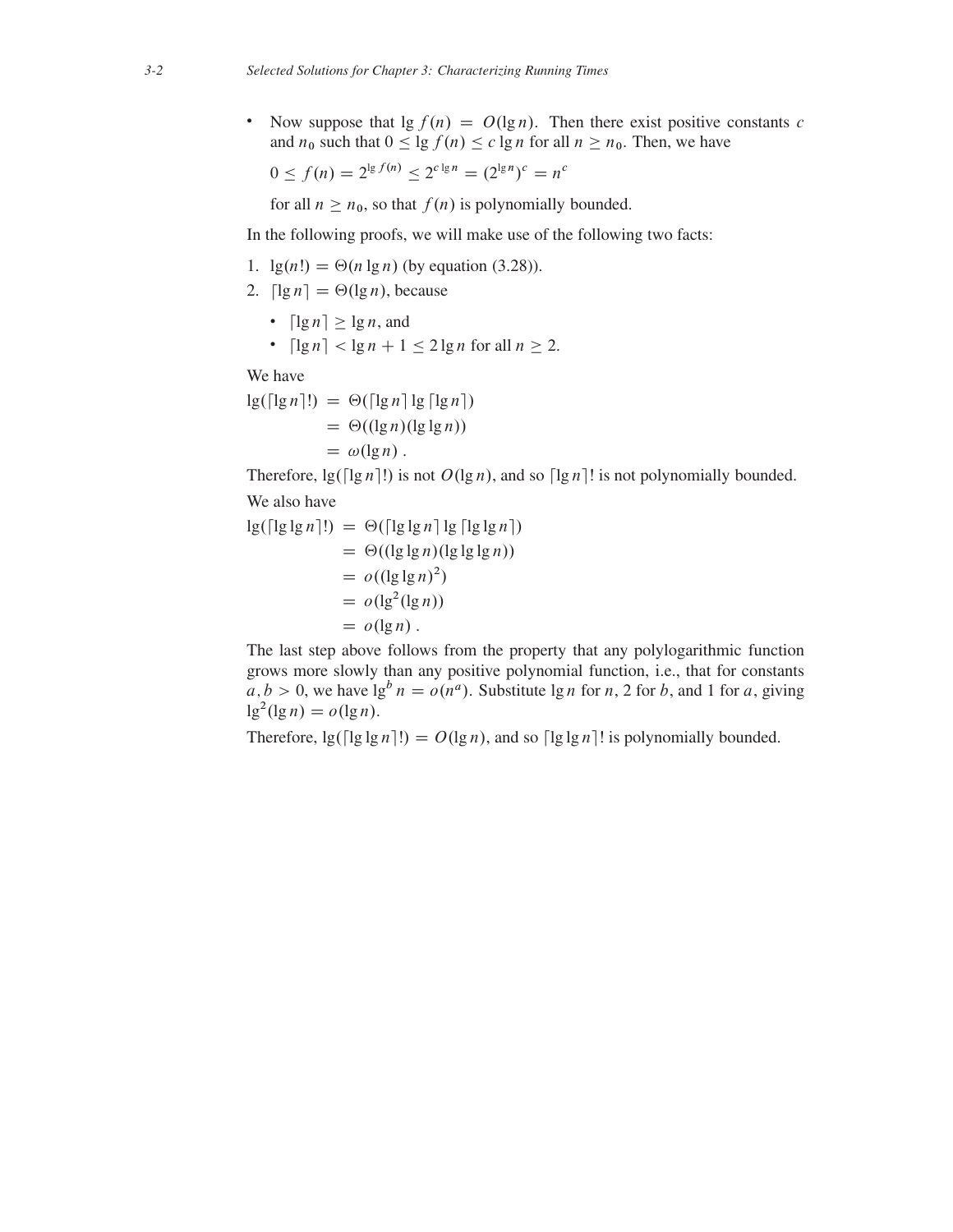- Now suppose that $\lg f(n) = O(\lg n)$. Then there exist positive constants $c$ and $n_0$ such that $0 \leq \lg f(n) \leq c \lg n$ for all $n \geq n_0$. Then, we have

  $$0 \leq f(n) = 2^{\lg f(n)} \leq 2^{c \lg n} = (2^{\lg n})^c = n^c$$

  for all $n \geq n_0$, so that $f(n)$ is polynomially bounded.

In the following proofs, we will make use of the following two facts:

1. $\lg(n!) = \Theta(n \lg n)$ (by equation (3.28)).
2. $\lceil \lg n \rceil = \Theta(\lg n)$, because
   - $\lceil \lg n \rceil \geq \lg n$, and
   - $\lceil \lg n \rceil < \lg n + 1 \leq 2 \lg n$ for all $n \geq 2$.

We have

$$
\begin{aligned}
\lg(\lceil \lg n \rceil !) &= \Theta(\lceil \lg n \rceil \lg \lceil \lg n \rceil) \\
&= \Theta((\lg n)(\lg \lg n)) \\
&= \omega(\lg n) .
\end{aligned}
$$

Therefore, $\lg(\lceil \lg n \rceil !)$ is not $O(\lg n)$, and so $\lceil \lg n \rceil !$ is not polynomially bounded.

We also have

$$
\begin{aligned}
\lg(\lceil \lg \lg n \rceil !) &= \Theta(\lceil \lg \lg n \rceil \lg \lceil \lg \lg n \rceil) \\
&= \Theta((\lg \lg n)(\lg \lg \lg n)) \\
&= o((\lg \lg n)^2) \\
&= o(\lg^2(\lg n)) \\
&= o(\lg n) .
\end{aligned}
$$

The last step above follows from the property that any polylogarithmic function grows more slowly than any positive polynomial function, i.e., that for constants $a, b > 0$, we have $\lg^b n = o(n^a)$. Substitute $\lg n$ for $n$, 2 for $b$, and 1 for $a$, giving $\lg^2(\lg n) = o(\lg n)$.

Therefore, $\lg(\lceil \lg \lg n \rceil !) = O(\lg n)$, and so $\lceil \lg \lg n \rceil !$ is polynomially bounded.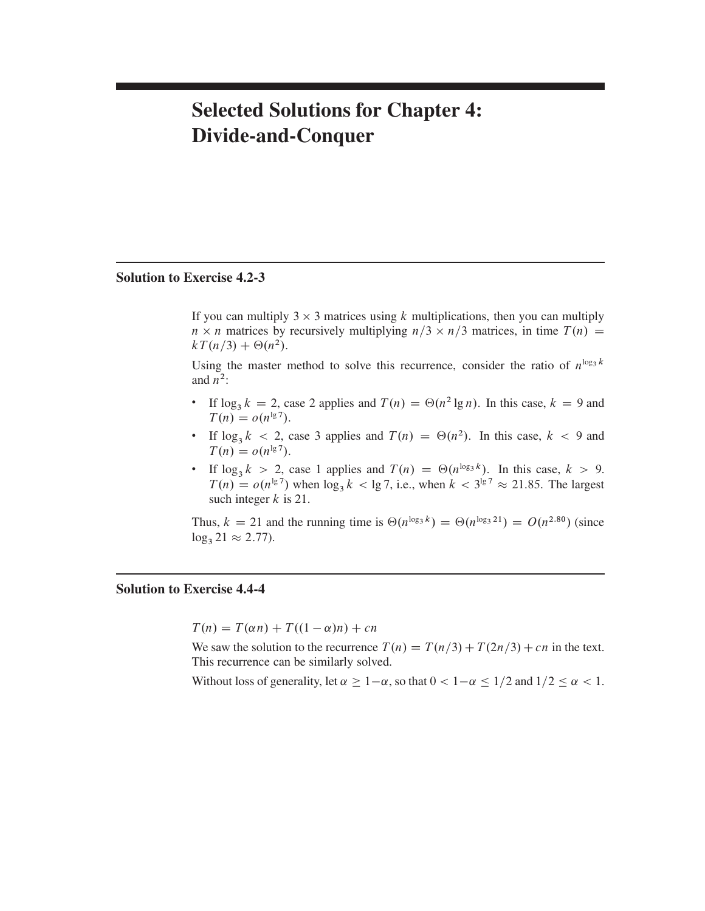# Selected Solutions for Chapter 4: Divide-and-Conquer

## Solution to Exercise 4.2-3

If you can multiply $3 \times 3$ matrices using $k$ multiplications, then you can multiply $n \times n$ matrices by recursively multiplying $n/3 \times n/3$ matrices, in time $T(n) = kT(n/3) + \Theta(n^2)$.

Using the master method to solve this recurrence, consider the ratio of $n^{\log_3 k}$ and $n^2$:

- If $\log_3 k = 2$, case 2 applies and $T(n) = \Theta(n^2 \lg n)$. In this case, $k = 9$ and $T(n) = o(n^{\lg 7})$.
- If $\log_3 k < 2$, case 3 applies and $T(n) = \Theta(n^2)$. In this case, $k < 9$ and $T(n) = o(n^{\lg 7})$.
- If $\log_3 k > 2$, case 1 applies and $T(n) = \Theta(n^{\log_3 k})$. In this case, $k > 9$. $T(n) = o(n^{\lg 7})$ when $\log_3 k < \lg 7$, i.e., when $k < 3^{\lg 7} \approx 21.85$. The largest such integer $k$ is 21.

Thus, $k = 21$ and the running time is $\Theta(n^{\log_3 k}) = \Theta(n^{\log_3 21}) = O(n^{2.80})$ (since $\log_3 21 \approx 2.77$).

## Solution to Exercise 4.4-4

$T(n) = T(\alpha n) + T((1 - \alpha)n) + cn$

We saw the solution to the recurrence $T(n) = T(n/3) + T(2n/3) + cn$ in the text. This recurrence can be similarly solved.

Without loss of generality, let $\alpha \geq 1 - \alpha$, so that $0 < 1 - \alpha \leq 1/2$ and $1/2 \leq \alpha < 1$.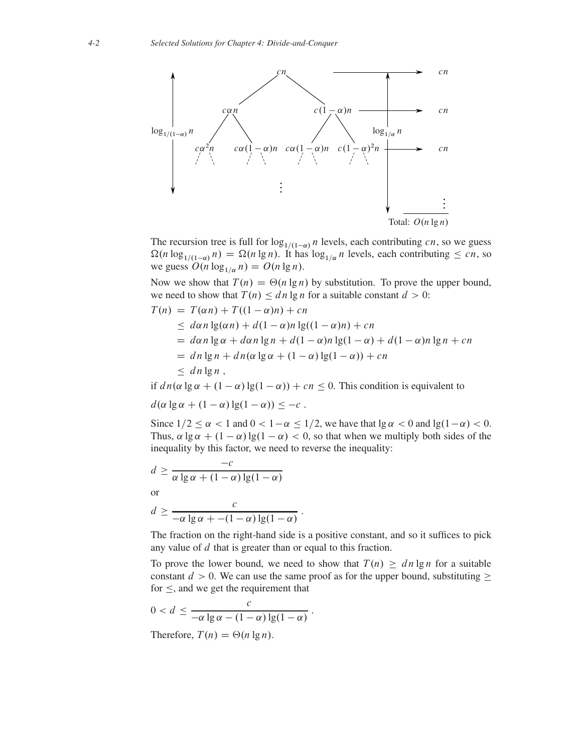The recursion tree is full for $\log_{1/(1-\alpha)} n$ levels, each contributing $cn$, so we guess $\Omega(n \log_{1/(1-\alpha)} n) = \Omega(n \lg n)$. It has $\log_{1/\alpha} n$ levels, each contributing $\leq cn$, so we guess $O(n \log_{1/\alpha} n) = O(n \lg n)$.

Now we show that $T(n) = \Theta(n \lg n)$ by substitution. To prove the upper bound, we need to show that $T(n) \leq dn \lg n$ for a suitable constant $d > 0$:

$$
\begin{aligned}
T(n) &= T(\alpha n) + T((1-\alpha)n) + cn \\
&\leq d\alpha n \lg(\alpha n) + d(1-\alpha)n \lg((1-\alpha)n) + cn \\
&= d\alpha n \lg \alpha + d\alpha n \lg n + d(1-\alpha)n \lg(1-\alpha) + d(1-\alpha)n \lg n + cn \\
&= dn \lg n + dn(\alpha \lg \alpha + (1-\alpha)\lg(1-\alpha)) + cn \\
&\leq dn \lg n ,
\end{aligned}
$$

if $dn(\alpha \lg \alpha + (1-\alpha)\lg(1-\alpha)) + cn \leq 0$. This condition is equivalent to

$$d(\alpha \lg \alpha + (1-\alpha)\lg(1-\alpha)) \leq -c .$$

Since $1/2 \leq \alpha < 1$ and $0 < 1-\alpha \leq 1/2$, we have that $\lg \alpha < 0$ and $\lg(1-\alpha) < 0$. Thus, $\alpha \lg \alpha + (1-\alpha)\lg(1-\alpha) < 0$, so that when we multiply both sides of the inequality by this factor, we need to reverse the inequality:

$$d \geq \frac{-c}{\alpha \lg \alpha + (1-\alpha)\lg(1-\alpha)}$$

or

$$d \geq \frac{c}{-\alpha \lg \alpha + -(1-\alpha)\lg(1-\alpha)} .$$

The fraction on the right-hand side is a positive constant, and so it suffices to pick any value of $d$ that is greater than or equal to this fraction.

To prove the lower bound, we need to show that $T(n) \geq dn \lg n$ for a suitable constant $d > 0$. We can use the same proof as for the upper bound, substituting $\geq$ for $\leq$, and we get the requirement that

$$0 < d \leq \frac{c}{-\alpha \lg \alpha - (1-\alpha)\lg(1-\alpha)} .$$

Therefore, $T(n) = \Theta(n \lg n)$.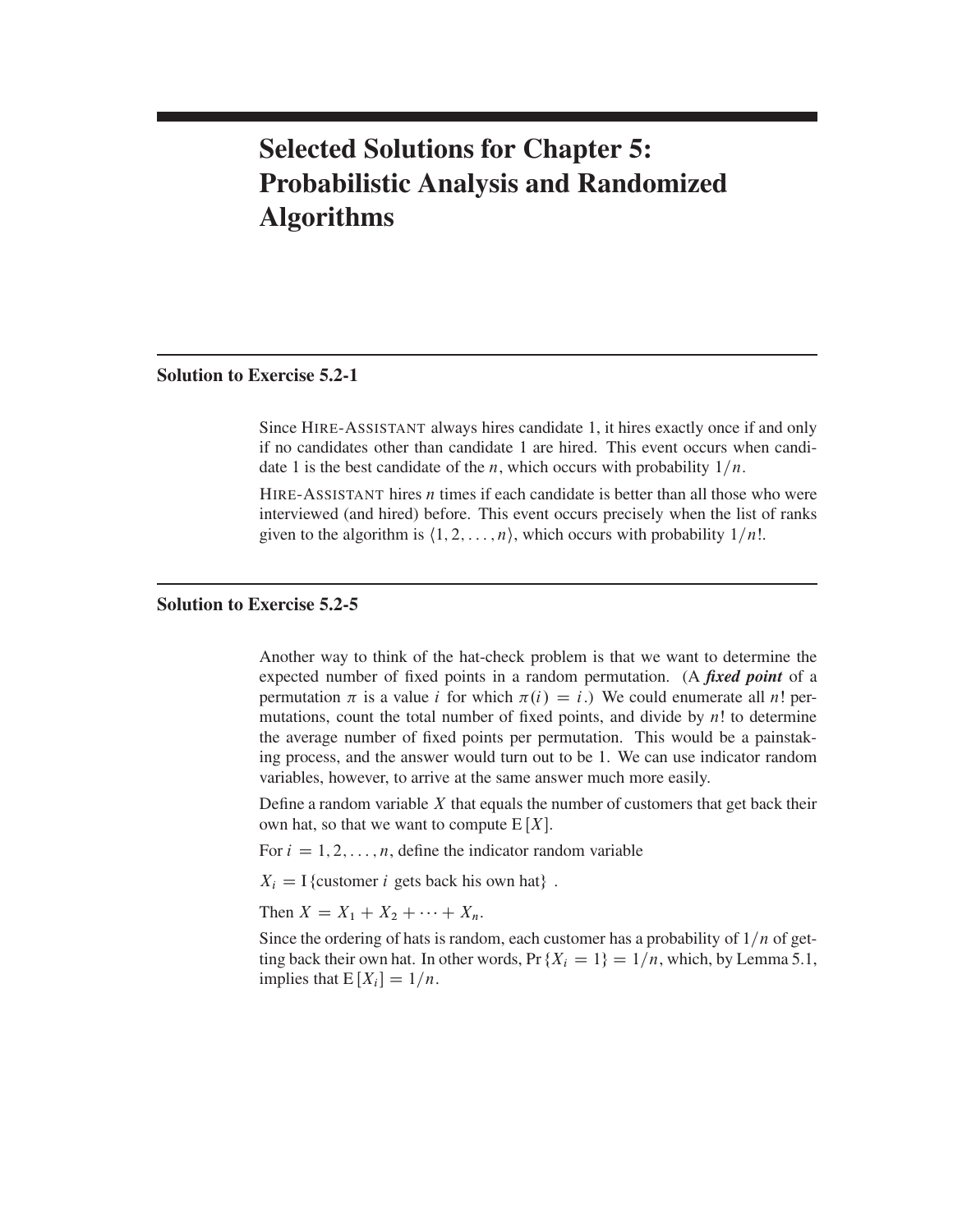# Selected Solutions for Chapter 5: Probabilistic Analysis and Randomized Algorithms

## Solution to Exercise 5.2-1

Since HIRE-ASSISTANT always hires candidate 1, it hires exactly once if and only if no candidates other than candidate 1 are hired. This event occurs when candidate 1 is the best candidate of the $n$, which occurs with probability $1/n$.

HIRE-ASSISTANT hires $n$ times if each candidate is better than all those who were interviewed (and hired) before. This event occurs precisely when the list of ranks given to the algorithm is $\langle 1, 2, \ldots, n \rangle$, which occurs with probability $1/n!$.

## Solution to Exercise 5.2-5

Another way to think of the hat-check problem is that we want to determine the expected number of fixed points in a random permutation. (A ***fixed point*** of a permutation $\pi$ is a value $i$ for which $\pi(i) = i$.) We could enumerate all $n!$ permutations, count the total number of fixed points, and divide by $n!$ to determine the average number of fixed points per permutation. This would be a painstaking process, and the answer would turn out to be 1. We can use indicator random variables, however, to arrive at the same answer much more easily.

Define a random variable $X$ that equals the number of customers that get back their own hat, so that we want to compute $\mathrm{E}[X]$.

For $i = 1, 2, \ldots, n$, define the indicator random variable

$$X_i = \mathrm{I}\{\text{customer } i \text{ gets back his own hat}\} .$$

Then $X = X_1 + X_2 + \cdots + X_n$.

Since the ordering of hats is random, each customer has a probability of $1/n$ of getting back their own hat. In other words, $\Pr\{X_i = 1\} = 1/n$, which, by Lemma 5.1, implies that $\mathrm{E}[X_i] = 1/n$.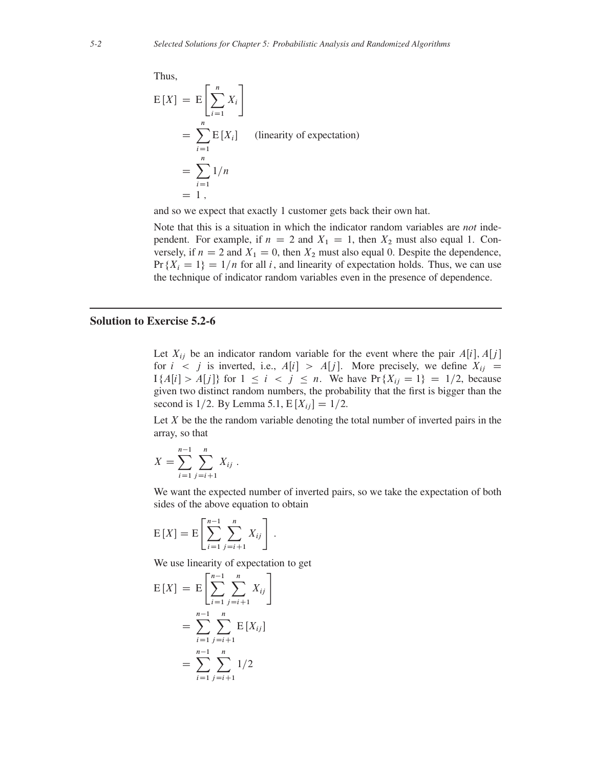Thus,

$$
\begin{aligned}
\mathrm{E}[X] &= \mathrm{E}\left[\sum_{i=1}^{n} X_i\right] \\
&= \sum_{i=1}^{n} \mathrm{E}[X_i] \qquad \text{(linearity of expectation)} \\
&= \sum_{i=1}^{n} 1/n \\
&= 1 ,
\end{aligned}
$$

and so we expect that exactly 1 customer gets back their own hat.

Note that this is a situation in which the indicator random variables are *not* independent. For example, if $n = 2$ and $X_1 = 1$, then $X_2$ must also equal 1. Conversely, if $n = 2$ and $X_1 = 0$, then $X_2$ must also equal 0. Despite the dependence, $\Pr\{X_i = 1\} = 1/n$ for all $i$, and linearity of expectation holds. Thus, we can use the technique of indicator random variables even in the presence of dependence.

## Solution to Exercise 5.2-6

Let $X_{ij}$ be an indicator random variable for the event where the pair $A[i], A[j]$ for $i < j$ is inverted, i.e., $A[i] > A[j]$. More precisely, we define $X_{ij} = \mathrm{I}\{A[i] > A[j]\}$ for $1 \le i < j \le n$. We have $\Pr\{X_{ij} = 1\} = 1/2$, because given two distinct random numbers, the probability that the first is bigger than the second is $1/2$. By Lemma 5.1, $\mathrm{E}[X_{ij}] = 1/2$.

Let $X$ be the the random variable denoting the total number of inverted pairs in the array, so that

$$
X = \sum_{i=1}^{n-1} \sum_{j=i+1}^{n} X_{ij} .
$$

We want the expected number of inverted pairs, so we take the expectation of both sides of the above equation to obtain

$$
\mathrm{E}[X] = \mathrm{E}\left[\sum_{i=1}^{n-1} \sum_{j=i+1}^{n} X_{ij}\right] .
$$

We use linearity of expectation to get

$$
\begin{aligned}
\mathrm{E}[X] &= \mathrm{E}\left[\sum_{i=1}^{n-1} \sum_{j=i+1}^{n} X_{ij}\right] \\
&= \sum_{i=1}^{n-1} \sum_{j=i+1}^{n} \mathrm{E}[X_{ij}] \\
&= \sum_{i=1}^{n-1} \sum_{j=i+1}^{n} 1/2
\end{aligned}
$$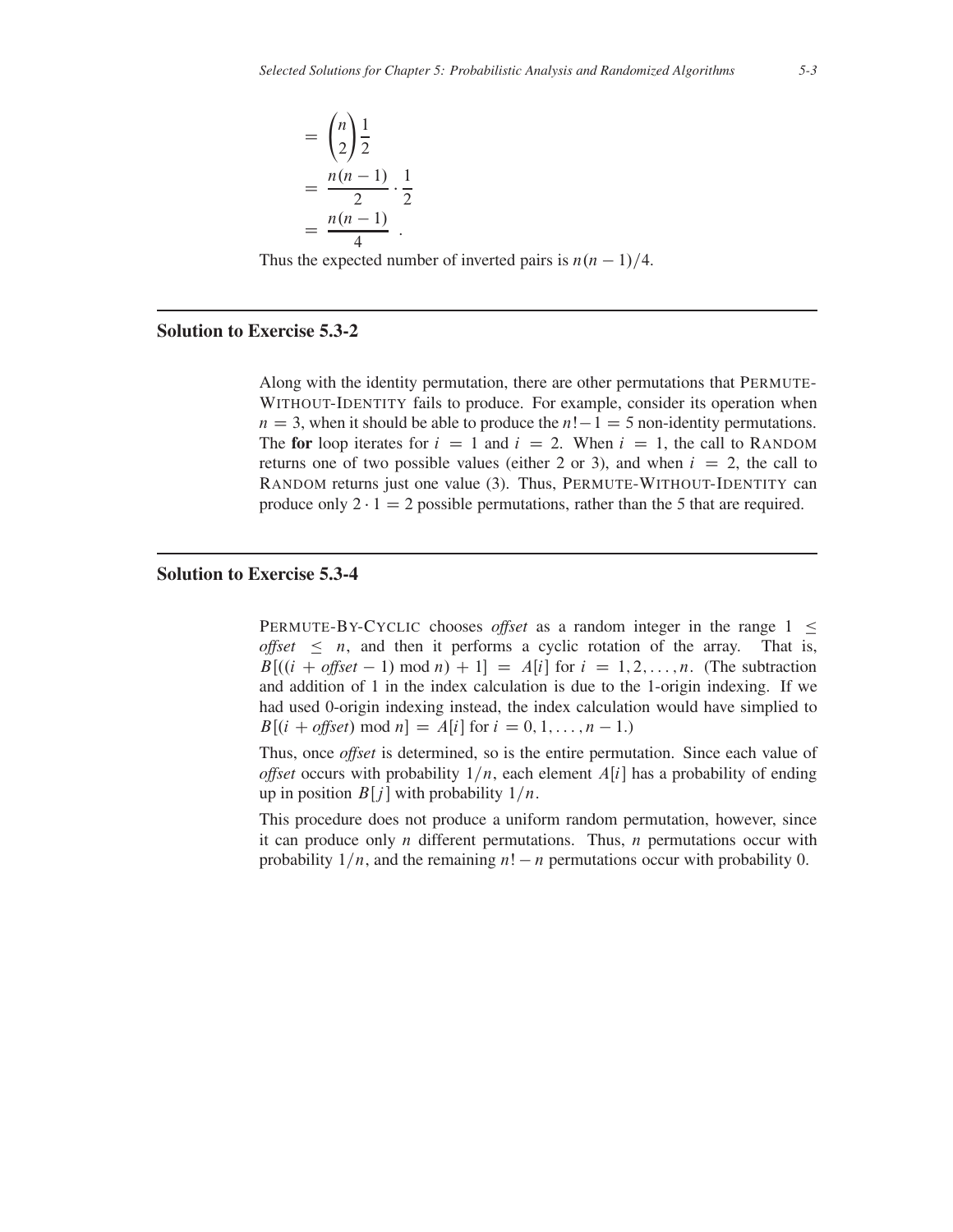$$
\begin{aligned}
&= \binom{n}{2}\frac{1}{2} \\
&= \frac{n(n-1)}{2}\cdot\frac{1}{2} \\
&= \frac{n(n-1)}{4}\ .
\end{aligned}
$$

Thus the expected number of inverted pairs is $n(n-1)/4$.

---

## Solution to Exercise 5.3-2

Along with the identity permutation, there are other permutations that PERMUTE-WITHOUT-IDENTITY fails to produce. For example, consider its operation when $n = 3$, when it should be able to produce the $n! - 1 = 5$ non-identity permutations. The **for** loop iterates for $i = 1$ and $i = 2$. When $i = 1$, the call to RANDOM returns one of two possible values (either 2 or 3), and when $i = 2$, the call to RANDOM returns just one value (3). Thus, PERMUTE-WITHOUT-IDENTITY can produce only $2 \cdot 1 = 2$ possible permutations, rather than the 5 that are required.

---

## Solution to Exercise 5.3-4

PERMUTE-BY-CYCLIC chooses *offset* as a random integer in the range $1 \le \textit{offset} \le n$, and then it performs a cyclic rotation of the array. That is, $B[((i + \textit{offset} - 1) \bmod n) + 1] = A[i]$ for $i = 1, 2, \ldots, n$. (The subtraction and addition of 1 in the index calculation is due to the 1-origin indexing. If we had used 0-origin indexing instead, the index calculation would have simplied to $B[(i + \textit{offset}) \bmod n] = A[i]$ for $i = 0, 1, \ldots, n-1$.)

Thus, once *offset* is determined, so is the entire permutation. Since each value of *offset* occurs with probability $1/n$, each element $A[i]$ has a probability of ending up in position $B[j]$ with probability $1/n$.

This procedure does not produce a uniform random permutation, however, since it can produce only $n$ different permutations. Thus, $n$ permutations occur with probability $1/n$, and the remaining $n! - n$ permutations occur with probability 0.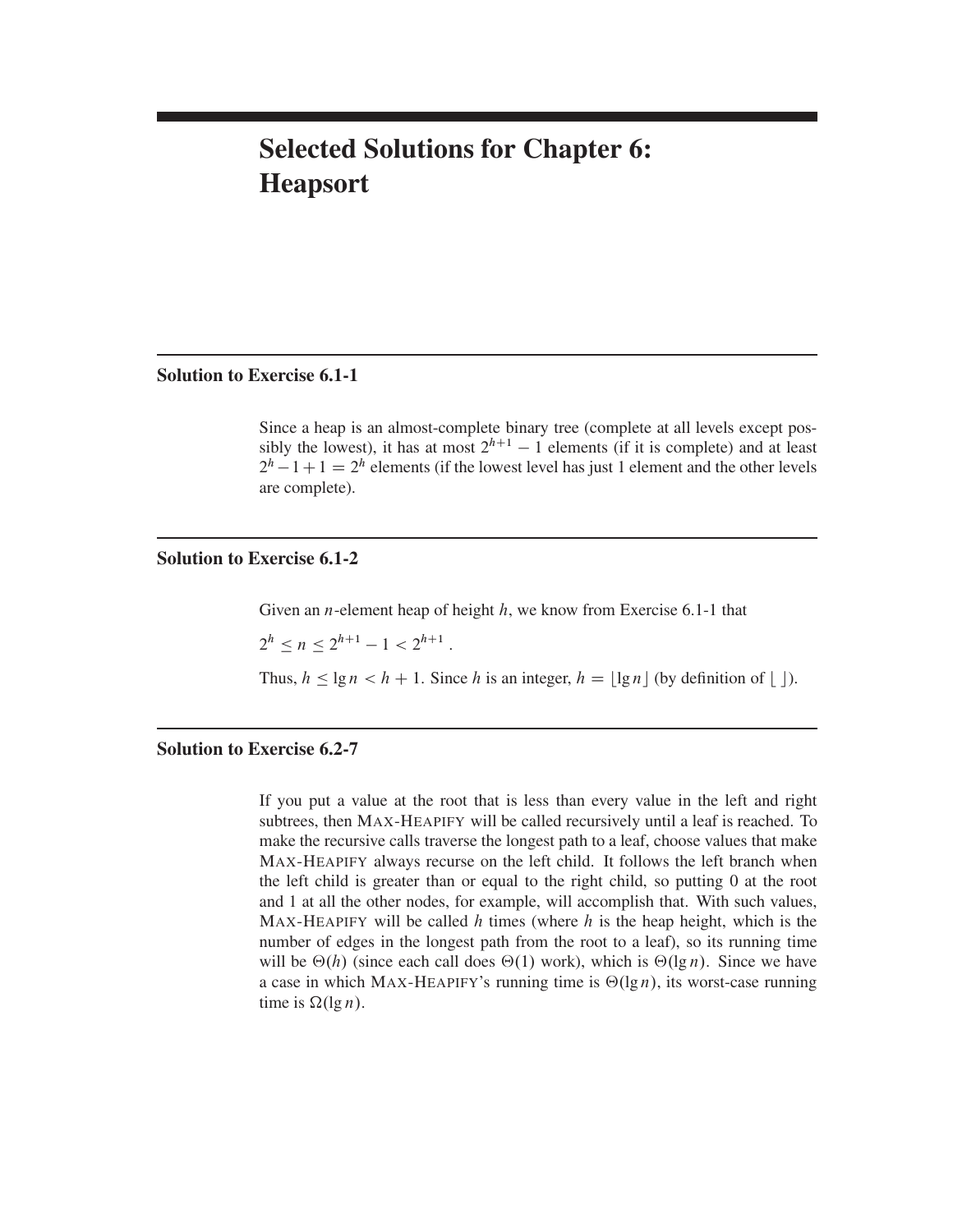# Selected Solutions for Chapter 6: Heapsort

## Solution to Exercise 6.1-1

Since a heap is an almost-complete binary tree (complete at all levels except possibly the lowest), it has at most $2^{h+1} - 1$ elements (if it is complete) and at least $2^h - 1 + 1 = 2^h$ elements (if the lowest level has just 1 element and the other levels are complete).

## Solution to Exercise 6.1-2

Given an $n$-element heap of height $h$, we know from Exercise 6.1-1 that

$$2^h \le n \le 2^{h+1} - 1 < 2^{h+1} .$$

Thus, $h \le \lg n < h + 1$. Since $h$ is an integer, $h = \lfloor \lg n \rfloor$ (by definition of $\lfloor \ \rfloor$).

## Solution to Exercise 6.2-7

If you put a value at the root that is less than every value in the left and right subtrees, then MAX-HEAPIFY will be called recursively until a leaf is reached. To make the recursive calls traverse the longest path to a leaf, choose values that make MAX-HEAPIFY always recurse on the left child. It follows the left branch when the left child is greater than or equal to the right child, so putting 0 at the root and 1 at all the other nodes, for example, will accomplish that. With such values, MAX-HEAPIFY will be called $h$ times (where $h$ is the heap height, which is the number of edges in the longest path from the root to a leaf), so its running time will be $\Theta(h)$ (since each call does $\Theta(1)$ work), which is $\Theta(\lg n)$. Since we have a case in which MAX-HEAPIFY's running time is $\Theta(\lg n)$, its worst-case running time is $\Omega(\lg n)$.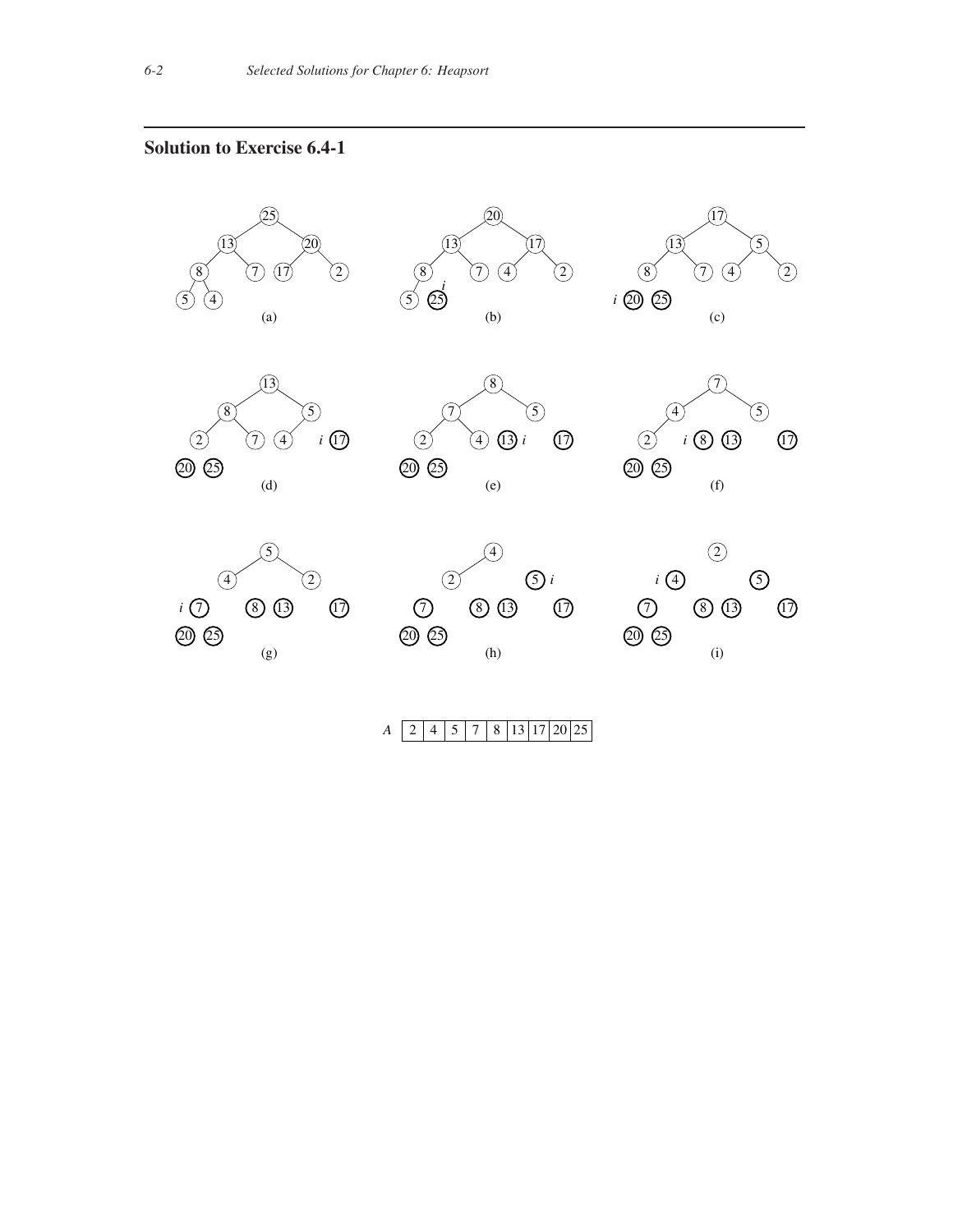## Solution to Exercise 6.4-1

(a) (b) (c)

(d) (e) (f)

(g) (h) (i)

| $A$ | 2 | 4 | 5 | 7 | 8 | 13 | 17 | 20 | 25 |
|---|---|---|---|---|---|---|---|---|---|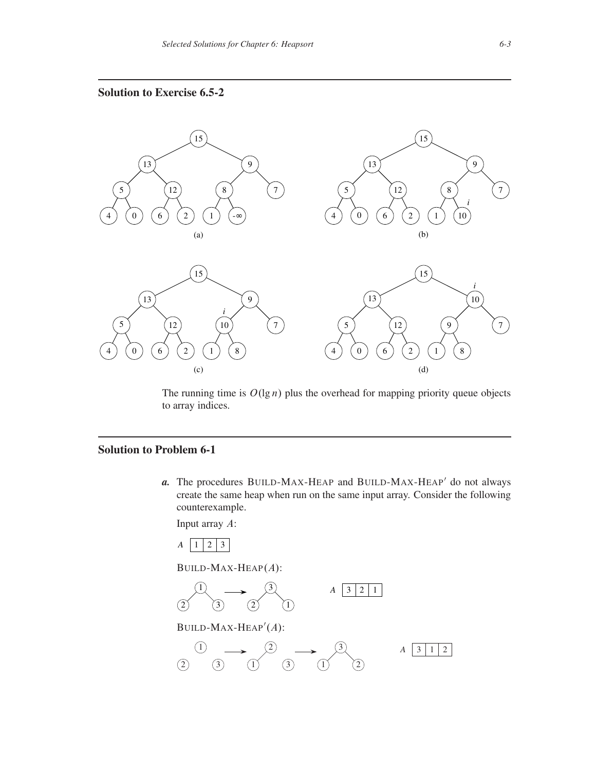## Solution to Exercise 6.5-2

(a)

(b)

(c)

(d)

The running time is $O(\lg n)$ plus the overhead for mapping priority queue objects to array indices.

## Solution to Problem 6-1

***a.*** The procedures BUILD-MAX-HEAP and BUILD-MAX-HEAP′ do not always create the same heap when run on the same input array. Consider the following counterexample.

Input array $A$:

| $A$ | 1 | 2 | 3 |
|---|---|---|---|

BUILD-MAX-HEAP($A$):

| $A$ | 3 | 2 | 1 |
|---|---|---|---|

BUILD-MAX-HEAP′($A$):

| $A$ | 3 | 1 | 2 |
|---|---|---|---|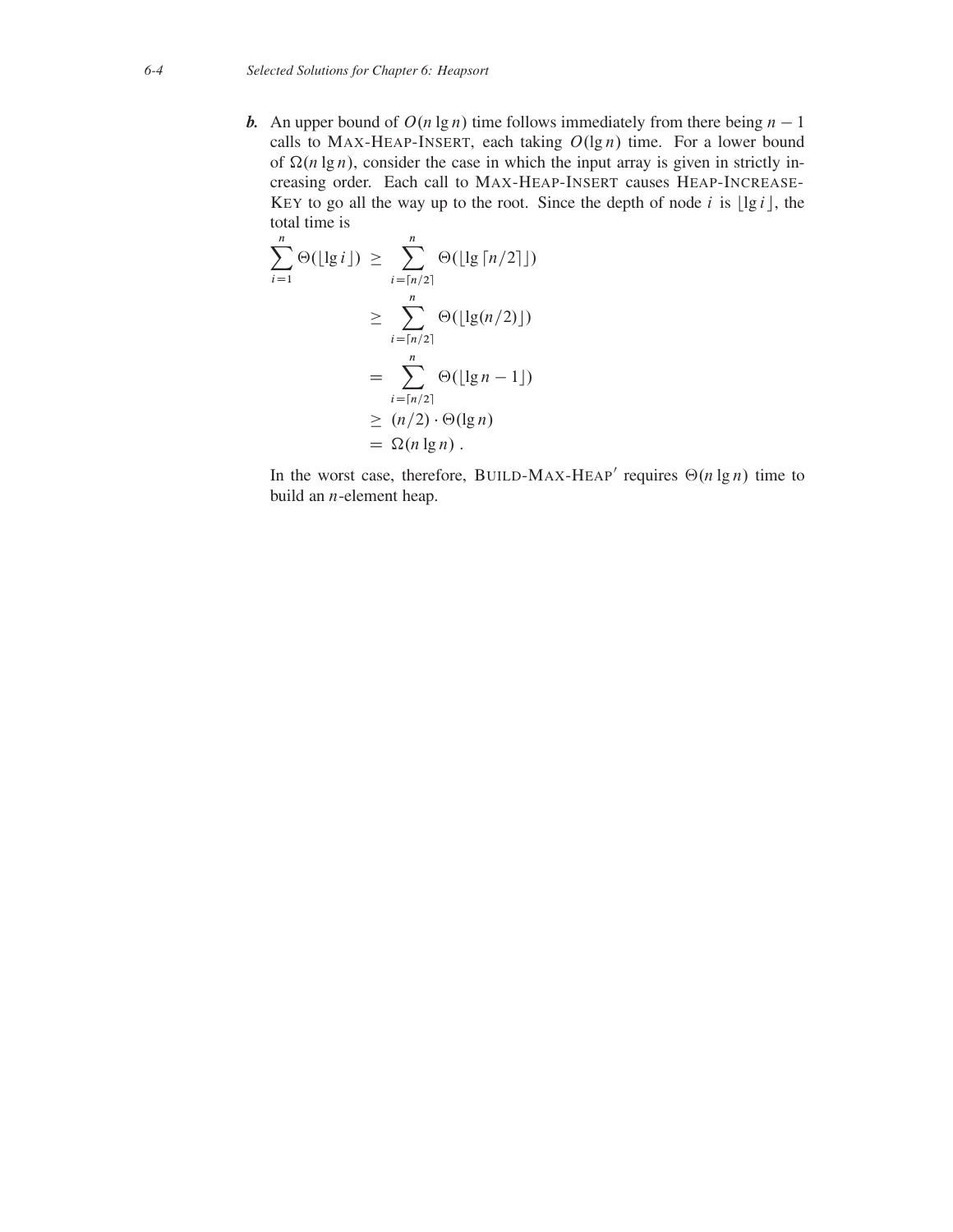***b.*** An upper bound of $O(n \lg n)$ time follows immediately from there being $n - 1$ calls to MAX-HEAP-INSERT, each taking $O(\lg n)$ time. For a lower bound of $\Omega(n \lg n)$, consider the case in which the input array is given in strictly increasing order. Each call to MAX-HEAP-INSERT causes HEAP-INCREASE-KEY to go all the way up to the root. Since the depth of node $i$ is $\lfloor \lg i \rfloor$, the total time is

$$
\begin{aligned}
\sum_{i=1}^{n} \Theta(\lfloor \lg i \rfloor) &\geq \sum_{i=\lceil n/2 \rceil}^{n} \Theta(\lfloor \lg \lceil n/2 \rceil \rfloor) \\
&\geq \sum_{i=\lceil n/2 \rceil}^{n} \Theta(\lfloor \lg(n/2) \rfloor) \\
&= \sum_{i=\lceil n/2 \rceil}^{n} \Theta(\lfloor \lg n - 1 \rfloor) \\
&\geq (n/2) \cdot \Theta(\lg n) \\
&= \Omega(n \lg n) .
\end{aligned}
$$

In the worst case, therefore, BUILD-MAX-HEAP′ requires $\Theta(n \lg n)$ time to build an $n$-element heap.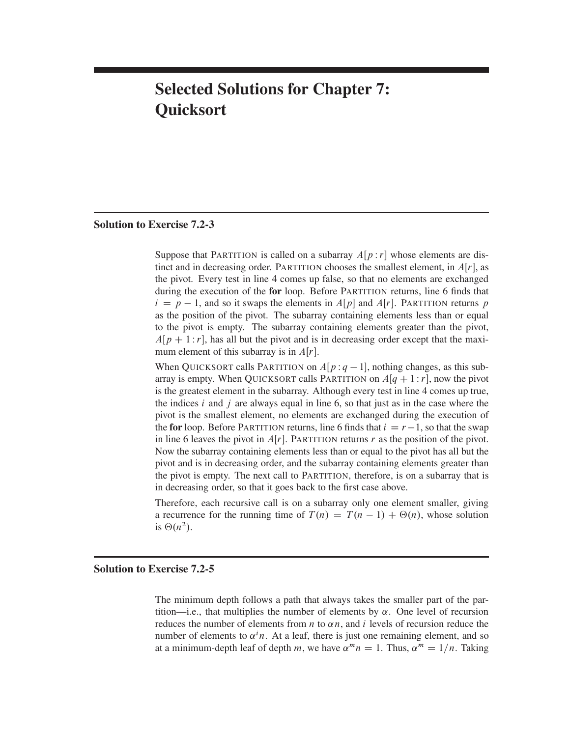# Selected Solutions for Chapter 7: Quicksort

## Solution to Exercise 7.2-3

Suppose that PARTITION is called on a subarray $A[p:r]$ whose elements are distinct and in decreasing order. PARTITION chooses the smallest element, in $A[r]$, as the pivot. Every test in line 4 comes up false, so that no elements are exchanged during the execution of the **for** loop. Before PARTITION returns, line 6 finds that $i = p - 1$, and so it swaps the elements in $A[p]$ and $A[r]$. PARTITION returns $p$ as the position of the pivot. The subarray containing elements less than or equal to the pivot is empty. The subarray containing elements greater than the pivot, $A[p+1:r]$, has all but the pivot and is in decreasing order except that the maximum element of this subarray is in $A[r]$.

When QUICKSORT calls PARTITION on $A[p:q-1]$, nothing changes, as this subarray is empty. When QUICKSORT calls PARTITION on $A[q+1:r]$, now the pivot is the greatest element in the subarray. Although every test in line 4 comes up true, the indices $i$ and $j$ are always equal in line 6, so that just as in the case where the pivot is the smallest element, no elements are exchanged during the execution of the **for** loop. Before PARTITION returns, line 6 finds that $i = r-1$, so that the swap in line 6 leaves the pivot in $A[r]$. PARTITION returns $r$ as the position of the pivot. Now the subarray containing elements less than or equal to the pivot has all but the pivot and is in decreasing order, and the subarray containing elements greater than the pivot is empty. The next call to PARTITION, therefore, is on a subarray that is in decreasing order, so that it goes back to the first case above.

Therefore, each recursive call is on a subarray only one element smaller, giving a recurrence for the running time of $T(n) = T(n-1) + \Theta(n)$, whose solution is $\Theta(n^2)$.

## Solution to Exercise 7.2-5

The minimum depth follows a path that always takes the smaller part of the partition—i.e., that multiplies the number of elements by $\alpha$. One level of recursion reduces the number of elements from $n$ to $\alpha n$, and $i$ levels of recursion reduce the number of elements to $\alpha^i n$. At a leaf, there is just one remaining element, and so at a minimum-depth leaf of depth $m$, we have $\alpha^m n = 1$. Thus, $\alpha^m = 1/n$. Taking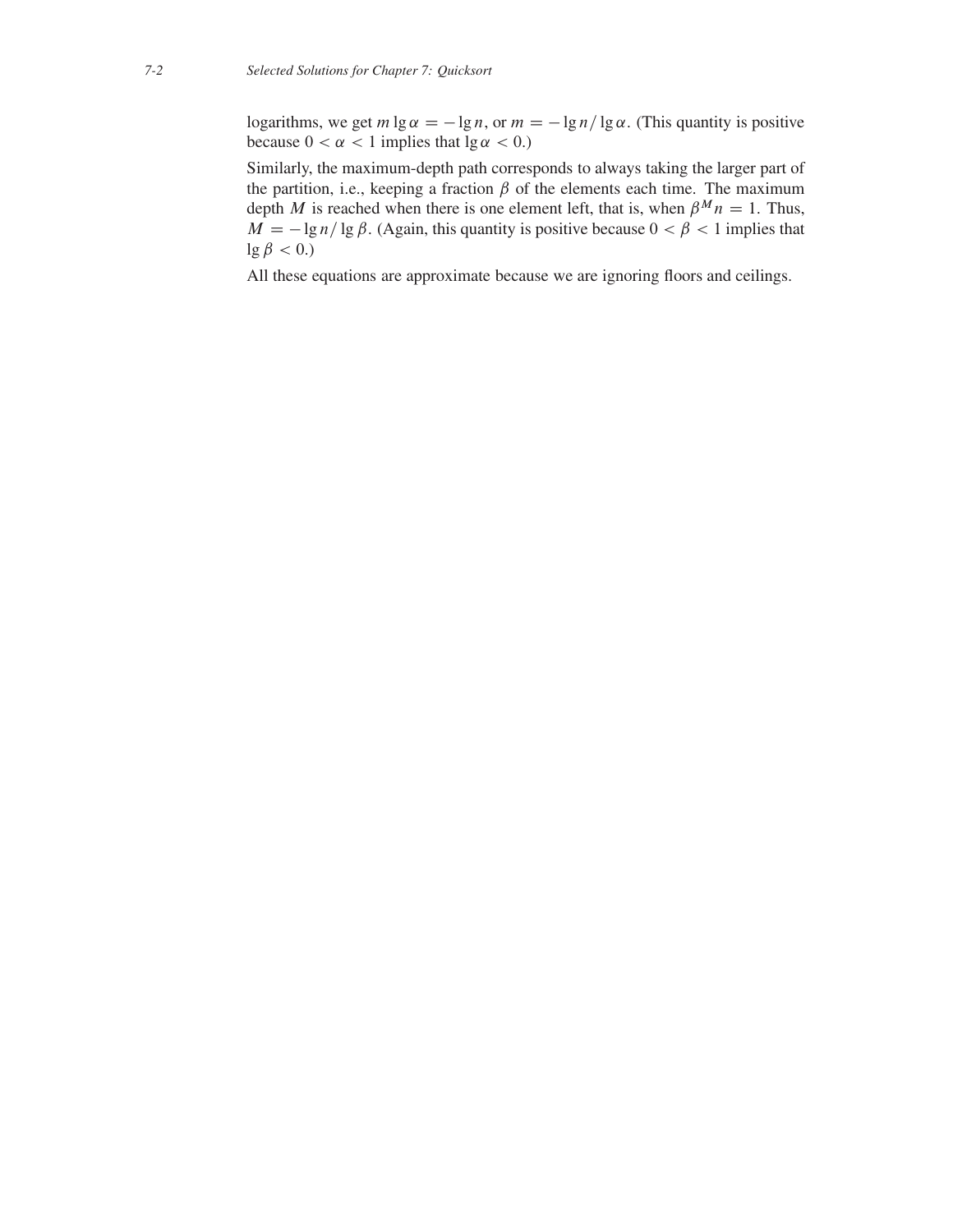logarithms, we get $m \lg \alpha = -\lg n$, or $m = -\lg n / \lg \alpha$. (This quantity is positive because $0 < \alpha < 1$ implies that $\lg \alpha < 0$.)

Similarly, the maximum-depth path corresponds to always taking the larger part of the partition, i.e., keeping a fraction $\beta$ of the elements each time. The maximum depth $M$ is reached when there is one element left, that is, when $\beta^M n = 1$. Thus, $M = -\lg n / \lg \beta$. (Again, this quantity is positive because $0 < \beta < 1$ implies that $\lg \beta < 0$.)

All these equations are approximate because we are ignoring floors and ceilings.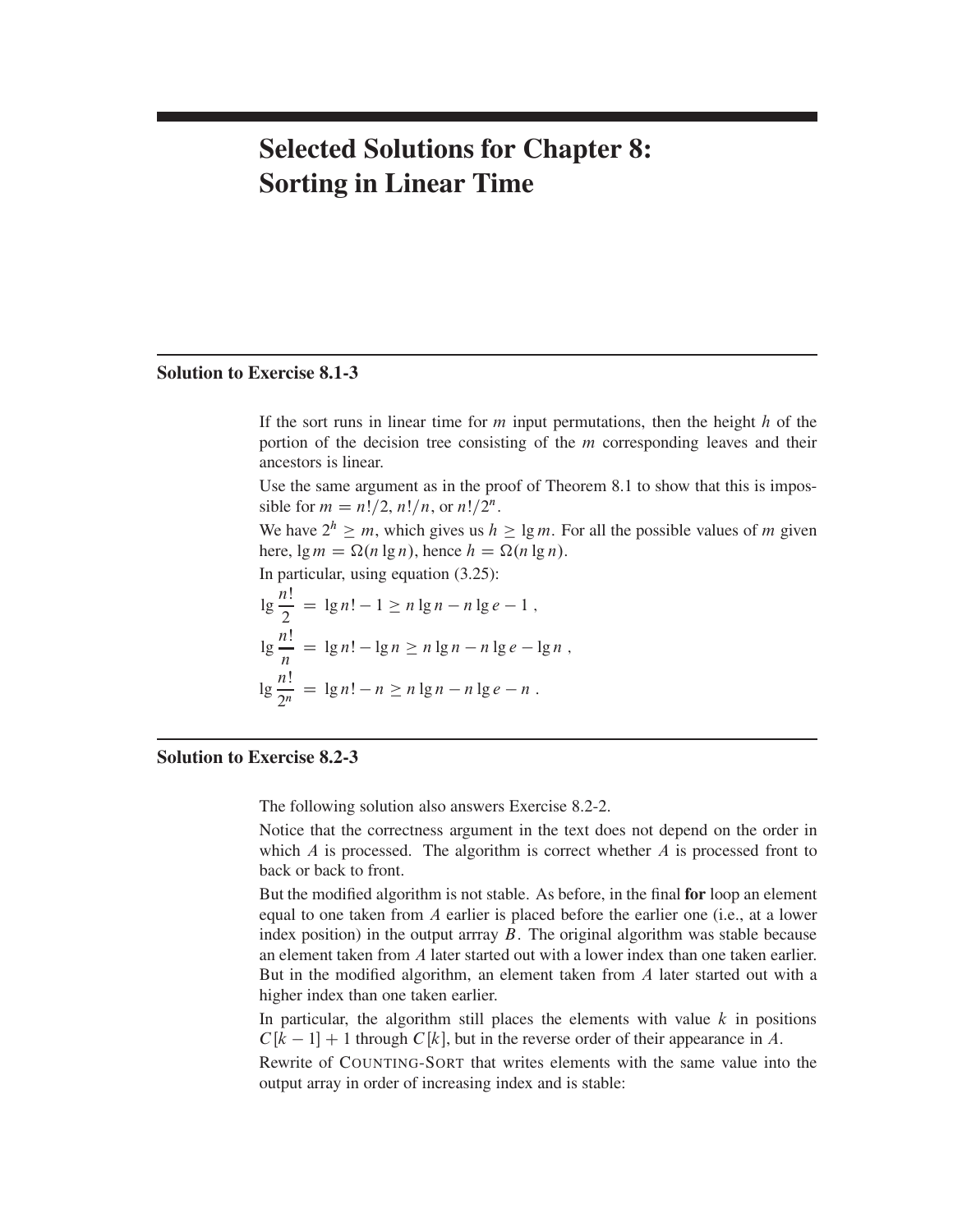# Selected Solutions for Chapter 8: Sorting in Linear Time

## Solution to Exercise 8.1-3

If the sort runs in linear time for $m$ input permutations, then the height $h$ of the portion of the decision tree consisting of the $m$ corresponding leaves and their ancestors is linear.

Use the same argument as in the proof of Theorem 8.1 to show that this is impossible for $m = n!/2$, $n!/n$, or $n!/2^n$.

We have $2^h \geq m$, which gives us $h \geq \lg m$. For all the possible values of $m$ given here, $\lg m = \Omega(n \lg n)$, hence $h = \Omega(n \lg n)$.

In particular, using equation (3.25):

$$\lg \frac{n!}{2} = \lg n! - 1 \geq n \lg n - n \lg e - 1 ,$$

$$\lg \frac{n!}{n} = \lg n! - \lg n \geq n \lg n - n \lg e - \lg n ,$$

$$\lg \frac{n!}{2^n} = \lg n! - n \geq n \lg n - n \lg e - n .$$

## Solution to Exercise 8.2-3

The following solution also answers Exercise 8.2-2.

Notice that the correctness argument in the text does not depend on the order in which $A$ is processed. The algorithm is correct whether $A$ is processed front to back or back to front.

But the modified algorithm is not stable. As before, in the final **for** loop an element equal to one taken from $A$ earlier is placed before the earlier one (i.e., at a lower index position) in the output arrray $B$. The original algorithm was stable because an element taken from $A$ later started out with a lower index than one taken earlier. But in the modified algorithm, an element taken from $A$ later started out with a higher index than one taken earlier.

In particular, the algorithm still places the elements with value $k$ in positions $C[k-1]+1$ through $C[k]$, but in the reverse order of their appearance in $A$.

Rewrite of COUNTING-SORT that writes elements with the same value into the output array in order of increasing index and is stable: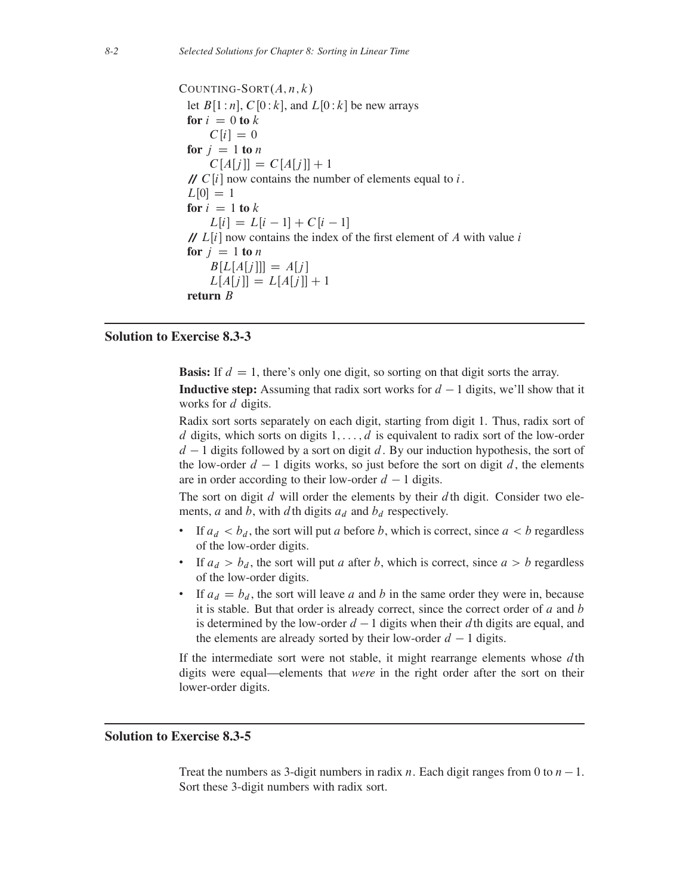```
COUNTING-SORT(A, n, k)
 let B[1 : n], C[0 : k], and L[0 : k] be new arrays
 for i = 0 to k
     C[i] = 0
 for j = 1 to n
     C[A[j]] = C[A[j]] + 1
 // C[i] now contains the number of elements equal to i.
 L[0] = 1
 for i = 1 to k
     L[i] = L[i − 1] + C[i − 1]
 // L[i] now contains the index of the first element of A with value i
 for j = 1 to n
     B[L[A[j]]] = A[j]
     L[A[j]] = L[A[j]] + 1
 return B
```

## Solution to Exercise 8.3-3

**Basis:** If $d = 1$, there's only one digit, so sorting on that digit sorts the array.

**Inductive step:** Assuming that radix sort works for $d - 1$ digits, we'll show that it works for $d$ digits.

Radix sort sorts separately on each digit, starting from digit 1. Thus, radix sort of $d$ digits, which sorts on digits $1, \ldots, d$ is equivalent to radix sort of the low-order $d - 1$ digits followed by a sort on digit $d$. By our induction hypothesis, the sort of the low-order $d - 1$ digits works, so just before the sort on digit $d$, the elements are in order according to their low-order $d - 1$ digits.

The sort on digit $d$ will order the elements by their $d$th digit. Consider two elements, $a$ and $b$, with $d$th digits $a_d$ and $b_d$ respectively.

- If $a_d < b_d$, the sort will put $a$ before $b$, which is correct, since $a < b$ regardless of the low-order digits.
- If $a_d > b_d$, the sort will put $a$ after $b$, which is correct, since $a > b$ regardless of the low-order digits.
- If $a_d = b_d$, the sort will leave $a$ and $b$ in the same order they were in, because it is stable. But that order is already correct, since the correct order of $a$ and $b$ is determined by the low-order $d - 1$ digits when their $d$th digits are equal, and the elements are already sorted by their low-order $d - 1$ digits.

If the intermediate sort were not stable, it might rearrange elements whose $d$th digits were equal—elements that *were* in the right order after the sort on their lower-order digits.

## Solution to Exercise 8.3-5

Treat the numbers as 3-digit numbers in radix $n$. Each digit ranges from 0 to $n - 1$. Sort these 3-digit numbers with radix sort.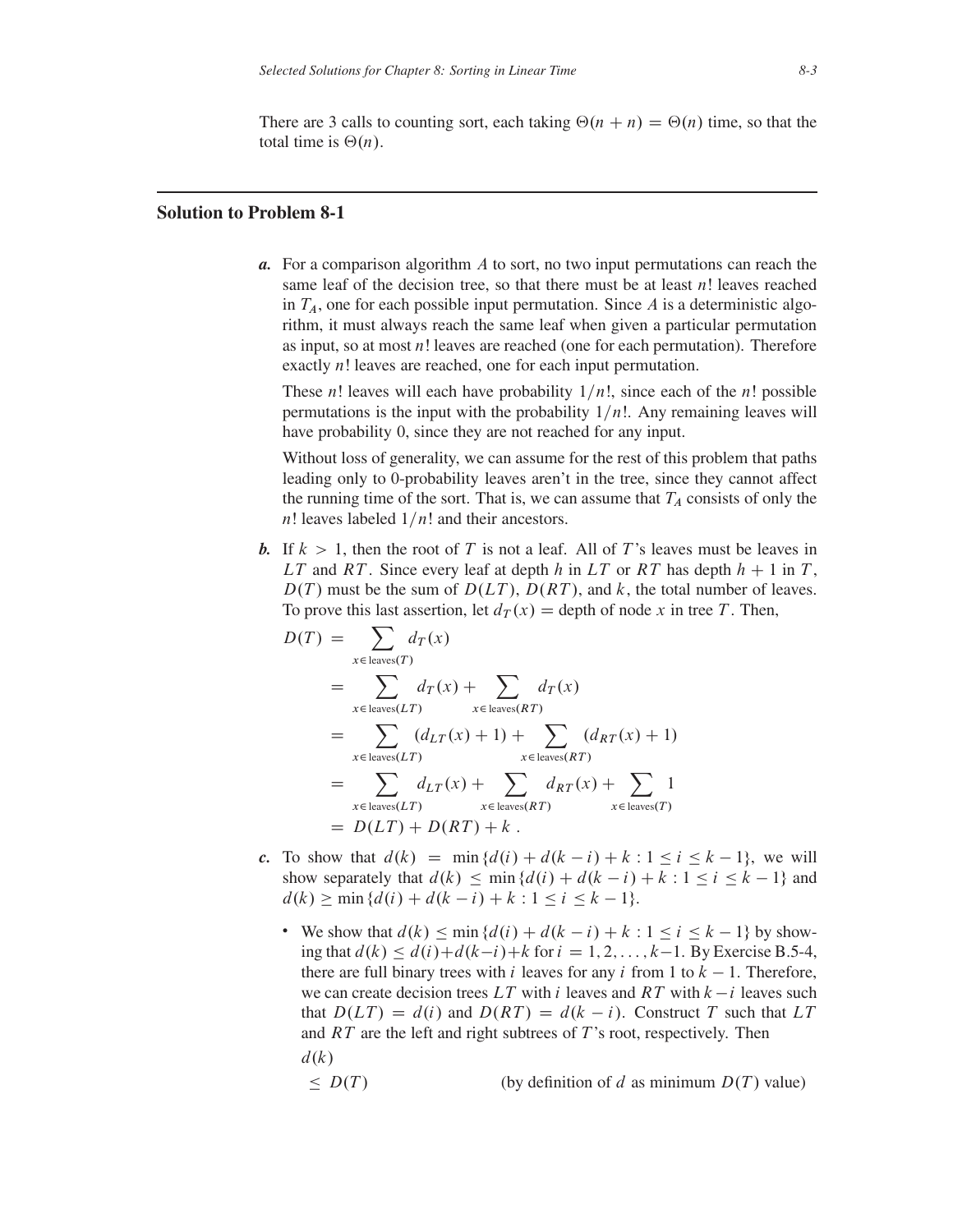There are 3 calls to counting sort, each taking $\Theta(n + n) = \Theta(n)$ time, so that the total time is $\Theta(n)$.

## Solution to Problem 8-1

***a.*** For a comparison algorithm $A$ to sort, no two input permutations can reach the same leaf of the decision tree, so that there must be at least $n!$ leaves reached in $T_A$, one for each possible input permutation. Since $A$ is a deterministic algorithm, it must always reach the same leaf when given a particular permutation as input, so at most $n!$ leaves are reached (one for each permutation). Therefore exactly $n!$ leaves are reached, one for each input permutation.

These $n!$ leaves will each have probability $1/n!$, since each of the $n!$ possible permutations is the input with the probability $1/n!$. Any remaining leaves will have probability 0, since they are not reached for any input.

Without loss of generality, we can assume for the rest of this problem that paths leading only to 0-probability leaves aren't in the tree, since they cannot affect the running time of the sort. That is, we can assume that $T_A$ consists of only the $n!$ leaves labeled $1/n!$ and their ancestors.

***b.*** If $k > 1$, then the root of $T$ is not a leaf. All of $T$'s leaves must be leaves in $LT$ and $RT$. Since every leaf at depth $h$ in $LT$ or $RT$ has depth $h + 1$ in $T$, $D(T)$ must be the sum of $D(LT)$, $D(RT)$, and $k$, the total number of leaves. To prove this last assertion, let $d_T(x) =$ depth of node $x$ in tree $T$. Then,

$$
\begin{aligned}
D(T) &= \sum_{x \in \text{leaves}(T)} d_T(x) \\
&= \sum_{x \in \text{leaves}(LT)} d_T(x) + \sum_{x \in \text{leaves}(RT)} d_T(x) \\
&= \sum_{x \in \text{leaves}(LT)} (d_{LT}(x) + 1) + \sum_{x \in \text{leaves}(RT)} (d_{RT}(x) + 1) \\
&= \sum_{x \in \text{leaves}(LT)} d_{LT}(x) + \sum_{x \in \text{leaves}(RT)} d_{RT}(x) + \sum_{x \in \text{leaves}(T)} 1 \\
&= D(LT) + D(RT) + k \,.
\end{aligned}
$$

***c.*** To show that $d(k) = \min\{d(i) + d(k - i) + k : 1 \le i \le k - 1\}$, we will show separately that $d(k) \le \min\{d(i) + d(k - i) + k : 1 \le i \le k - 1\}$ and $d(k) \ge \min\{d(i) + d(k - i) + k : 1 \le i \le k - 1\}$.

- We show that $d(k) \le \min\{d(i) + d(k - i) + k : 1 \le i \le k - 1\}$ by showing that $d(k) \le d(i) + d(k-i) + k$ for $i = 1, 2, \ldots, k-1$. By Exercise B.5-4, there are full binary trees with $i$ leaves for any $i$ from 1 to $k - 1$. Therefore, we can create decision trees $LT$ with $i$ leaves and $RT$ with $k - i$ leaves such that $D(LT) = d(i)$ and $D(RT) = d(k - i)$. Construct $T$ such that $LT$ and $RT$ are the left and right subtrees of $T$'s root, respectively. Then

  $d(k)$

  $\le D(T)$ (by definition of $d$ as minimum $D(T)$ value)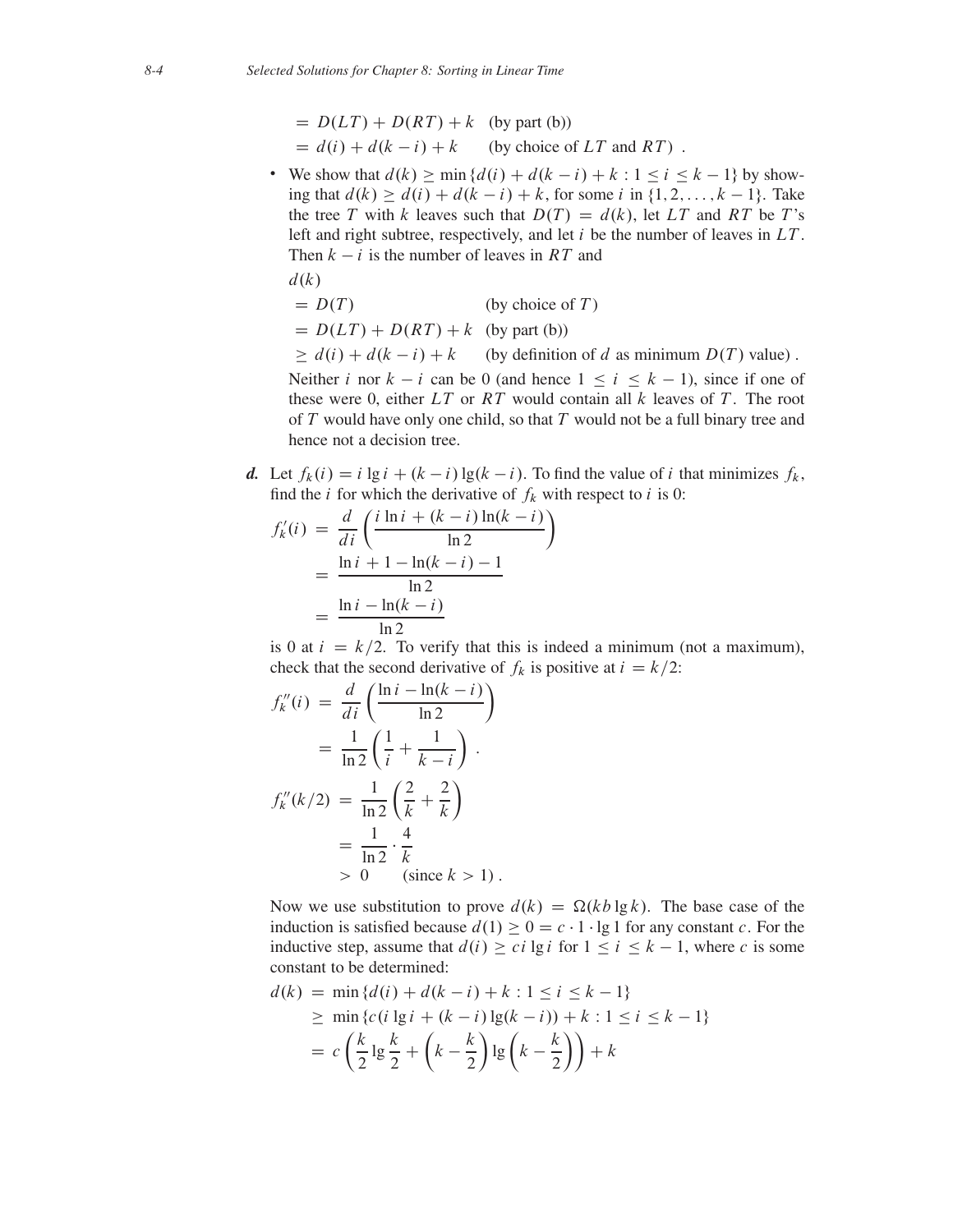$$
\begin{aligned}
&= D(LT) + D(RT) + k \quad \text{(by part (b))} \\
&= d(i) + d(k-i) + k \quad \text{(by choice of } LT \text{ and } RT\text{)} .
\end{aligned}
$$

- We show that $d(k) \geq \min \{d(i) + d(k-i) + k : 1 \leq i \leq k-1\}$ by showing that $d(k) \geq d(i) + d(k-i) + k$, for some $i$ in $\{1, 2, \ldots, k-1\}$. Take the tree $T$ with $k$ leaves such that $D(T) = d(k)$, let $LT$ and $RT$ be $T$'s left and right subtree, respectively, and let $i$ be the number of leaves in $LT$. Then $k - i$ is the number of leaves in $RT$ and

  $$
  \begin{aligned}
  &d(k) \\
  &= D(T) \quad \text{(by choice of } T\text{)} \\
  &= D(LT) + D(RT) + k \quad \text{(by part (b))} \\
  &\geq d(i) + d(k-i) + k \quad \text{(by definition of } d \text{ as minimum } D(T) \text{ value)} .
  \end{aligned}
  $$

  Neither $i$ nor $k - i$ can be 0 (and hence $1 \leq i \leq k-1$), since if one of these were 0, either $LT$ or $RT$ would contain all $k$ leaves of $T$. The root of $T$ would have only one child, so that $T$ would not be a full binary tree and hence not a decision tree.

***d.*** Let $f_k(i) = i \lg i + (k-i)\lg(k-i)$. To find the value of $i$ that minimizes $f_k$, find the $i$ for which the derivative of $f_k$ with respect to $i$ is 0:

$$
\begin{aligned}
f_k'(i) &= \frac{d}{di}\left(\frac{i \ln i + (k-i)\ln(k-i)}{\ln 2}\right) \\
&= \frac{\ln i + 1 - \ln(k-i) - 1}{\ln 2} \\
&= \frac{\ln i - \ln(k-i)}{\ln 2}
\end{aligned}
$$

is 0 at $i = k/2$. To verify that this is indeed a minimum (not a maximum), check that the second derivative of $f_k$ is positive at $i = k/2$:

$$
\begin{aligned}
f_k''(i) &= \frac{d}{di}\left(\frac{\ln i - \ln(k-i)}{\ln 2}\right) \\
&= \frac{1}{\ln 2}\left(\frac{1}{i} + \frac{1}{k-i}\right) . \\
f_k''(k/2) &= \frac{1}{\ln 2}\left(\frac{2}{k} + \frac{2}{k}\right) \\
&= \frac{1}{\ln 2} \cdot \frac{4}{k} \\
&> 0 \quad \text{(since } k > 1\text{)} .
\end{aligned}
$$

Now we use substitution to prove $d(k) = \Omega(kb \lg k)$. The base case of the induction is satisfied because $d(1) \geq 0 = c \cdot 1 \cdot \lg 1$ for any constant $c$. For the inductive step, assume that $d(i) \geq ci \lg i$ for $1 \leq i \leq k-1$, where $c$ is some constant to be determined:

$$
\begin{aligned}
d(k) &= \min \{d(i) + d(k-i) + k : 1 \leq i \leq k-1\} \\
&\geq \min \{c(i \lg i + (k-i)\lg(k-i)) + k : 1 \leq i \leq k-1\} \\
&= c\left(\frac{k}{2}\lg\frac{k}{2} + \left(k - \frac{k}{2}\right)\lg\left(k - \frac{k}{2}\right)\right) + k
\end{aligned}
$$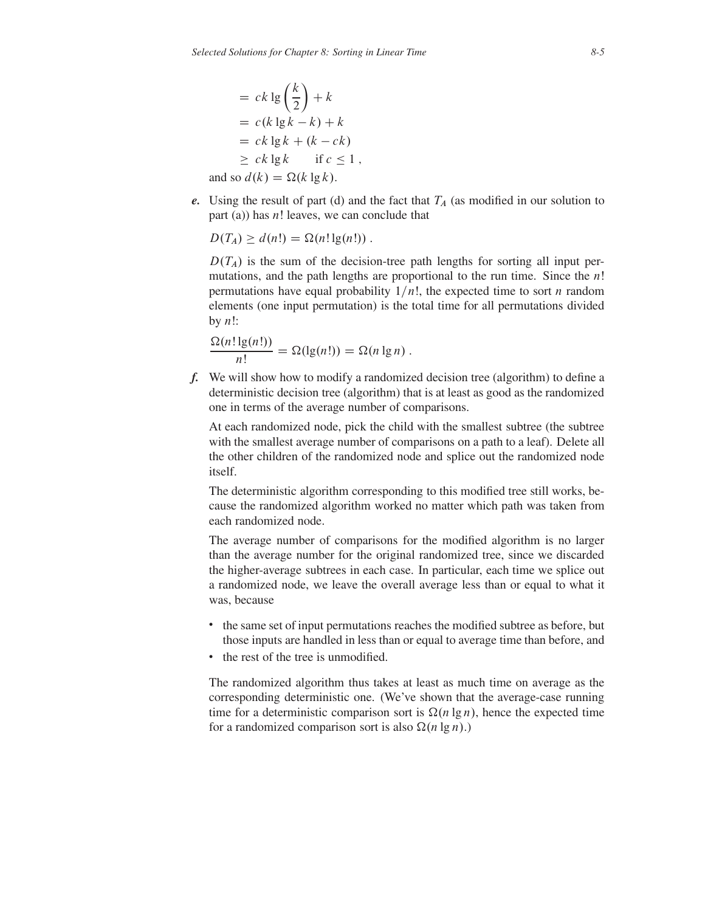$$
\begin{aligned}
&= ck \lg \left(\frac{k}{2}\right) + k \\
&= c(k \lg k - k) + k \\
&= ck \lg k + (k - ck) \\
&\geq ck \lg k \qquad \text{if } c \leq 1 ,
\end{aligned}
$$

and so $d(k) = \Omega(k \lg k)$.

***e.*** Using the result of part (d) and the fact that $T_A$ (as modified in our solution to part (a)) has $n!$ leaves, we can conclude that

$$
D(T_A) \geq d(n!) = \Omega(n! \lg(n!)) .
$$

$D(T_A)$ is the sum of the decision-tree path lengths for sorting all input permutations, and the path lengths are proportional to the run time. Since the $n!$ permutations have equal probability $1/n!$, the expected time to sort $n$ random elements (one input permutation) is the total time for all permutations divided by $n!$:

$$
\frac{\Omega(n! \lg(n!))}{n!} = \Omega(\lg(n!)) = \Omega(n \lg n) .
$$

***f.*** We will show how to modify a randomized decision tree (algorithm) to define a deterministic decision tree (algorithm) that is at least as good as the randomized one in terms of the average number of comparisons.

At each randomized node, pick the child with the smallest subtree (the subtree with the smallest average number of comparisons on a path to a leaf). Delete all the other children of the randomized node and splice out the randomized node itself.

The deterministic algorithm corresponding to this modified tree still works, because the randomized algorithm worked no matter which path was taken from each randomized node.

The average number of comparisons for the modified algorithm is no larger than the average number for the original randomized tree, since we discarded the higher-average subtrees in each case. In particular, each time we splice out a randomized node, we leave the overall average less than or equal to what it was, because

- the same set of input permutations reaches the modified subtree as before, but those inputs are handled in less than or equal to average time than before, and
- the rest of the tree is unmodified.

The randomized algorithm thus takes at least as much time on average as the corresponding deterministic one. (We've shown that the average-case running time for a deterministic comparison sort is $\Omega(n \lg n)$, hence the expected time for a randomized comparison sort is also $\Omega(n \lg n)$.)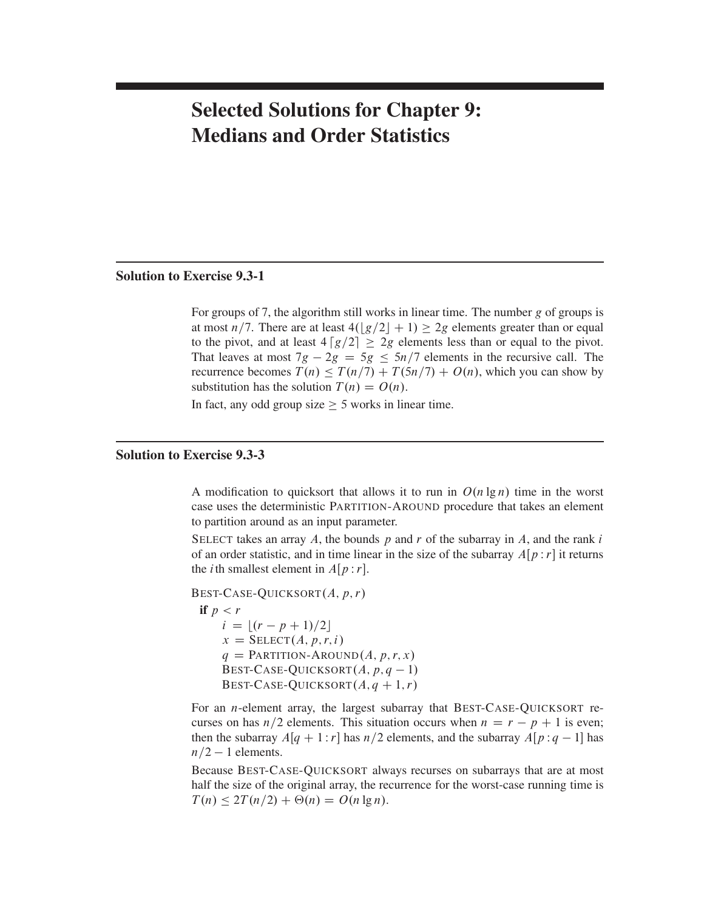# Selected Solutions for Chapter 9: Medians and Order Statistics

## Solution to Exercise 9.3-1

For groups of 7, the algorithm still works in linear time. The number $g$ of groups is at most $n/7$. There are at least $4(\lfloor g/2 \rfloor + 1) \geq 2g$ elements greater than or equal to the pivot, and at least $4\lceil g/2 \rceil \geq 2g$ elements less than or equal to the pivot. That leaves at most $7g - 2g = 5g \leq 5n/7$ elements in the recursive call. The recurrence becomes $T(n) \leq T(n/7) + T(5n/7) + O(n)$, which you can show by substitution has the solution $T(n) = O(n)$.

In fact, any odd group size $\geq 5$ works in linear time.

## Solution to Exercise 9.3-3

A modification to quicksort that allows it to run in $O(n \lg n)$ time in the worst case uses the deterministic PARTITION-AROUND procedure that takes an element to partition around as an input parameter.

SELECT takes an array $A$, the bounds $p$ and $r$ of the subarray in $A$, and the rank $i$ of an order statistic, and in time linear in the size of the subarray $A[p:r]$ it returns the $i$th smallest element in $A[p:r]$.

```
BEST-CASE-QUICKSORT(A, p, r)
  if p < r
      i = ⌊(r - p + 1)/2⌋
      x = SELECT(A, p, r, i)
      q = PARTITION-AROUND(A, p, r, x)
      BEST-CASE-QUICKSORT(A, p, q - 1)
      BEST-CASE-QUICKSORT(A, q + 1, r)
```

For an $n$-element array, the largest subarray that BEST-CASE-QUICKSORT recurses on has $n/2$ elements. This situation occurs when $n = r - p + 1$ is even; then the subarray $A[q+1:r]$ has $n/2$ elements, and the subarray $A[p:q-1]$ has $n/2 - 1$ elements.

Because BEST-CASE-QUICKSORT always recurses on subarrays that are at most half the size of the original array, the recurrence for the worst-case running time is $T(n) \leq 2T(n/2) + \Theta(n) = O(n \lg n)$.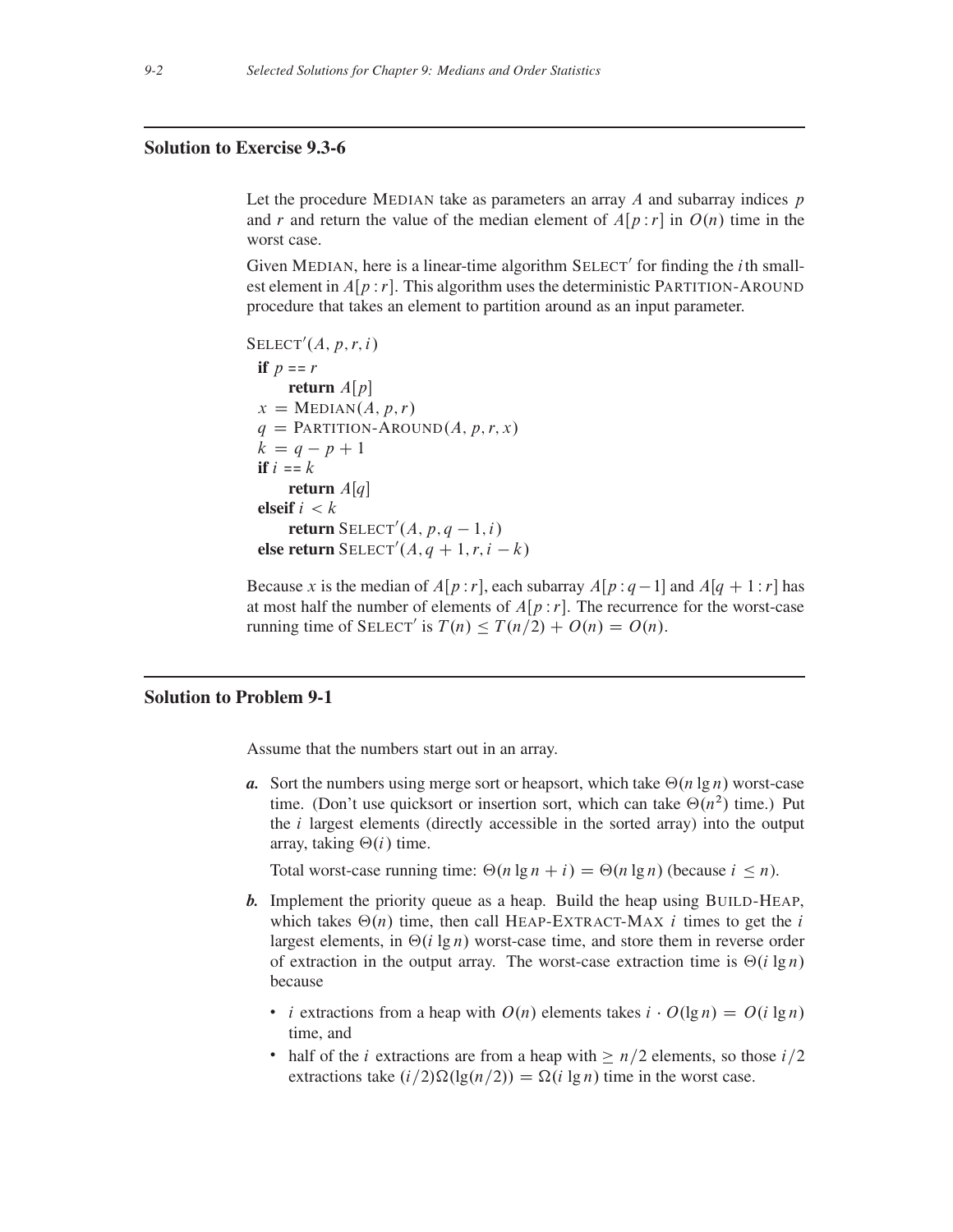## Solution to Exercise 9.3-6

Let the procedure MEDIAN take as parameters an array $A$ and subarray indices $p$ and $r$ and return the value of the median element of $A[p:r]$ in $O(n)$ time in the worst case.

Given MEDIAN, here is a linear-time algorithm SELECT′ for finding the $i$th smallest element in $A[p:r]$. This algorithm uses the deterministic PARTITION-AROUND procedure that takes an element to partition around as an input parameter.

```
SELECT′(A, p, r, i)
  if p == r
      return A[p]
  x = MEDIAN(A, p, r)
  q = PARTITION-AROUND(A, p, r, x)
  k = q − p + 1
  if i == k
      return A[q]
  elseif i < k
      return SELECT′(A, p, q − 1, i)
  else return SELECT′(A, q + 1, r, i − k)
```

Because $x$ is the median of $A[p:r]$, each subarray $A[p:q-1]$ and $A[q+1:r]$ has at most half the number of elements of $A[p:r]$. The recurrence for the worst-case running time of SELECT′ is $T(n) \leq T(n/2) + O(n) = O(n)$.

## Solution to Problem 9-1

Assume that the numbers start out in an array.

***a.*** Sort the numbers using merge sort or heapsort, which take $\Theta(n \lg n)$ worst-case time. (Don't use quicksort or insertion sort, which can take $\Theta(n^2)$ time.) Put the $i$ largest elements (directly accessible in the sorted array) into the output array, taking $\Theta(i)$ time.

Total worst-case running time: $\Theta(n \lg n + i) = \Theta(n \lg n)$ (because $i \leq n$).

***b.*** Implement the priority queue as a heap. Build the heap using BUILD-HEAP, which takes $\Theta(n)$ time, then call HEAP-EXTRACT-MAX $i$ times to get the $i$ largest elements, in $\Theta(i \lg n)$ worst-case time, and store them in reverse order of extraction in the output array. The worst-case extraction time is $\Theta(i \lg n)$ because

- $i$ extractions from a heap with $O(n)$ elements takes $i \cdot O(\lg n) = O(i \lg n)$ time, and
- half of the $i$ extractions are from a heap with $\geq n/2$ elements, so those $i/2$ extractions take $(i/2)\Omega(\lg(n/2)) = \Omega(i \lg n)$ time in the worst case.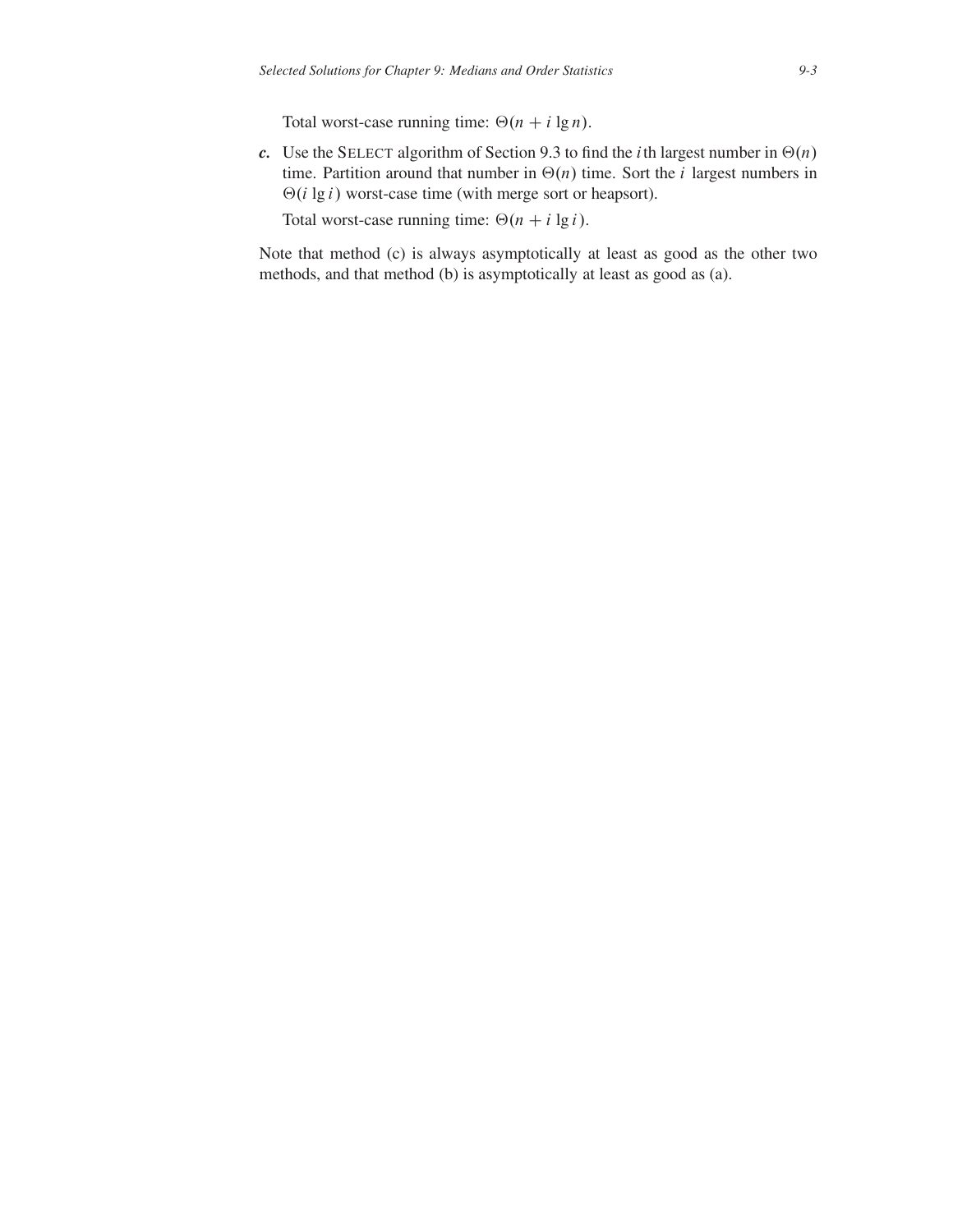Total worst-case running time: $\Theta(n + i \lg n)$.

***c.*** Use the SELECT algorithm of Section 9.3 to find the $i$th largest number in $\Theta(n)$ time. Partition around that number in $\Theta(n)$ time. Sort the $i$ largest numbers in $\Theta(i \lg i)$ worst-case time (with merge sort or heapsort).

Total worst-case running time: $\Theta(n + i \lg i)$.

Note that method (c) is always asymptotically at least as good as the other two methods, and that method (b) is asymptotically at least as good as (a).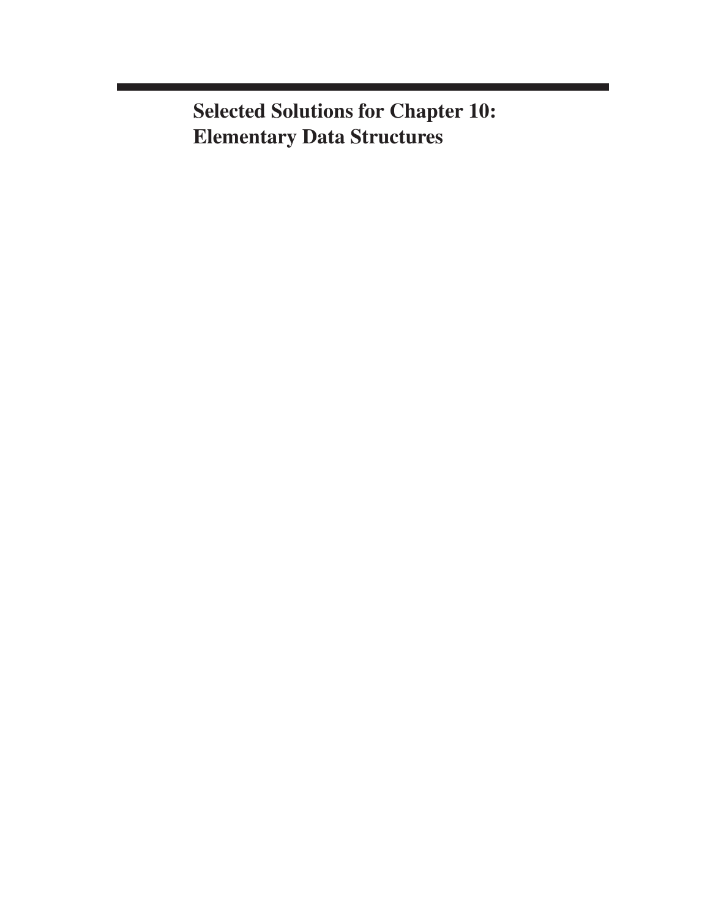# Selected Solutions for Chapter 10: Elementary Data Structures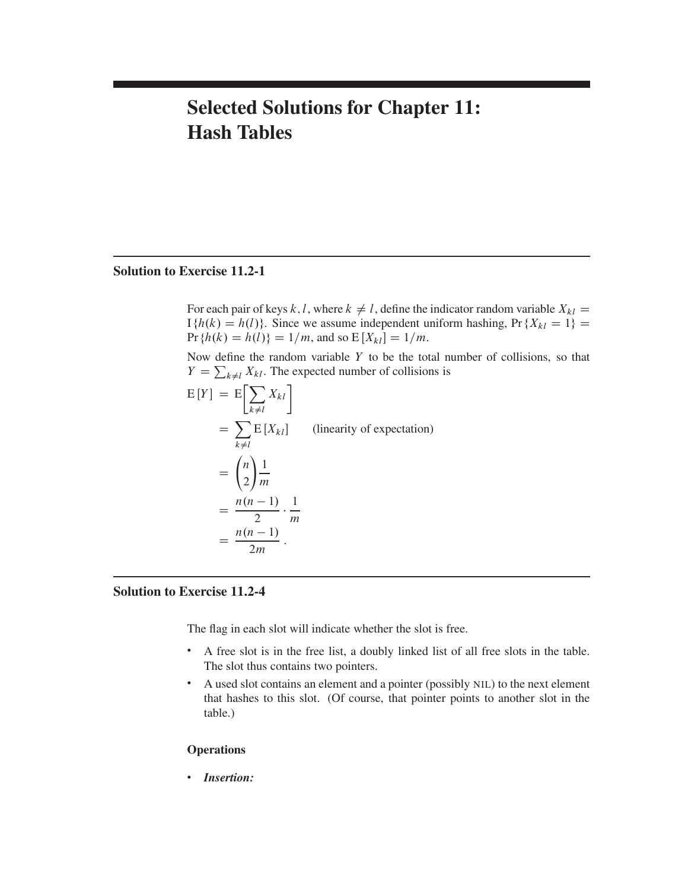# Selected Solutions for Chapter 11: Hash Tables

## Solution to Exercise 11.2-1

For each pair of keys $k, l$, where $k \neq l$, define the indicator random variable $X_{kl} = \mathrm{I}\{h(k) = h(l)\}$. Since we assume independent uniform hashing, $\Pr\{X_{kl} = 1\} = \Pr\{h(k) = h(l)\} = 1/m$, and so $\mathrm{E}[X_{kl}] = 1/m$.

Now define the random variable $Y$ to be the total number of collisions, so that $Y = \sum_{k \neq l} X_{kl}$. The expected number of collisions is

$$
\begin{aligned}
\mathrm{E}[Y] &= \mathrm{E}\left[\sum_{k \neq l} X_{kl}\right] \\
&= \sum_{k \neq l} \mathrm{E}[X_{kl}] \qquad \text{(linearity of expectation)} \\
&= \binom{n}{2} \frac{1}{m} \\
&= \frac{n(n-1)}{2} \cdot \frac{1}{m} \\
&= \frac{n(n-1)}{2m} .
\end{aligned}
$$

## Solution to Exercise 11.2-4

The flag in each slot will indicate whether the slot is free.

- A free slot is in the free list, a doubly linked list of all free slots in the table. The slot thus contains two pointers.
- A used slot contains an element and a pointer (possibly NIL) to the next element that hashes to this slot. (Of course, that pointer points to another slot in the table.)

### Operations

- ***Insertion:***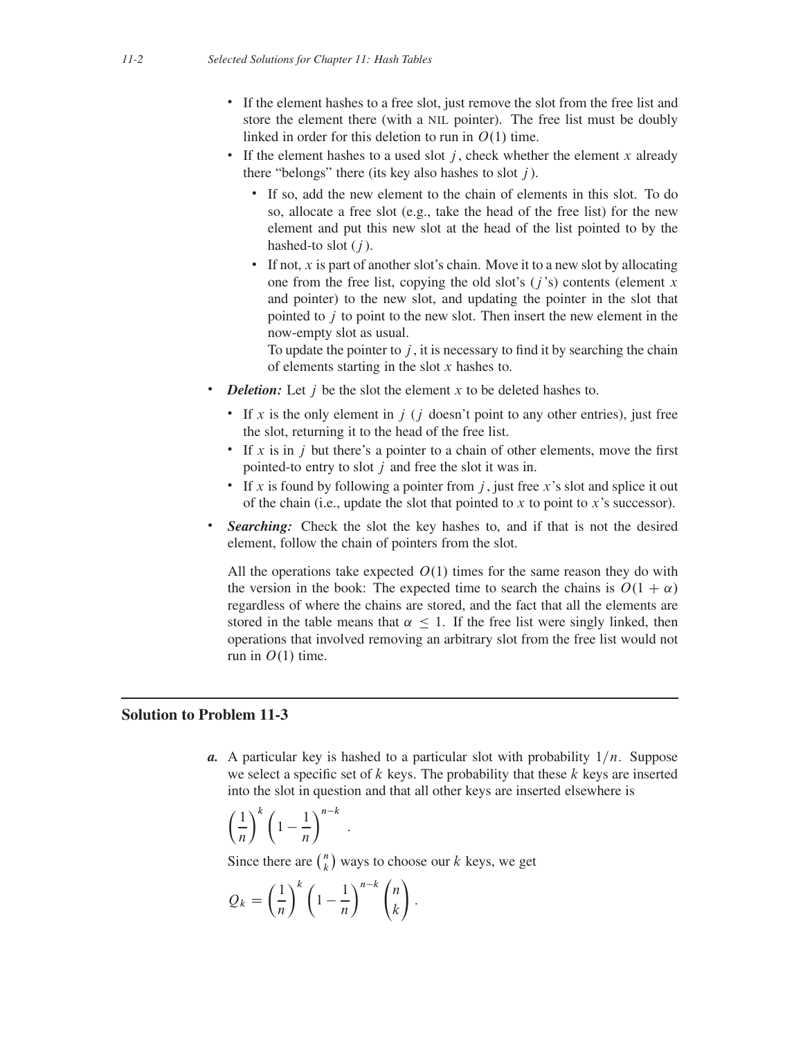- If the element hashes to a free slot, just remove the slot from the free list and store the element there (with a NIL pointer). The free list must be doubly linked in order for this deletion to run in $O(1)$ time.
- If the element hashes to a used slot $j$, check whether the element $x$ already there "belongs" there (its key also hashes to slot $j$).
  - If so, add the new element to the chain of elements in this slot. To do so, allocate a free slot (e.g., take the head of the free list) for the new element and put this new slot at the head of the list pointed to by the hashed-to slot ($j$).
  - If not, $x$ is part of another slot's chain. Move it to a new slot by allocating one from the free list, copying the old slot's ($j$'s) contents (element $x$ and pointer) to the new slot, and updating the pointer in the slot that pointed to $j$ to point to the new slot. Then insert the new element in the now-empty slot as usual.
    
    To update the pointer to $j$, it is necessary to find it by searching the chain of elements starting in the slot $x$ hashes to.

- ***Deletion:*** Let $j$ be the slot the element $x$ to be deleted hashes to.
  - If $x$ is the only element in $j$ ($j$ doesn't point to any other entries), just free the slot, returning it to the head of the free list.
  - If $x$ is in $j$ but there's a pointer to a chain of other elements, move the first pointed-to entry to slot $j$ and free the slot it was in.
  - If $x$ is found by following a pointer from $j$, just free $x$'s slot and splice it out of the chain (i.e., update the slot that pointed to $x$ to point to $x$'s successor).
- ***Searching:*** Check the slot the key hashes to, and if that is not the desired element, follow the chain of pointers from the slot.

  All the operations take expected $O(1)$ times for the same reason they do with the version in the book: The expected time to search the chains is $O(1 + \alpha)$ regardless of where the chains are stored, and the fact that all the elements are stored in the table means that $\alpha \le 1$. If the free list were singly linked, then operations that involved removing an arbitrary slot from the free list would not run in $O(1)$ time.

## Solution to Problem 11-3

***a.*** A particular key is hashed to a particular slot with probability $1/n$. Suppose we select a specific set of $k$ keys. The probability that these $k$ keys are inserted into the slot in question and that all other keys are inserted elsewhere is

$$\left(\frac{1}{n}\right)^k \left(1 - \frac{1}{n}\right)^{n-k} .$$

Since there are $\binom{n}{k}$ ways to choose our $k$ keys, we get

$$Q_k = \left(\frac{1}{n}\right)^k \left(1 - \frac{1}{n}\right)^{n-k} \binom{n}{k} .$$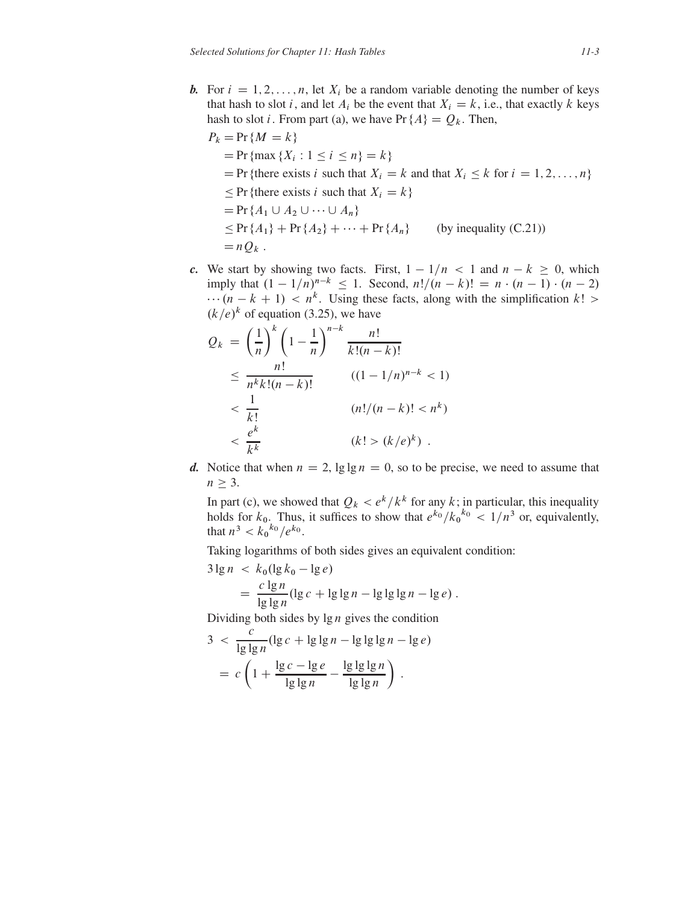***b.*** For $i = 1, 2, \ldots, n$, let $X_i$ be a random variable denoting the number of keys that hash to slot $i$, and let $A_i$ be the event that $X_i = k$, i.e., that exactly $k$ keys hash to slot $i$. From part (a), we have $\Pr\{A\} = Q_k$. Then,

$$
\begin{aligned}
P_k &= \Pr\{M = k\} \\
&= \Pr\{\max\{X_i : 1 \le i \le n\} = k\} \\
&= \Pr\{\text{there exists } i \text{ such that } X_i = k \text{ and that } X_i \le k \text{ for } i = 1, 2, \ldots, n\} \\
&\le \Pr\{\text{there exists } i \text{ such that } X_i = k\} \\
&= \Pr\{A_1 \cup A_2 \cup \cdots \cup A_n\} \\
&\le \Pr\{A_1\} + \Pr\{A_2\} + \cdots + \Pr\{A_n\} \qquad \text{(by inequality (C.21))} \\
&= nQ_k \,.
\end{aligned}
$$

***c.*** We start by showing two facts. First, $1 - 1/n < 1$ and $n - k \ge 0$, which imply that $(1 - 1/n)^{n-k} \le 1$. Second, $n!/(n-k)! = n \cdot (n-1) \cdot (n-2) \cdots (n-k+1) < n^k$. Using these facts, along with the simplification $k! > (k/e)^k$ of equation (3.25), we have

$$
\begin{aligned}
Q_k &= \left(\frac{1}{n}\right)^k \left(1 - \frac{1}{n}\right)^{n-k} \frac{n!}{k!(n-k)!} \\
&\le \frac{n!}{n^k k!(n-k)!} \qquad ((1 - 1/n)^{n-k} < 1) \\
&< \frac{1}{k!} \qquad (n!/(n-k)! < n^k) \\
&< \frac{e^k}{k^k} \qquad (k! > (k/e)^k) \,.
\end{aligned}
$$

***d.*** Notice that when $n = 2$, $\lg\lg n = 0$, so to be precise, we need to assume that $n \ge 3$.

In part (c), we showed that $Q_k < e^k/k^k$ for any $k$; in particular, this inequality holds for $k_0$. Thus, it suffices to show that $e^{k_0}/{k_0}^{k_0} < 1/n^3$ or, equivalently, that $n^3 < {k_0}^{k_0}/e^{k_0}$.

Taking logarithms of both sides gives an equivalent condition:

$$
\begin{aligned}
3\lg n &< k_0(\lg k_0 - \lg e) \\
&= \frac{c \lg n}{\lg\lg n}(\lg c + \lg\lg n - \lg\lg\lg n - \lg e) \,.
\end{aligned}
$$

Dividing both sides by $\lg n$ gives the condition

$$
\begin{aligned}
3 &< \frac{c}{\lg\lg n}(\lg c + \lg\lg n - \lg\lg\lg n - \lg e) \\
&= c\left(1 + \frac{\lg c - \lg e}{\lg\lg n} - \frac{\lg\lg\lg n}{\lg\lg n}\right) \,.
\end{aligned}
$$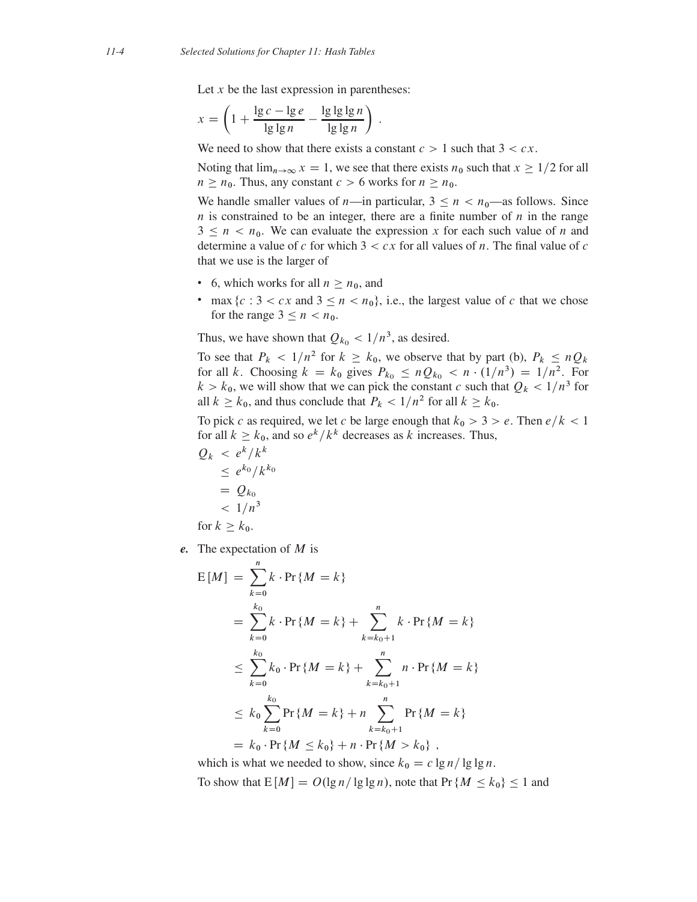Let $x$ be the last expression in parentheses:

$$x = \left(1 + \frac{\lg c - \lg e}{\lg\lg n} - \frac{\lg\lg\lg n}{\lg\lg n}\right) .$$

We need to show that there exists a constant $c > 1$ such that $3 < cx$.

Noting that $\lim_{n\to\infty} x = 1$, we see that there exists $n_0$ such that $x \geq 1/2$ for all $n \geq n_0$. Thus, any constant $c > 6$ works for $n \geq n_0$.

We handle smaller values of $n$—in particular, $3 \leq n < n_0$—as follows. Since $n$ is constrained to be an integer, there are a finite number of $n$ in the range $3 \leq n < n_0$. We can evaluate the expression $x$ for each such value of $n$ and determine a value of $c$ for which $3 < cx$ for all values of $n$. The final value of $c$ that we use is the larger of

- 6, which works for all $n \geq n_0$, and
- $\max\{c : 3 < cx \text{ and } 3 \leq n < n_0\}$, i.e., the largest value of $c$ that we chose for the range $3 \leq n < n_0$.

Thus, we have shown that $Q_{k_0} < 1/n^3$, as desired.

To see that $P_k < 1/n^2$ for $k \geq k_0$, we observe that by part (b), $P_k \leq nQ_k$ for all $k$. Choosing $k = k_0$ gives $P_{k_0} \leq nQ_{k_0} < n \cdot (1/n^3) = 1/n^2$. For $k > k_0$, we will show that we can pick the constant $c$ such that $Q_k < 1/n^3$ for all $k \geq k_0$, and thus conclude that $P_k < 1/n^2$ for all $k \geq k_0$.

To pick $c$ as required, we let $c$ be large enough that $k_0 > 3 > e$. Then $e/k < 1$ for all $k \geq k_0$, and so $e^k/k^k$ decreases as $k$ increases. Thus,

$$\begin{aligned}
Q_k &< e^k/k^k \\
&\leq e^{k_0}/k^{k_0} \\
&= Q_{k_0} \\
&< 1/n^3
\end{aligned}$$

for $k \geq k_0$.

***e.*** The expectation of $M$ is

$$\begin{aligned}
\mathrm{E}[M] &= \sum_{k=0}^{n} k \cdot \Pr\{M = k\} \\
&= \sum_{k=0}^{k_0} k \cdot \Pr\{M = k\} + \sum_{k=k_0+1}^{n} k \cdot \Pr\{M = k\} \\
&\leq \sum_{k=0}^{k_0} k_0 \cdot \Pr\{M = k\} + \sum_{k=k_0+1}^{n} n \cdot \Pr\{M = k\} \\
&\leq k_0 \sum_{k=0}^{k_0} \Pr\{M = k\} + n \sum_{k=k_0+1}^{n} \Pr\{M = k\} \\
&= k_0 \cdot \Pr\{M \leq k_0\} + n \cdot \Pr\{M > k_0\} ,
\end{aligned}$$

which is what we needed to show, since $k_0 = c \lg n / \lg\lg n$.

To show that $\mathrm{E}[M] = O(\lg n / \lg\lg n)$, note that $\Pr\{M \leq k_0\} \leq 1$ and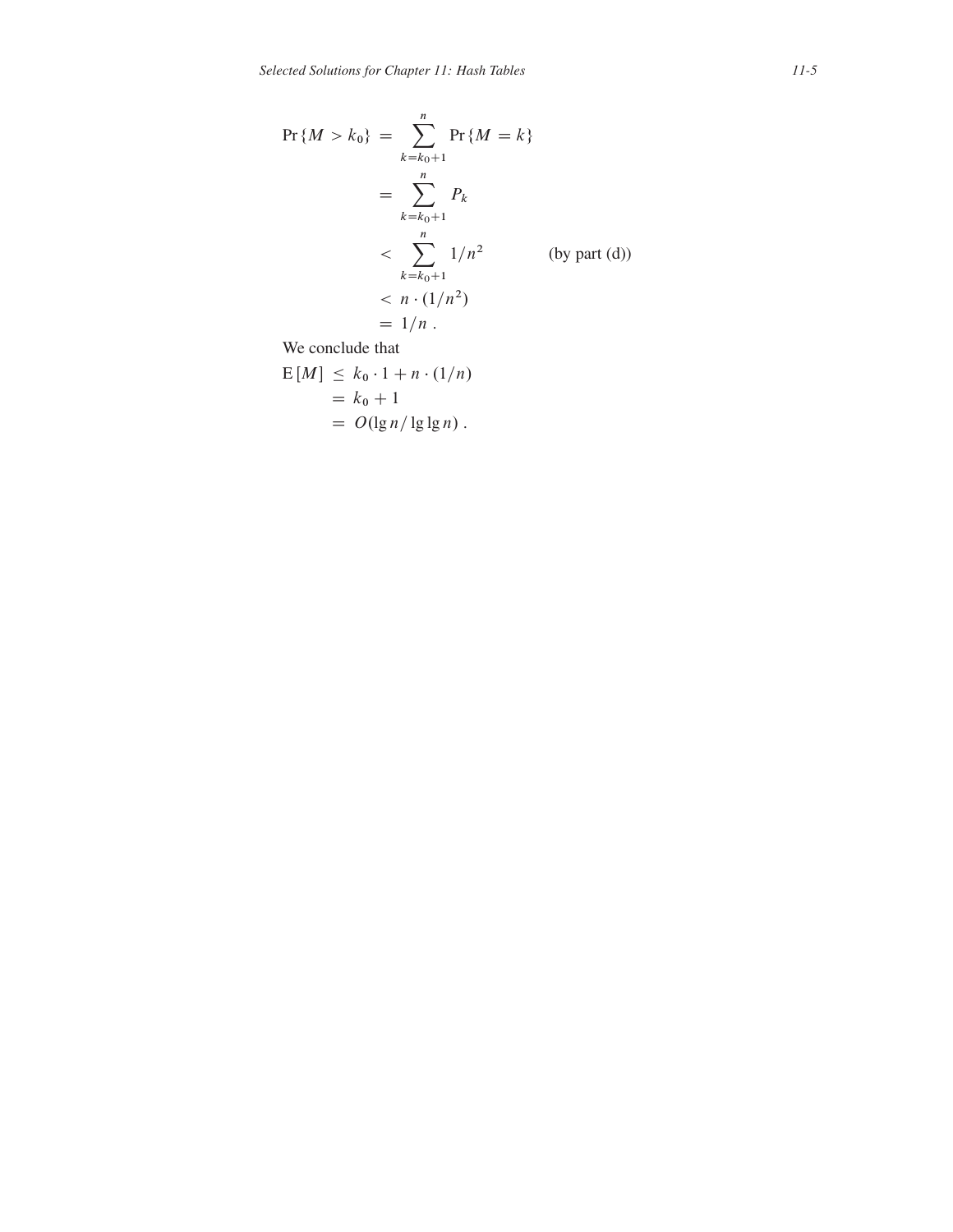$$
\begin{aligned}
\Pr\{M > k_0\} &= \sum_{k=k_0+1}^{n} \Pr\{M = k\} \\
&= \sum_{k=k_0+1}^{n} P_k \\
&< \sum_{k=k_0+1}^{n} 1/n^2 \qquad \text{(by part (d))} \\
&< n \cdot (1/n^2) \\
&= 1/n \,.
\end{aligned}
$$

We conclude that

$$
\begin{aligned}
\mathrm{E}[M] &\le k_0 \cdot 1 + n \cdot (1/n) \\
&= k_0 + 1 \\
&= O(\lg n / \lg\lg n) \,.
\end{aligned}
$$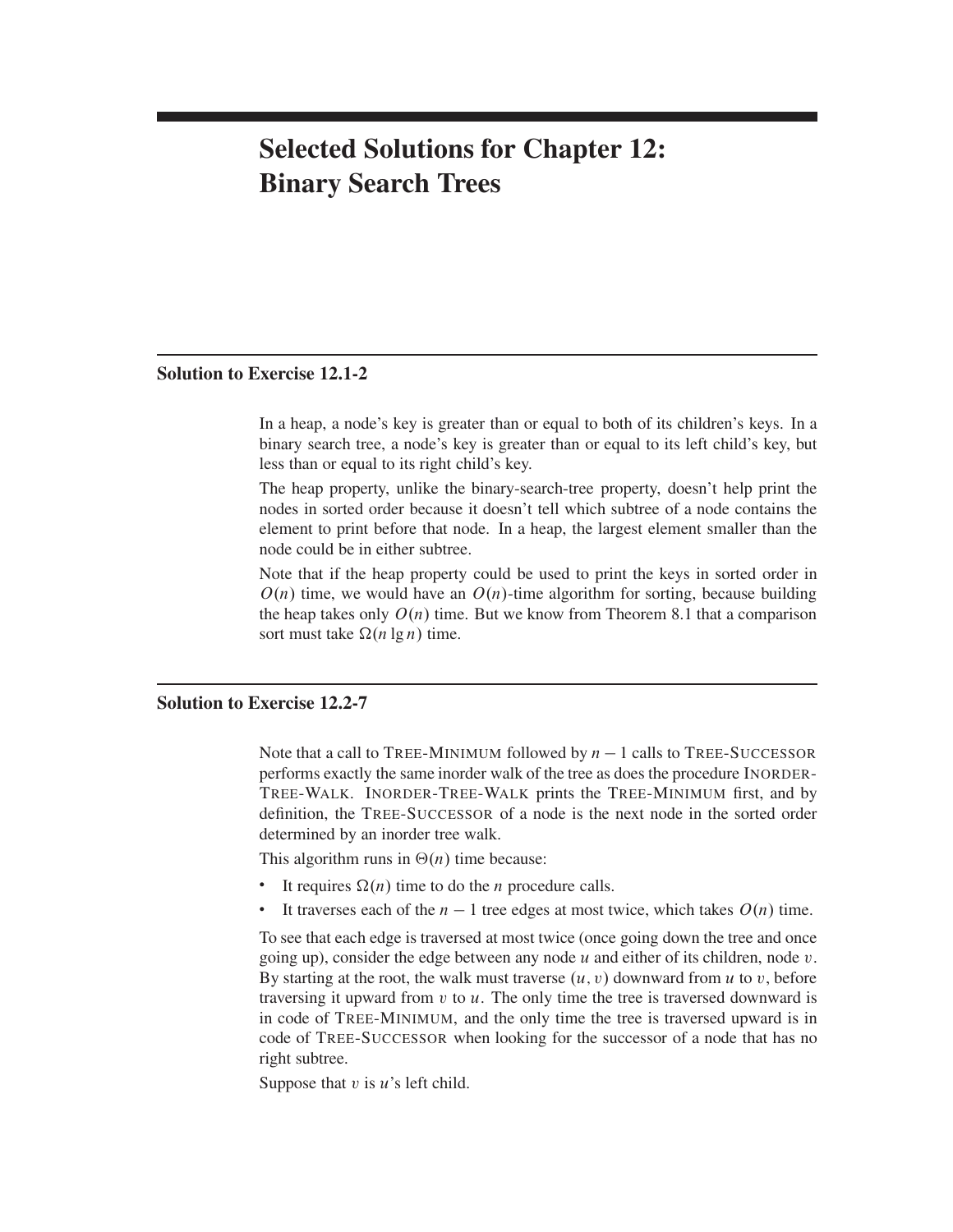# Selected Solutions for Chapter 12: Binary Search Trees

## Solution to Exercise 12.1-2

In a heap, a node's key is greater than or equal to both of its children's keys. In a binary search tree, a node's key is greater than or equal to its left child's key, but less than or equal to its right child's key.

The heap property, unlike the binary-search-tree property, doesn't help print the nodes in sorted order because it doesn't tell which subtree of a node contains the element to print before that node. In a heap, the largest element smaller than the node could be in either subtree.

Note that if the heap property could be used to print the keys in sorted order in $O(n)$ time, we would have an $O(n)$-time algorithm for sorting, because building the heap takes only $O(n)$ time. But we know from Theorem 8.1 that a comparison sort must take $\Omega(n \lg n)$ time.

## Solution to Exercise 12.2-7

Note that a call to TREE-MINIMUM followed by $n - 1$ calls to TREE-SUCCESSOR performs exactly the same inorder walk of the tree as does the procedure INORDER-TREE-WALK. INORDER-TREE-WALK prints the TREE-MINIMUM first, and by definition, the TREE-SUCCESSOR of a node is the next node in the sorted order determined by an inorder tree walk.

This algorithm runs in $\Theta(n)$ time because:

- It requires $\Omega(n)$ time to do the $n$ procedure calls.
- It traverses each of the $n - 1$ tree edges at most twice, which takes $O(n)$ time.

To see that each edge is traversed at most twice (once going down the tree and once going up), consider the edge between any node $u$ and either of its children, node $v$. By starting at the root, the walk must traverse $(u, v)$ downward from $u$ to $v$, before traversing it upward from $v$ to $u$. The only time the tree is traversed downward is in code of TREE-MINIMUM, and the only time the tree is traversed upward is in code of TREE-SUCCESSOR when looking for the successor of a node that has no right subtree.

Suppose that $v$ is $u$'s left child.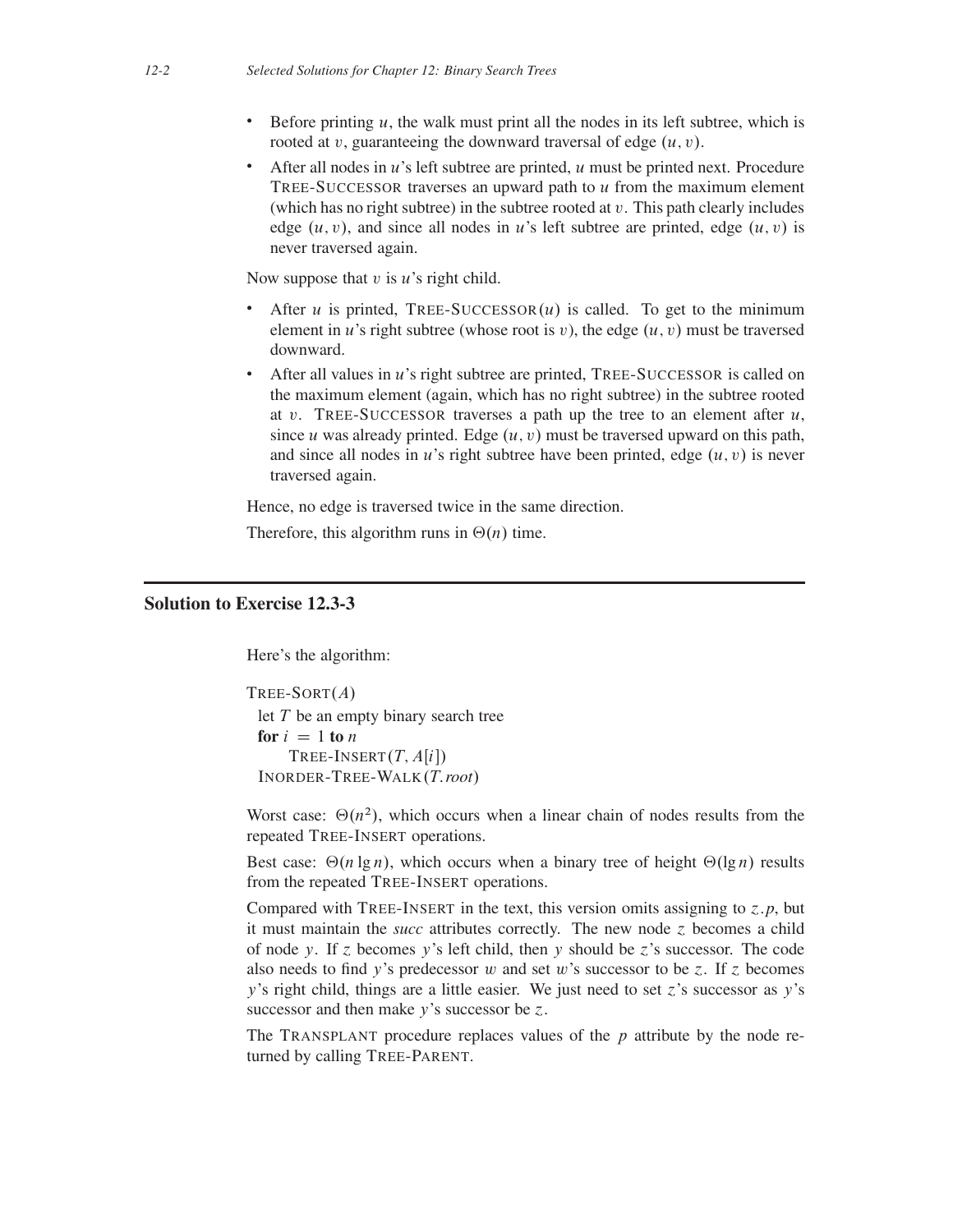- Before printing $u$, the walk must print all the nodes in its left subtree, which is rooted at $v$, guaranteeing the downward traversal of edge $(u, v)$.
- After all nodes in $u$'s left subtree are printed, $u$ must be printed next. Procedure TREE-SUCCESSOR traverses an upward path to $u$ from the maximum element (which has no right subtree) in the subtree rooted at $v$. This path clearly includes edge $(u, v)$, and since all nodes in $u$'s left subtree are printed, edge $(u, v)$ is never traversed again.

Now suppose that $v$ is $u$'s right child.

- After $u$ is printed, TREE-SUCCESSOR$(u)$ is called. To get to the minimum element in $u$'s right subtree (whose root is $v$), the edge $(u, v)$ must be traversed downward.
- After all values in $u$'s right subtree are printed, TREE-SUCCESSOR is called on the maximum element (again, which has no right subtree) in the subtree rooted at $v$. TREE-SUCCESSOR traverses a path up the tree to an element after $u$, since $u$ was already printed. Edge $(u, v)$ must be traversed upward on this path, and since all nodes in $u$'s right subtree have been printed, edge $(u, v)$ is never traversed again.

Hence, no edge is traversed twice in the same direction.

Therefore, this algorithm runs in $\Theta(n)$ time.

## Solution to Exercise 12.3-3

Here's the algorithm:

```
TREE-SORT(A)
  let T be an empty binary search tree
  for i = 1 to n
      TREE-INSERT(T, A[i])
  INORDER-TREE-WALK(T.root)
```

Worst case: $\Theta(n^2)$, which occurs when a linear chain of nodes results from the repeated TREE-INSERT operations.

Best case: $\Theta(n \lg n)$, which occurs when a binary tree of height $\Theta(\lg n)$ results from the repeated TREE-INSERT operations.

Compared with TREE-INSERT in the text, this version omits assigning to $z.p$, but it must maintain the *succ* attributes correctly. The new node $z$ becomes a child of node $y$. If $z$ becomes $y$'s left child, then $y$ should be $z$'s successor. The code also needs to find $y$'s predecessor $w$ and set $w$'s successor to be $z$. If $z$ becomes $y$'s right child, things are a little easier. We just need to set $z$'s successor as $y$'s successor and then make $y$'s successor be $z$.

The TRANSPLANT procedure replaces values of the $p$ attribute by the node returned by calling TREE-PARENT.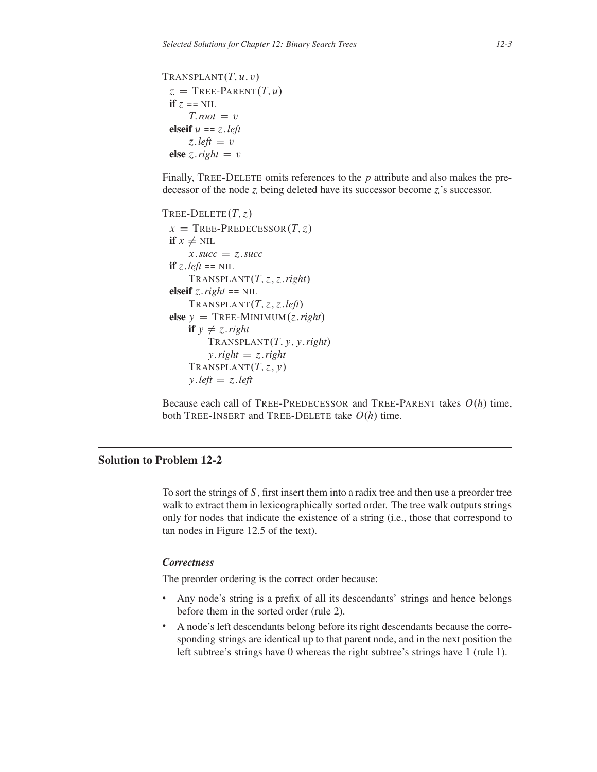```
TRANSPLANT(T, u, v)
  z = TREE-PARENT(T, u)
  if z == NIL
      T.root = v
  elseif u == z.left
      z.left = v
  else z.right = v
```

Finally, TREE-DELETE omits references to the $p$ attribute and also makes the predecessor of the node $z$ being deleted have its successor become $z$'s successor.

```
TREE-DELETE(T, z)
  x = TREE-PREDECESSOR(T, z)
  if x ≠ NIL
      x.succ = z.succ
  if z.left == NIL
      TRANSPLANT(T, z, z.right)
  elseif z.right == NIL
      TRANSPLANT(T, z, z.left)
  else y = TREE-MINIMUM(z.right)
      if y ≠ z.right
          TRANSPLANT(T, y, y.right)
          y.right = z.right
      TRANSPLANT(T, z, y)
      y.left = z.left
```

Because each call of TREE-PREDECESSOR and TREE-PARENT takes $O(h)$ time, both TREE-INSERT and TREE-DELETE take $O(h)$ time.

## Solution to Problem 12-2

To sort the strings of $S$, first insert them into a radix tree and then use a preorder tree walk to extract them in lexicographically sorted order. The tree walk outputs strings only for nodes that indicate the existence of a string (i.e., those that correspond to tan nodes in Figure 12.5 of the text).

### *Correctness*

The preorder ordering is the correct order because:

- Any node's string is a prefix of all its descendants' strings and hence belongs before them in the sorted order (rule 2).
- A node's left descendants belong before its right descendants because the corresponding strings are identical up to that parent node, and in the next position the left subtree's strings have 0 whereas the right subtree's strings have 1 (rule 1).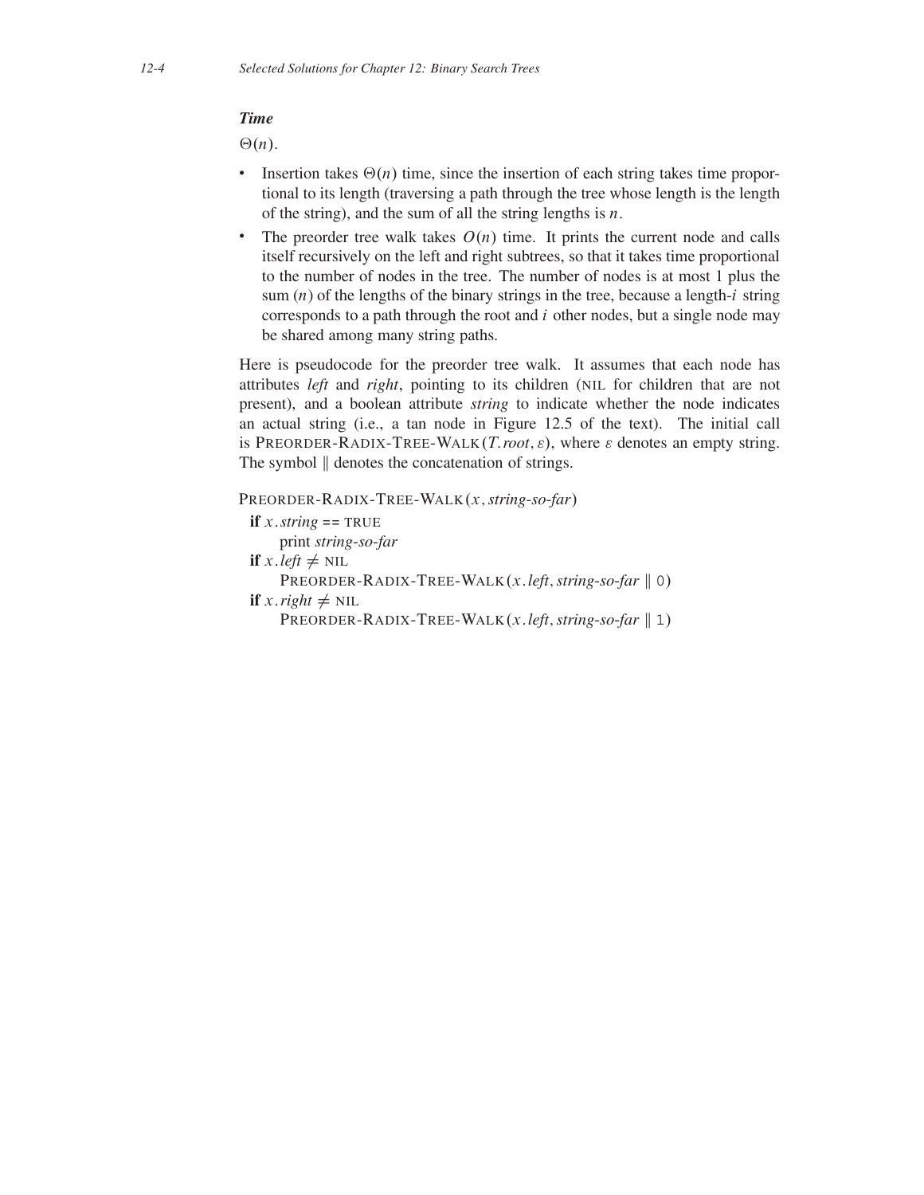### *Time*

$\Theta(n)$.

- Insertion takes $\Theta(n)$ time, since the insertion of each string takes time proportional to its length (traversing a path through the tree whose length is the length of the string), and the sum of all the string lengths is $n$.
- The preorder tree walk takes $O(n)$ time. It prints the current node and calls itself recursively on the left and right subtrees, so that it takes time proportional to the number of nodes in the tree. The number of nodes is at most 1 plus the sum ($n$) of the lengths of the binary strings in the tree, because a length-$i$ string corresponds to a path through the root and $i$ other nodes, but a single node may be shared among many string paths.

Here is pseudocode for the preorder tree walk. It assumes that each node has attributes *left* and *right*, pointing to its children (NIL for children that are not present), and a boolean attribute *string* to indicate whether the node indicates an actual string (i.e., a tan node in Figure 12.5 of the text). The initial call is PREORDER-RADIX-TREE-WALK($T.root$, $\varepsilon$), where $\varepsilon$ denotes an empty string. The symbol $\|$ denotes the concatenation of strings.

```
PREORDER-RADIX-TREE-WALK(x, string-so-far)
  if x.string == TRUE
      print string-so-far
  if x.left ≠ NIL
      PREORDER-RADIX-TREE-WALK(x.left, string-so-far ‖ 0)
  if x.right ≠ NIL
      PREORDER-RADIX-TREE-WALK(x.left, string-so-far ‖ 1)
```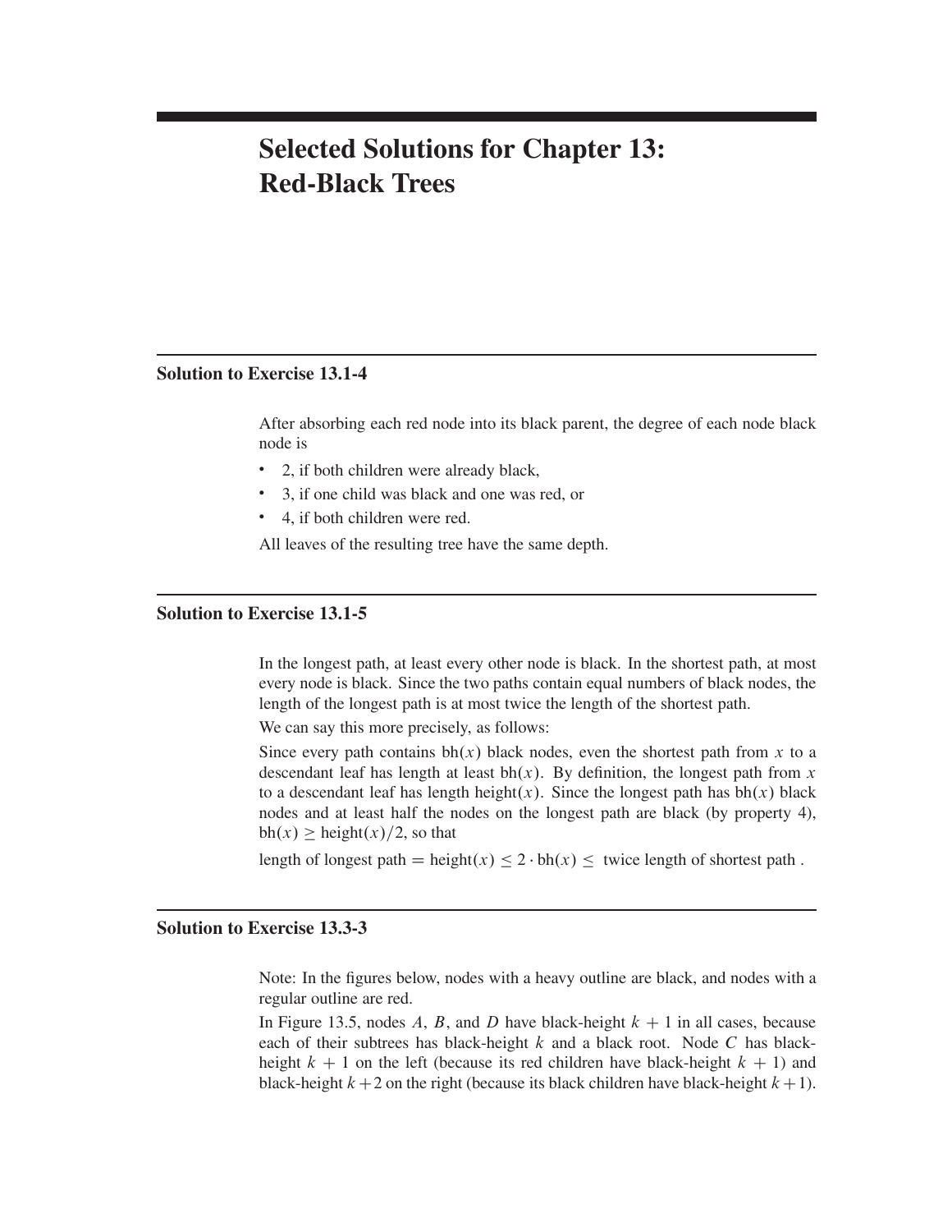# Selected Solutions for Chapter 13: Red-Black Trees

## Solution to Exercise 13.1-4

After absorbing each red node into its black parent, the degree of each node black node is

- 2, if both children were already black,
- 3, if one child was black and one was red, or
- 4, if both children were red.

All leaves of the resulting tree have the same depth.

## Solution to Exercise 13.1-5

In the longest path, at least every other node is black. In the shortest path, at most every node is black. Since the two paths contain equal numbers of black nodes, the length of the longest path is at most twice the length of the shortest path.

We can say this more precisely, as follows:

Since every path contains $\text{bh}(x)$ black nodes, even the shortest path from $x$ to a descendant leaf has length at least $\text{bh}(x)$. By definition, the longest path from $x$ to a descendant leaf has length $\text{height}(x)$. Since the longest path has $\text{bh}(x)$ black nodes and at least half the nodes on the longest path are black (by property 4), $\text{bh}(x) \geq \text{height}(x)/2$, so that

$$\text{length of longest path} = \text{height}(x) \leq 2 \cdot \text{bh}(x) \leq \text{ twice length of shortest path} .$$

## Solution to Exercise 13.3-3

Note: In the figures below, nodes with a heavy outline are black, and nodes with a regular outline are red.

In Figure 13.5, nodes $A$, $B$, and $D$ have black-height $k + 1$ in all cases, because each of their subtrees has black-height $k$ and a black root. Node $C$ has black-height $k + 1$ on the left (because its red children have black-height $k + 1$) and black-height $k + 2$ on the right (because its black children have black-height $k + 1$).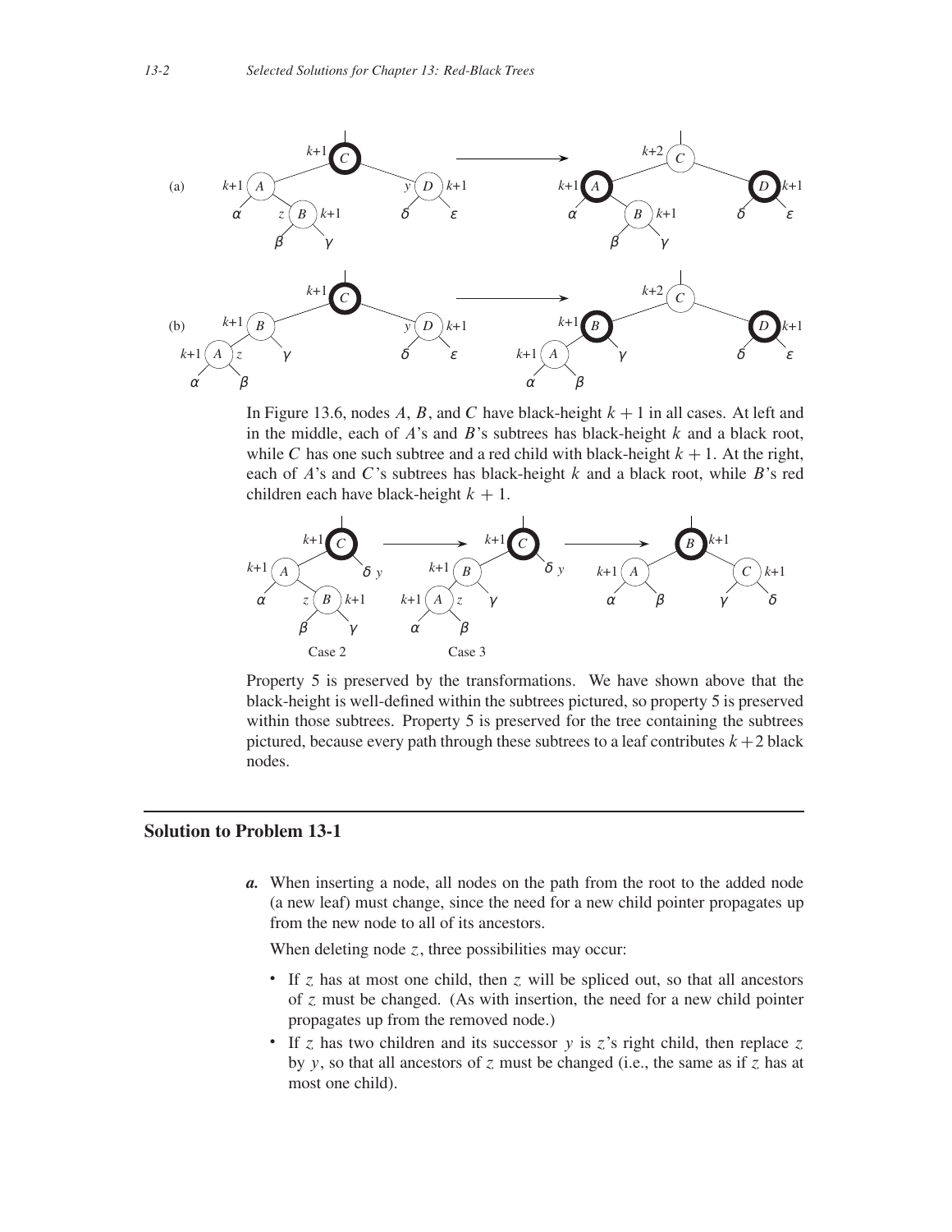In Figure 13.6, nodes $A$, $B$, and $C$ have black-height $k + 1$ in all cases. At left and in the middle, each of $A$'s and $B$'s subtrees has black-height $k$ and a black root, while $C$ has one such subtree and a red child with black-height $k + 1$. At the right, each of $A$'s and $C$'s subtrees has black-height $k$ and a black root, while $B$'s red children each have black-height $k + 1$.

Property 5 is preserved by the transformations. We have shown above that the black-height is well-defined within the subtrees pictured, so property 5 is preserved within those subtrees. Property 5 is preserved for the tree containing the subtrees pictured, because every path through these subtrees to a leaf contributes $k + 2$ black nodes.

## Solution to Problem 13-1

***a.*** When inserting a node, all nodes on the path from the root to the added node (a new leaf) must change, since the need for a new child pointer propagates up from the new node to all of its ancestors.

When deleting node $z$, three possibilities may occur:

- If $z$ has at most one child, then $z$ will be spliced out, so that all ancestors of $z$ must be changed. (As with insertion, the need for a new child pointer propagates up from the removed node.)
- If $z$ has two children and its successor $y$ is $z$'s right child, then replace $z$ by $y$, so that all ancestors of $z$ must be changed (i.e., the same as if $z$ has at most one child).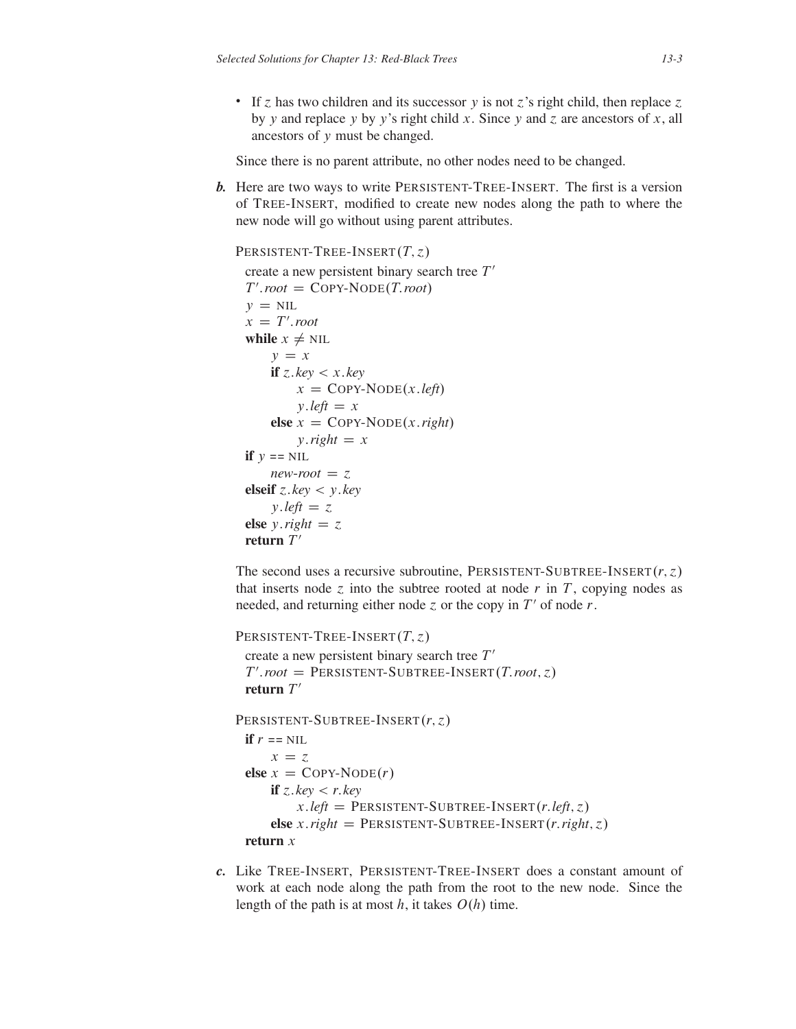- If $z$ has two children and its successor $y$ is not $z$'s right child, then replace $z$ by $y$ and replace $y$ by $y$'s right child $x$. Since $y$ and $z$ are ancestors of $x$, all ancestors of $y$ must be changed.

Since there is no parent attribute, no other nodes need to be changed.

***b.*** Here are two ways to write PERSISTENT-TREE-INSERT. The first is a version of TREE-INSERT, modified to create new nodes along the path to where the new node will go without using parent attributes.

```
PERSISTENT-TREE-INSERT(T, z)
  create a new persistent binary search tree T'
  T'.root = COPY-NODE(T.root)
  y = NIL
  x = T'.root
  while x ≠ NIL
      y = x
      if z.key < x.key
          x = COPY-NODE(x.left)
          y.left = x
      else x = COPY-NODE(x.right)
          y.right = x
  if y == NIL
      new-root = z
  elseif z.key < y.key
      y.left = z
  else y.right = z
  return T'
```

The second uses a recursive subroutine, PERSISTENT-SUBTREE-INSERT$(r, z)$ that inserts node $z$ into the subtree rooted at node $r$ in $T$, copying nodes as needed, and returning either node $z$ or the copy in $T'$ of node $r$.

```
PERSISTENT-TREE-INSERT(T, z)
  create a new persistent binary search tree T'
  T'.root = PERSISTENT-SUBTREE-INSERT(T.root, z)
  return T'
```

```
PERSISTENT-SUBTREE-INSERT(r, z)
  if r == NIL
      x = z
  else x = COPY-NODE(r)
      if z.key < r.key
          x.left = PERSISTENT-SUBTREE-INSERT(r.left, z)
      else x.right = PERSISTENT-SUBTREE-INSERT(r.right, z)
  return x
```

***c.*** Like TREE-INSERT, PERSISTENT-TREE-INSERT does a constant amount of work at each node along the path from the root to the new node. Since the length of the path is at most $h$, it takes $O(h)$ time.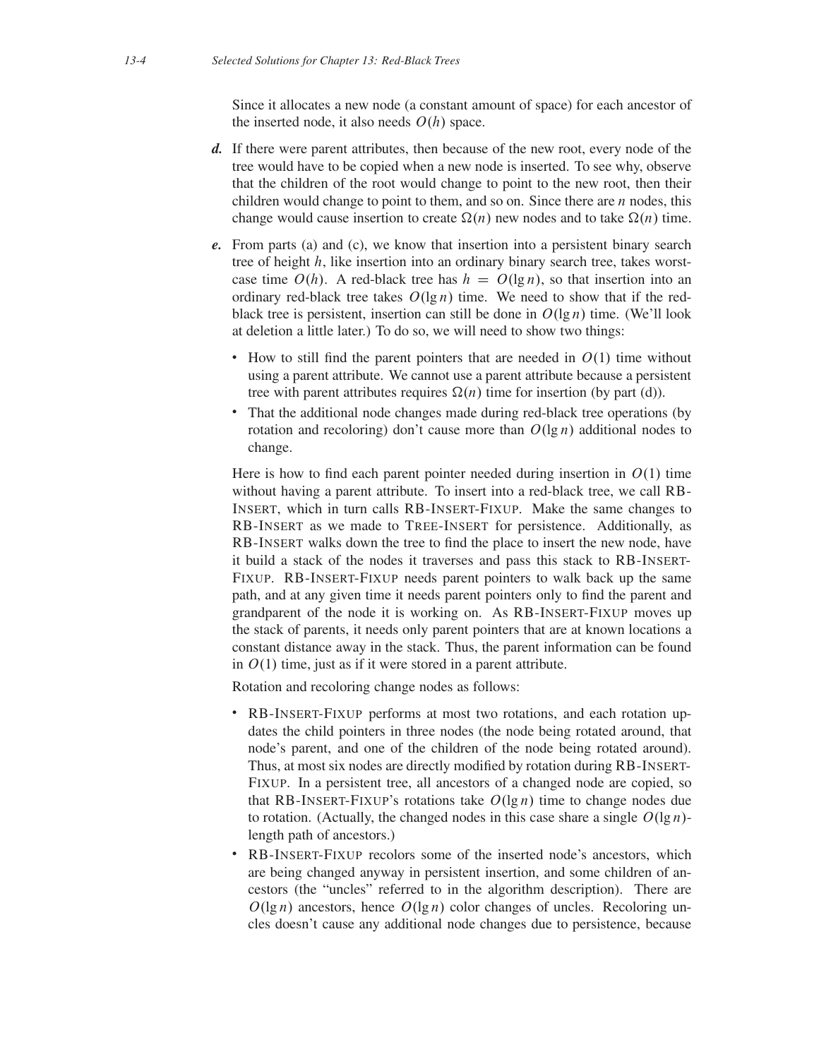Since it allocates a new node (a constant amount of space) for each ancestor of the inserted node, it also needs $O(h)$ space.

***d.*** If there were parent attributes, then because of the new root, every node of the tree would have to be copied when a new node is inserted. To see why, observe that the children of the root would change to point to the new root, then their children would change to point to them, and so on. Since there are $n$ nodes, this change would cause insertion to create $\Omega(n)$ new nodes and to take $\Omega(n)$ time.

***e.*** From parts (a) and (c), we know that insertion into a persistent binary search tree of height $h$, like insertion into an ordinary binary search tree, takes worst-case time $O(h)$. A red-black tree has $h = O(\lg n)$, so that insertion into an ordinary red-black tree takes $O(\lg n)$ time. We need to show that if the red-black tree is persistent, insertion can still be done in $O(\lg n)$ time. (We'll look at deletion a little later.) To do so, we will need to show two things:

- How to still find the parent pointers that are needed in $O(1)$ time without using a parent attribute. We cannot use a parent attribute because a persistent tree with parent attributes requires $\Omega(n)$ time for insertion (by part (d)).
- That the additional node changes made during red-black tree operations (by rotation and recoloring) don't cause more than $O(\lg n)$ additional nodes to change.

Here is how to find each parent pointer needed during insertion in $O(1)$ time without having a parent attribute. To insert into a red-black tree, we call RB-INSERT, which in turn calls RB-INSERT-FIXUP. Make the same changes to RB-INSERT as we made to TREE-INSERT for persistence. Additionally, as RB-INSERT walks down the tree to find the place to insert the new node, have it build a stack of the nodes it traverses and pass this stack to RB-INSERT-FIXUP. RB-INSERT-FIXUP needs parent pointers to walk back up the same path, and at any given time it needs parent pointers only to find the parent and grandparent of the node it is working on. As RB-INSERT-FIXUP moves up the stack of parents, it needs only parent pointers that are at known locations a constant distance away in the stack. Thus, the parent information can be found in $O(1)$ time, just as if it were stored in a parent attribute.

Rotation and recoloring change nodes as follows:

- RB-INSERT-FIXUP performs at most two rotations, and each rotation updates the child pointers in three nodes (the node being rotated around, that node's parent, and one of the children of the node being rotated around). Thus, at most six nodes are directly modified by rotation during RB-INSERT-FIXUP. In a persistent tree, all ancestors of a changed node are copied, so that RB-INSERT-FIXUP's rotations take $O(\lg n)$ time to change nodes due to rotation. (Actually, the changed nodes in this case share a single $O(\lg n)$-length path of ancestors.)
- RB-INSERT-FIXUP recolors some of the inserted node's ancestors, which are being changed anyway in persistent insertion, and some children of ancestors (the "uncles" referred to in the algorithm description). There are $O(\lg n)$ ancestors, hence $O(\lg n)$ color changes of uncles. Recoloring uncles doesn't cause any additional node changes due to persistence, because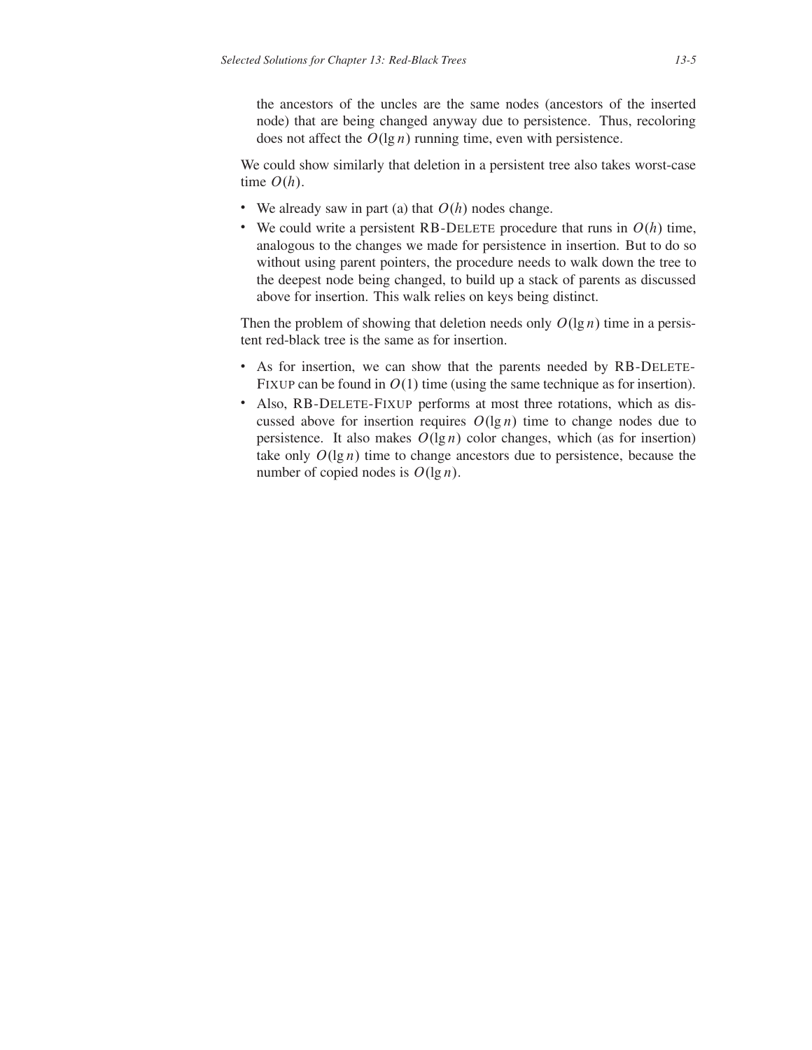the ancestors of the uncles are the same nodes (ancestors of the inserted node) that are being changed anyway due to persistence. Thus, recoloring does not affect the $O(\lg n)$ running time, even with persistence.

We could show similarly that deletion in a persistent tree also takes worst-case time $O(h)$.

- We already saw in part (a) that $O(h)$ nodes change.
- We could write a persistent RB-DELETE procedure that runs in $O(h)$ time, analogous to the changes we made for persistence in insertion. But to do so without using parent pointers, the procedure needs to walk down the tree to the deepest node being changed, to build up a stack of parents as discussed above for insertion. This walk relies on keys being distinct.

Then the problem of showing that deletion needs only $O(\lg n)$ time in a persistent red-black tree is the same as for insertion.

- As for insertion, we can show that the parents needed by RB-DELETE-FIXUP can be found in $O(1)$ time (using the same technique as for insertion).
- Also, RB-DELETE-FIXUP performs at most three rotations, which as discussed above for insertion requires $O(\lg n)$ time to change nodes due to persistence. It also makes $O(\lg n)$ color changes, which (as for insertion) take only $O(\lg n)$ time to change ancestors due to persistence, because the number of copied nodes is $O(\lg n)$.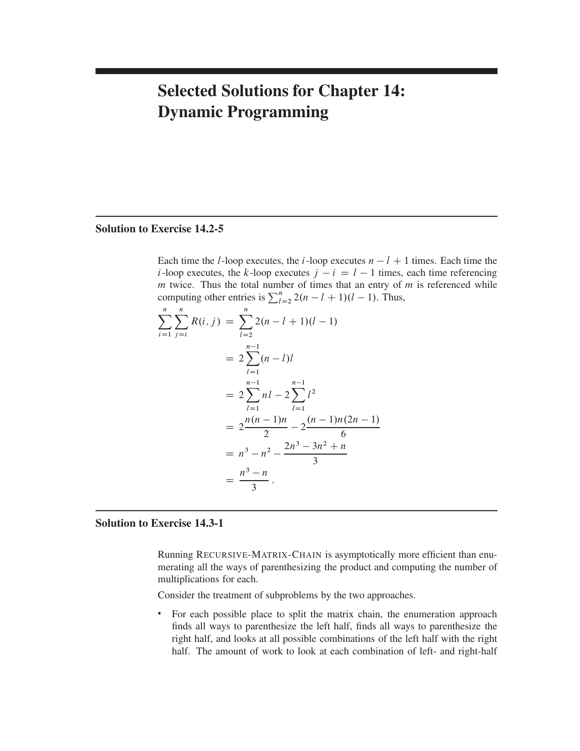# Selected Solutions for Chapter 14: Dynamic Programming

## Solution to Exercise 14.2-5

Each time the $l$-loop executes, the $i$-loop executes $n - l + 1$ times. Each time the $i$-loop executes, the $k$-loop executes $j - i = l - 1$ times, each time referencing $m$ twice. Thus the total number of times that an entry of $m$ is referenced while computing other entries is $\sum_{l=2}^{n} 2(n - l + 1)(l - 1)$. Thus,

$$
\begin{aligned}
\sum_{i=1}^{n} \sum_{j=i}^{n} R(i, j) &= \sum_{l=2}^{n} 2(n - l + 1)(l - 1) \\
&= 2 \sum_{l=1}^{n-1} (n - l)l \\
&= 2 \sum_{l=1}^{n-1} nl - 2 \sum_{l=1}^{n-1} l^2 \\
&= 2 \frac{n(n-1)n}{2} - 2 \frac{(n-1)n(2n-1)}{6} \\
&= n^3 - n^2 - \frac{2n^3 - 3n^2 + n}{3} \\
&= \frac{n^3 - n}{3} .
\end{aligned}
$$

## Solution to Exercise 14.3-1

Running RECURSIVE-MATRIX-CHAIN is asymptotically more efficient than enumerating all the ways of parenthesizing the product and computing the number of multiplications for each.

Consider the treatment of subproblems by the two approaches.

- For each possible place to split the matrix chain, the enumeration approach finds all ways to parenthesize the left half, finds all ways to parenthesize the right half, and looks at all possible combinations of the left half with the right half. The amount of work to look at each combination of left- and right-half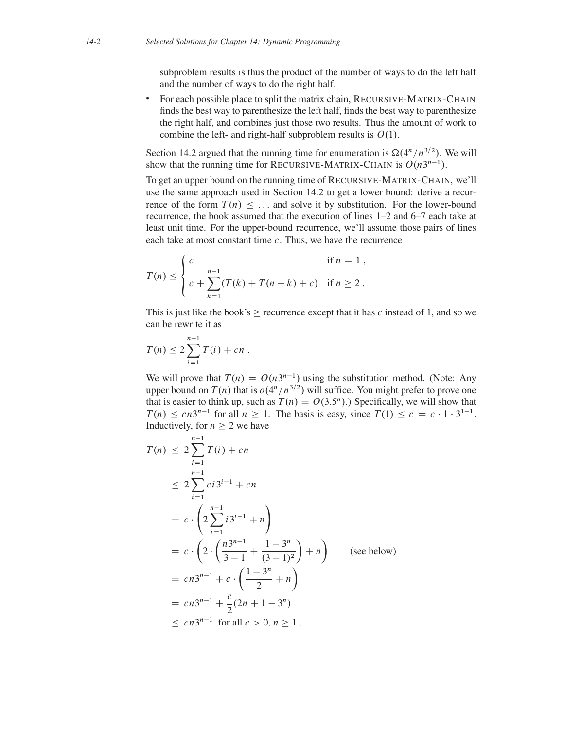subproblem results is thus the product of the number of ways to do the left half and the number of ways to do the right half.

- For each possible place to split the matrix chain, RECURSIVE-MATRIX-CHAIN finds the best way to parenthesize the left half, finds the best way to parenthesize the right half, and combines just those two results. Thus the amount of work to combine the left- and right-half subproblem results is $O(1)$.

Section 14.2 argued that the running time for enumeration is $\Omega(4^n/n^{3/2})$. We will show that the running time for RECURSIVE-MATRIX-CHAIN is $O(n3^{n-1})$.

To get an upper bound on the running time of RECURSIVE-MATRIX-CHAIN, we'll use the same approach used in Section 14.2 to get a lower bound: derive a recurrence of the form $T(n) \leq \ldots$ and solve it by substitution. For the lower-bound recurrence, the book assumed that the execution of lines 1–2 and 6–7 each take at least unit time. For the upper-bound recurrence, we'll assume those pairs of lines each take at most constant time $c$. Thus, we have the recurrence

$$T(n) \leq \begin{cases} c & \text{if } n = 1 , \\ c + \displaystyle\sum_{k=1}^{n-1} (T(k) + T(n-k) + c) & \text{if } n \geq 2 . \end{cases}$$

This is just like the book's $\geq$ recurrence except that it has $c$ instead of 1, and so we can be rewrite it as

$$T(n) \leq 2 \sum_{i=1}^{n-1} T(i) + cn .$$

We will prove that $T(n) = O(n3^{n-1})$ using the substitution method. (Note: Any upper bound on $T(n)$ that is $o(4^n/n^{3/2})$ will suffice. You might prefer to prove one that is easier to think up, such as $T(n) = O(3.5^n)$.) Specifically, we will show that $T(n) \leq cn3^{n-1}$ for all $n \geq 1$. The basis is easy, since $T(1) \leq c = c \cdot 1 \cdot 3^{1-1}$. Inductively, for $n \geq 2$ we have

$$\begin{aligned}
T(n) &\leq 2 \sum_{i=1}^{n-1} T(i) + cn \\
&\leq 2 \sum_{i=1}^{n-1} ci3^{i-1} + cn \\
&= c \cdot \left( 2 \sum_{i=1}^{n-1} i3^{i-1} + n \right) \\
&= c \cdot \left( 2 \cdot \left( \frac{n3^{n-1}}{3-1} + \frac{1-3^n}{(3-1)^2} \right) + n \right) \qquad \text{(see below)} \\
&= cn3^{n-1} + c \cdot \left( \frac{1-3^n}{2} + n \right) \\
&= cn3^{n-1} + \frac{c}{2}(2n + 1 - 3^n) \\
&\leq cn3^{n-1} \quad \text{for all } c > 0, n \geq 1 .
\end{aligned}$$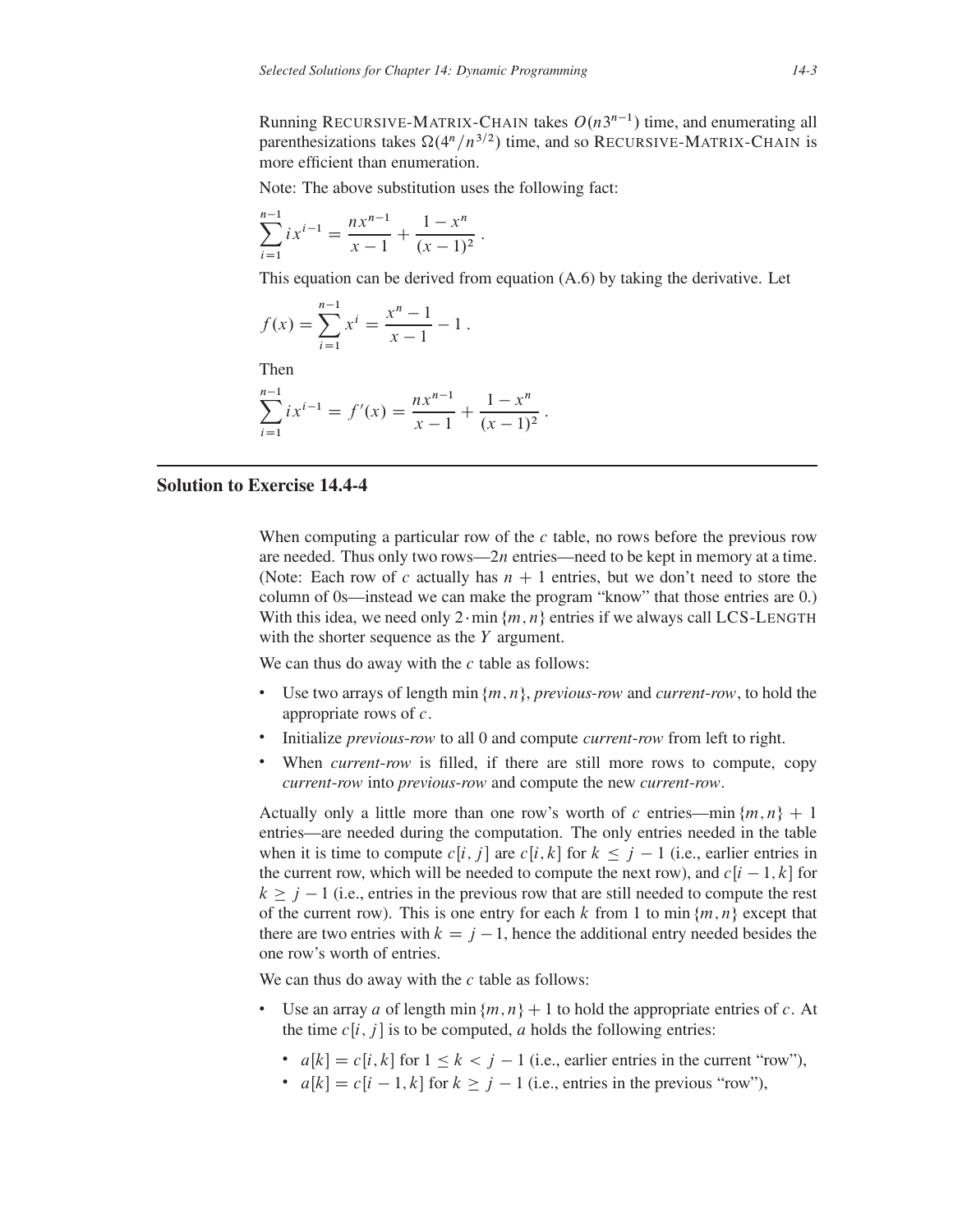Running RECURSIVE-MATRIX-CHAIN takes $O(n3^{n-1})$ time, and enumerating all parenthesizations takes $\Omega(4^n/n^{3/2})$ time, and so RECURSIVE-MATRIX-CHAIN is more efficient than enumeration.

Note: The above substitution uses the following fact:

$$\sum_{i=1}^{n-1} i x^{i-1} = \frac{nx^{n-1}}{x-1} + \frac{1-x^n}{(x-1)^2} .$$

This equation can be derived from equation (A.6) by taking the derivative. Let

$$f(x) = \sum_{i=1}^{n-1} x^i = \frac{x^n - 1}{x-1} - 1 .$$

Then

$$\sum_{i=1}^{n-1} i x^{i-1} = f'(x) = \frac{nx^{n-1}}{x-1} + \frac{1-x^n}{(x-1)^2} .$$

## Solution to Exercise 14.4-4

When computing a particular row of the $c$ table, no rows before the previous row are needed. Thus only two rows—$2n$ entries—need to be kept in memory at a time. (Note: Each row of $c$ actually has $n+1$ entries, but we don't need to store the column of 0s—instead we can make the program "know" that those entries are 0.) With this idea, we need only $2 \cdot \min\{m, n\}$ entries if we always call LCS-LENGTH with the shorter sequence as the $Y$ argument.

We can thus do away with the $c$ table as follows:

- Use two arrays of length $\min\{m, n\}$, *previous-row* and *current-row*, to hold the appropriate rows of $c$.
- Initialize *previous-row* to all 0 and compute *current-row* from left to right.
- When *current-row* is filled, if there are still more rows to compute, copy *current-row* into *previous-row* and compute the new *current-row*.

Actually only a little more than one row's worth of $c$ entries—$\min\{m, n\} + 1$ entries—are needed during the computation. The only entries needed in the table when it is time to compute $c[i, j]$ are $c[i, k]$ for $k \leq j - 1$ (i.e., earlier entries in the current row, which will be needed to compute the next row), and $c[i-1, k]$ for $k \geq j - 1$ (i.e., entries in the previous row that are still needed to compute the rest of the current row). This is one entry for each $k$ from 1 to $\min\{m, n\}$ except that there are two entries with $k = j - 1$, hence the additional entry needed besides the one row's worth of entries.

We can thus do away with the $c$ table as follows:

- Use an array $a$ of length $\min\{m, n\} + 1$ to hold the appropriate entries of $c$. At the time $c[i, j]$ is to be computed, $a$ holds the following entries:
  - $a[k] = c[i, k]$ for $1 \leq k < j - 1$ (i.e., earlier entries in the current "row"),
  - $a[k] = c[i-1, k]$ for $k \geq j - 1$ (i.e., entries in the previous "row"),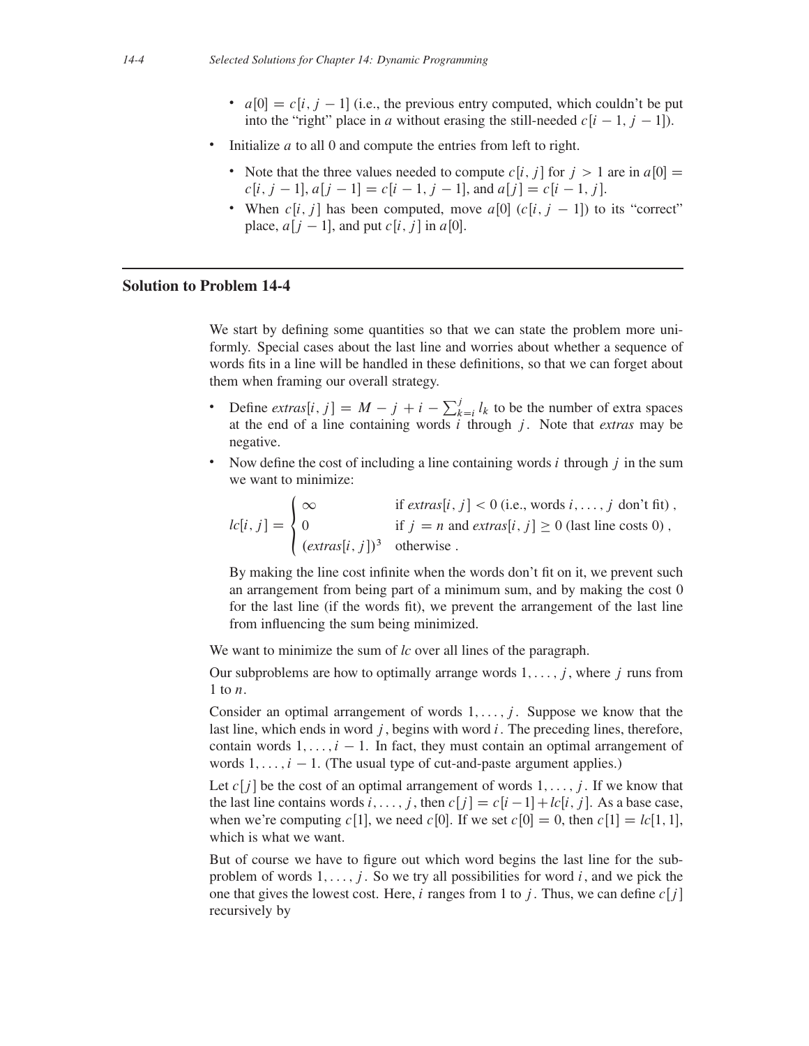- $a[0] = c[i, j-1]$ (i.e., the previous entry computed, which couldn't be put into the "right" place in $a$ without erasing the still-needed $c[i-1, j-1]$).

- Initialize $a$ to all 0 and compute the entries from left to right.
  - Note that the three values needed to compute $c[i, j]$ for $j > 1$ are in $a[0] = c[i, j-1]$, $a[j-1] = c[i-1, j-1]$, and $a[j] = c[i-1, j]$.
  - When $c[i, j]$ has been computed, move $a[0]$ ($c[i, j-1]$) to its "correct" place, $a[j-1]$, and put $c[i, j]$ in $a[0]$.

## Solution to Problem 14-4

We start by defining some quantities so that we can state the problem more uniformly. Special cases about the last line and worries about whether a sequence of words fits in a line will be handled in these definitions, so that we can forget about them when framing our overall strategy.

- Define $extras[i, j] = M - j + i - \sum_{k=i}^{j} l_k$ to be the number of extra spaces at the end of a line containing words $i$ through $j$. Note that *extras* may be negative.
- Now define the cost of including a line containing words $i$ through $j$ in the sum we want to minimize:

$$
lc[i, j] = \begin{cases} \infty & \text{if } extras[i, j] < 0 \text{ (i.e., words } i, \ldots, j \text{ don't fit)}, \\ 0 & \text{if } j = n \text{ and } extras[i, j] \geq 0 \text{ (last line costs 0)}, \\ (extras[i, j])^3 & \text{otherwise}. \end{cases}
$$

  By making the line cost infinite when the words don't fit on it, we prevent such an arrangement from being part of a minimum sum, and by making the cost 0 for the last line (if the words fit), we prevent the arrangement of the last line from influencing the sum being minimized.

We want to minimize the sum of $lc$ over all lines of the paragraph.

Our subproblems are how to optimally arrange words $1, \ldots, j$, where $j$ runs from 1 to $n$.

Consider an optimal arrangement of words $1, \ldots, j$. Suppose we know that the last line, which ends in word $j$, begins with word $i$. The preceding lines, therefore, contain words $1, \ldots, i-1$. In fact, they must contain an optimal arrangement of words $1, \ldots, i-1$. (The usual type of cut-and-paste argument applies.)

Let $c[j]$ be the cost of an optimal arrangement of words $1, \ldots, j$. If we know that the last line contains words $i, \ldots, j$, then $c[j] = c[i-1] + lc[i, j]$. As a base case, when we're computing $c[1]$, we need $c[0]$. If we set $c[0] = 0$, then $c[1] = lc[1, 1]$, which is what we want.

But of course we have to figure out which word begins the last line for the subproblem of words $1, \ldots, j$. So we try all possibilities for word $i$, and we pick the one that gives the lowest cost. Here, $i$ ranges from 1 to $j$. Thus, we can define $c[j]$ recursively by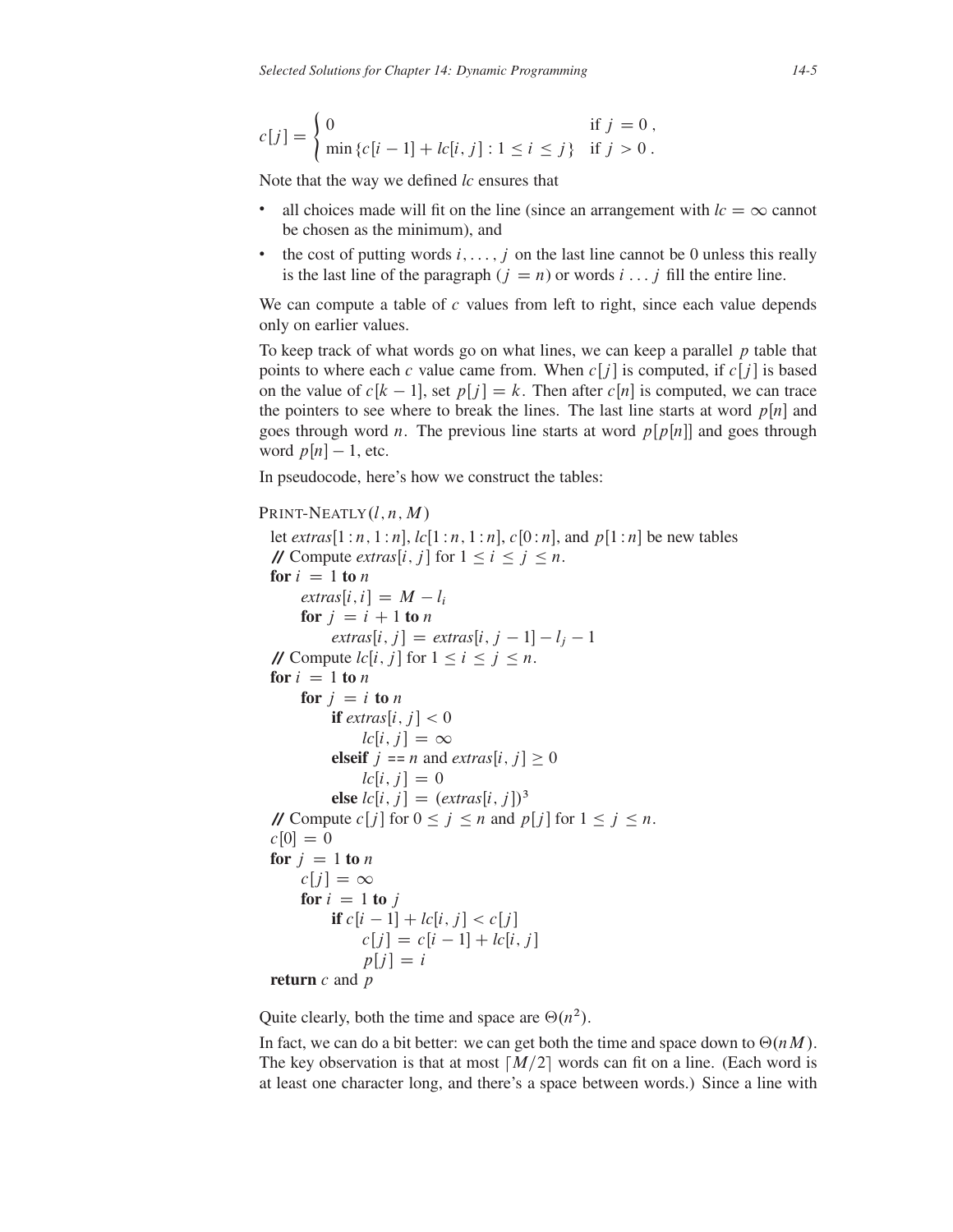$$c[j] = \begin{cases} 0 & \text{if } j = 0 , \\ \min \{c[i-1] + lc[i,j] : 1 \leq i \leq j\} & \text{if } j > 0 . \end{cases}$$

Note that the way we defined *lc* ensures that

- all choices made will fit on the line (since an arrangement with $lc = \infty$ cannot be chosen as the minimum), and
- the cost of putting words $i, \ldots, j$ on the last line cannot be 0 unless this really is the last line of the paragraph ($j = n$) or words $i \ldots j$ fill the entire line.

We can compute a table of $c$ values from left to right, since each value depends only on earlier values.

To keep track of what words go on what lines, we can keep a parallel $p$ table that points to where each $c$ value came from. When $c[j]$ is computed, if $c[j]$ is based on the value of $c[k-1]$, set $p[j] = k$. Then after $c[n]$ is computed, we can trace the pointers to see where to break the lines. The last line starts at word $p[n]$ and goes through word $n$. The previous line starts at word $p[p[n]]$ and goes through word $p[n] - 1$, etc.

In pseudocode, here's how we construct the tables:

```
PRINT-NEATLY(l, n, M)
  let extras[1:n, 1:n], lc[1:n, 1:n], c[0:n], and p[1:n] be new tables
  // Compute extras[i, j] for 1 ≤ i ≤ j ≤ n.
  for i = 1 to n
      extras[i, i] = M − l_i
      for j = i + 1 to n
          extras[i, j] = extras[i, j − 1] − l_j − 1
  // Compute lc[i, j] for 1 ≤ i ≤ j ≤ n.
  for i = 1 to n
      for j = i to n
          if extras[i, j] < 0
              lc[i, j] = ∞
          elseif j == n and extras[i, j] ≥ 0
              lc[i, j] = 0
          else lc[i, j] = (extras[i, j])^3
  // Compute c[j] for 0 ≤ j ≤ n and p[j] for 1 ≤ j ≤ n.
  c[0] = 0
  for j = 1 to n
      c[j] = ∞
      for i = 1 to j
          if c[i − 1] + lc[i, j] < c[j]
              c[j] = c[i − 1] + lc[i, j]
              p[j] = i
  return c and p
```

Quite clearly, both the time and space are $\Theta(n^2)$.

In fact, we can do a bit better: we can get both the time and space down to $\Theta(nM)$. The key observation is that at most $\lceil M/2 \rceil$ words can fit on a line. (Each word is at least one character long, and there's a space between words.) Since a line with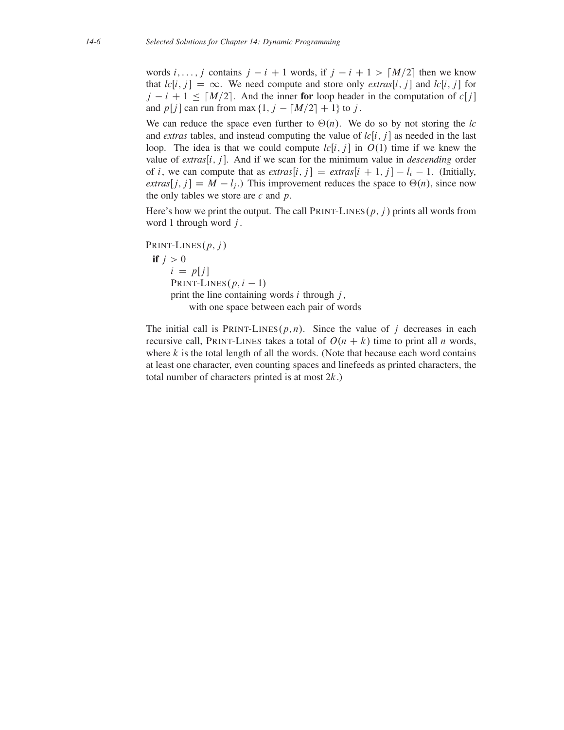words $i, \ldots, j$ contains $j - i + 1$ words, if $j - i + 1 > \lceil M/2 \rceil$ then we know that $lc[i, j] = \infty$. We need compute and store only $extras[i, j]$ and $lc[i, j]$ for $j - i + 1 \leq \lceil M/2 \rceil$. And the inner **for** loop header in the computation of $c[j]$ and $p[j]$ can run from $\max\{1, j - \lceil M/2 \rceil + 1\}$ to $j$.

We can reduce the space even further to $\Theta(n)$. We do so by not storing the *lc* and *extras* tables, and instead computing the value of $lc[i, j]$ as needed in the last loop. The idea is that we could compute $lc[i, j]$ in $O(1)$ time if we knew the value of $extras[i, j]$. And if we scan for the minimum value in *descending* order of $i$, we can compute that as $extras[i, j] = extras[i + 1, j] - l_i - 1$. (Initially, $extras[j, j] = M - l_j$.) This improvement reduces the space to $\Theta(n)$, since now the only tables we store are $c$ and $p$.

Here's how we print the output. The call PRINT-LINES$(p, j)$ prints all words from word 1 through word $j$.

```
PRINT-LINES(p, j)
  if j > 0
      i = p[j]
      PRINT-LINES(p, i - 1)
      print the line containing words i through j,
          with one space between each pair of words
```

The initial call is PRINT-LINES$(p, n)$. Since the value of $j$ decreases in each recursive call, PRINT-LINES takes a total of $O(n + k)$ time to print all $n$ words, where $k$ is the total length of all the words. (Note that because each word contains at least one character, even counting spaces and linefeeds as printed characters, the total number of characters printed is at most $2k$.)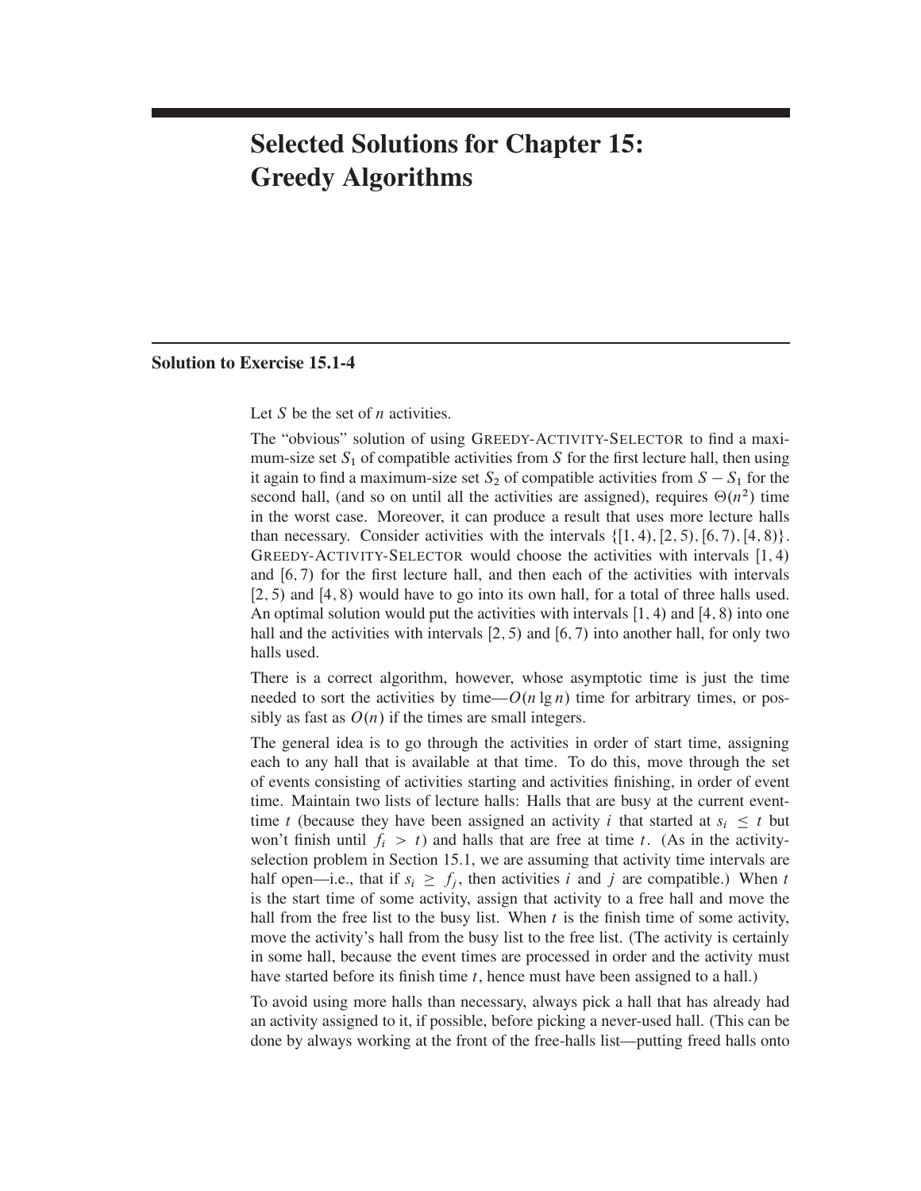# Selected Solutions for Chapter 15: Greedy Algorithms

## Solution to Exercise 15.1-4

Let $S$ be the set of $n$ activities.

The "obvious" solution of using GREEDY-ACTIVITY-SELECTOR to find a maximum-size set $S_1$ of compatible activities from $S$ for the first lecture hall, then using it again to find a maximum-size set $S_2$ of compatible activities from $S - S_1$ for the second hall, (and so on until all the activities are assigned), requires $\Theta(n^2)$ time in the worst case. Moreover, it can produce a result that uses more lecture halls than necessary. Consider activities with the intervals $\{[1,4), [2,5), [6,7), [4,8)\}$. GREEDY-ACTIVITY-SELECTOR would choose the activities with intervals $[1,4)$ and $[6,7)$ for the first lecture hall, and then each of the activities with intervals $[2,5)$ and $[4,8)$ would have to go into its own hall, for a total of three halls used. An optimal solution would put the activities with intervals $[1,4)$ and $[4,8)$ into one hall and the activities with intervals $[2,5)$ and $[6,7)$ into another hall, for only two halls used.

There is a correct algorithm, however, whose asymptotic time is just the time needed to sort the activities by time—$O(n \lg n)$ time for arbitrary times, or possibly as fast as $O(n)$ if the times are small integers.

The general idea is to go through the activities in order of start time, assigning each to any hall that is available at that time. To do this, move through the set of events consisting of activities starting and activities finishing, in order of event time. Maintain two lists of lecture halls: Halls that are busy at the current event-time $t$ (because they have been assigned an activity $i$ that started at $s_i \leq t$ but won't finish until $f_i > t$) and halls that are free at time $t$. (As in the activity-selection problem in Section 15.1, we are assuming that activity time intervals are half open—i.e., that if $s_i \geq f_j$, then activities $i$ and $j$ are compatible.) When $t$ is the start time of some activity, assign that activity to a free hall and move the hall from the free list to the busy list. When $t$ is the finish time of some activity, move the activity's hall from the busy list to the free list. (The activity is certainly in some hall, because the event times are processed in order and the activity must have started before its finish time $t$, hence must have been assigned to a hall.)

To avoid using more halls than necessary, always pick a hall that has already had an activity assigned to it, if possible, before picking a never-used hall. (This can be done by always working at the front of the free-halls list—putting freed halls onto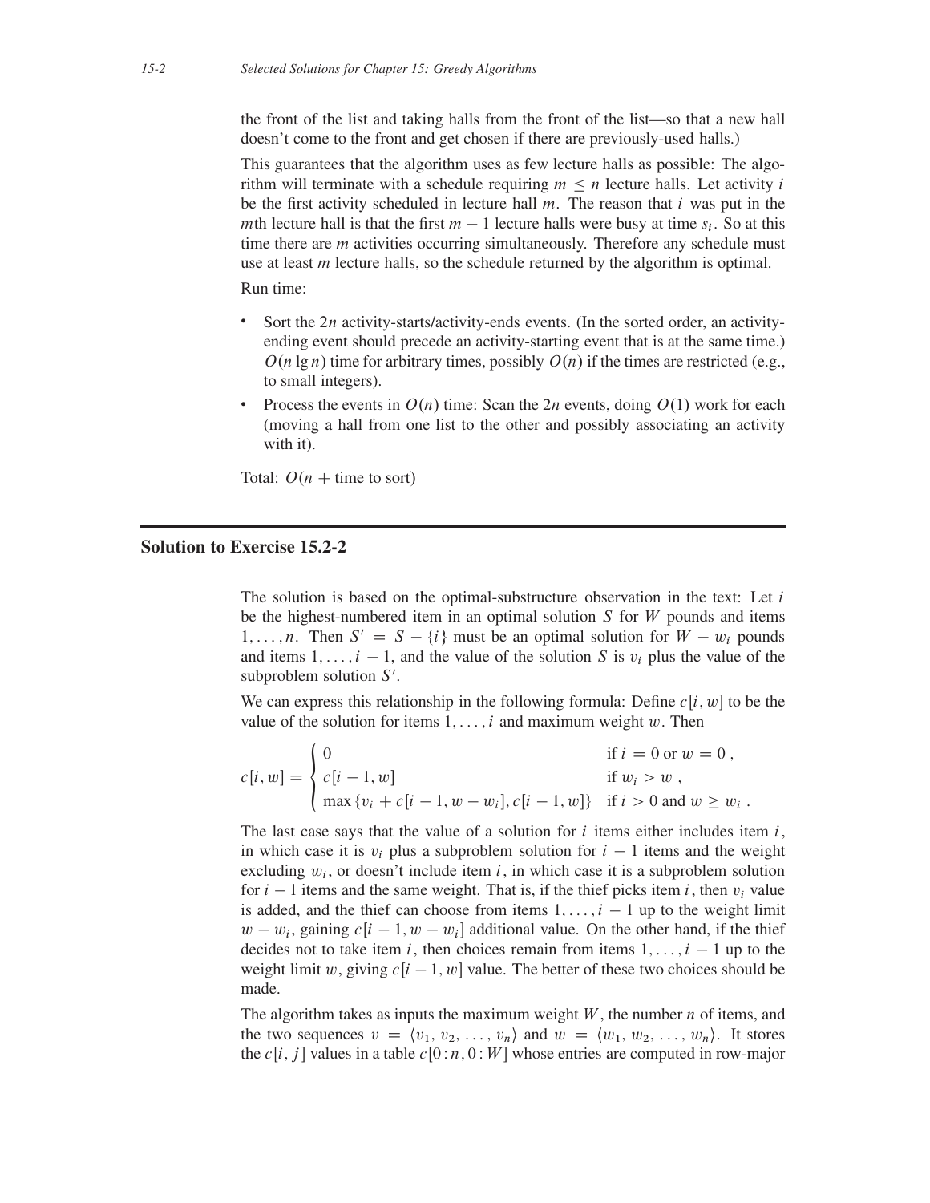the front of the list and taking halls from the front of the list—so that a new hall doesn't come to the front and get chosen if there are previously-used halls.)

This guarantees that the algorithm uses as few lecture halls as possible: The algorithm will terminate with a schedule requiring $m \leq n$ lecture halls. Let activity $i$ be the first activity scheduled in lecture hall $m$. The reason that $i$ was put in the $m$th lecture hall is that the first $m - 1$ lecture halls were busy at time $s_i$. So at this time there are $m$ activities occurring simultaneously. Therefore any schedule must use at least $m$ lecture halls, so the schedule returned by the algorithm is optimal.

Run time:

- Sort the $2n$ activity-starts/activity-ends events. (In the sorted order, an activity-ending event should precede an activity-starting event that is at the same time.) $O(n \lg n)$ time for arbitrary times, possibly $O(n)$ if the times are restricted (e.g., to small integers).
- Process the events in $O(n)$ time: Scan the $2n$ events, doing $O(1)$ work for each (moving a hall from one list to the other and possibly associating an activity with it).

Total: $O(n + \text{time to sort})$

## Solution to Exercise 15.2-2

The solution is based on the optimal-substructure observation in the text: Let $i$ be the highest-numbered item in an optimal solution $S$ for $W$ pounds and items $1, \ldots, n$. Then $S' = S - \{i\}$ must be an optimal solution for $W - w_i$ pounds and items $1, \ldots, i - 1$, and the value of the solution $S$ is $v_i$ plus the value of the subproblem solution $S'$.

We can express this relationship in the following formula: Define $c[i, w]$ to be the value of the solution for items $1, \ldots, i$ and maximum weight $w$. Then

$$c[i, w] = \begin{cases} 0 & \text{if } i = 0 \text{ or } w = 0 , \\ c[i-1, w] & \text{if } w_i > w , \\ \max\{v_i + c[i-1, w - w_i], c[i-1, w]\} & \text{if } i > 0 \text{ and } w \geq w_i . \end{cases}$$

The last case says that the value of a solution for $i$ items either includes item $i$, in which case it is $v_i$ plus a subproblem solution for $i - 1$ items and the weight excluding $w_i$, or doesn't include item $i$, in which case it is a subproblem solution for $i - 1$ items and the same weight. That is, if the thief picks item $i$, then $v_i$ value is added, and the thief can choose from items $1, \ldots, i - 1$ up to the weight limit $w - w_i$, gaining $c[i - 1, w - w_i]$ additional value. On the other hand, if the thief decides not to take item $i$, then choices remain from items $1, \ldots, i - 1$ up to the weight limit $w$, giving $c[i - 1, w]$ value. The better of these two choices should be made.

The algorithm takes as inputs the maximum weight $W$, the number $n$ of items, and the two sequences $v = \langle v_1, v_2, \ldots, v_n \rangle$ and $w = \langle w_1, w_2, \ldots, w_n \rangle$. It stores the $c[i, j]$ values in a table $c[0:n, 0:W]$ whose entries are computed in row-major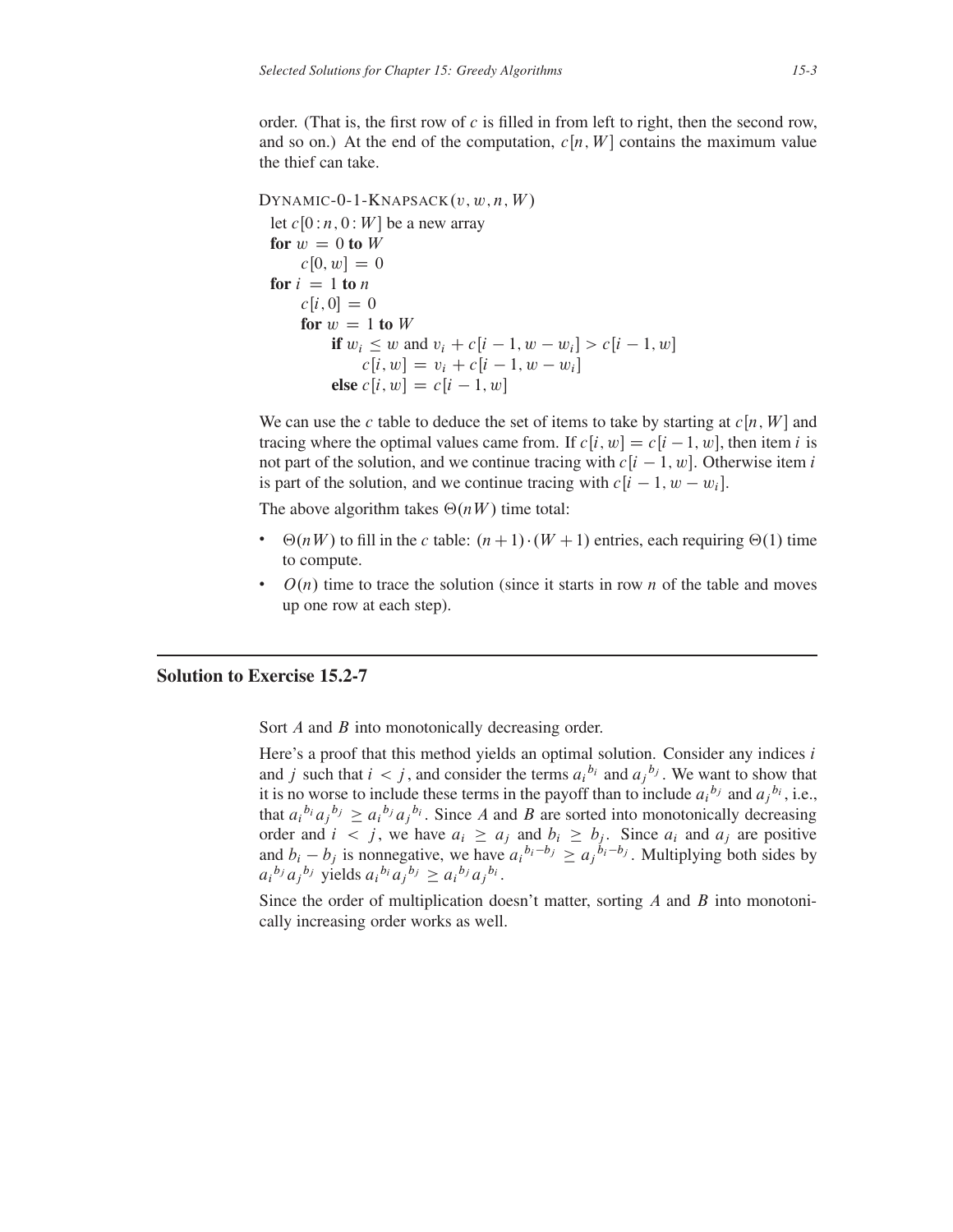order. (That is, the first row of $c$ is filled in from left to right, then the second row, and so on.) At the end of the computation, $c[n, W]$ contains the maximum value the thief can take.

```
DYNAMIC-0-1-KNAPSACK(v, w, n, W)
  let c[0 : n, 0 : W] be a new array
  for w = 0 to W
      c[0, w] = 0
  for i = 1 to n
      c[i, 0] = 0
      for w = 1 to W
          if w_i ≤ w and v_i + c[i - 1, w - w_i] > c[i - 1, w]
              c[i, w] = v_i + c[i - 1, w - w_i]
          else c[i, w] = c[i - 1, w]
```

We can use the $c$ table to deduce the set of items to take by starting at $c[n, W]$ and tracing where the optimal values came from. If $c[i, w] = c[i-1, w]$, then item $i$ is not part of the solution, and we continue tracing with $c[i-1, w]$. Otherwise item $i$ is part of the solution, and we continue tracing with $c[i-1, w-w_i]$.

The above algorithm takes $\Theta(nW)$ time total:

- $\Theta(nW)$ to fill in the $c$ table: $(n+1) \cdot (W+1)$ entries, each requiring $\Theta(1)$ time to compute.
- $O(n)$ time to trace the solution (since it starts in row $n$ of the table and moves up one row at each step).

## Solution to Exercise 15.2-7

Sort $A$ and $B$ into monotonically decreasing order.

Here's a proof that this method yields an optimal solution. Consider any indices $i$ and $j$ such that $i < j$, and consider the terms ${a_i}^{b_i}$ and ${a_j}^{b_j}$. We want to show that it is no worse to include these terms in the payoff than to include ${a_i}^{b_j}$ and ${a_j}^{b_i}$, i.e., that ${a_i}^{b_i}{a_j}^{b_j} \geq {a_i}^{b_j}{a_j}^{b_i}$. Since $A$ and $B$ are sorted into monotonically decreasing order and $i < j$, we have $a_i \geq a_j$ and $b_i \geq b_j$. Since $a_i$ and $a_j$ are positive and $b_i - b_j$ is nonnegative, we have ${a_i}^{b_i - b_j} \geq {a_j}^{b_i - b_j}$. Multiplying both sides by ${a_i}^{b_j}{a_j}^{b_j}$ yields ${a_i}^{b_i}{a_j}^{b_j} \geq {a_i}^{b_j}{a_j}^{b_i}$.

Since the order of multiplication doesn't matter, sorting $A$ and $B$ into monotonically increasing order works as well.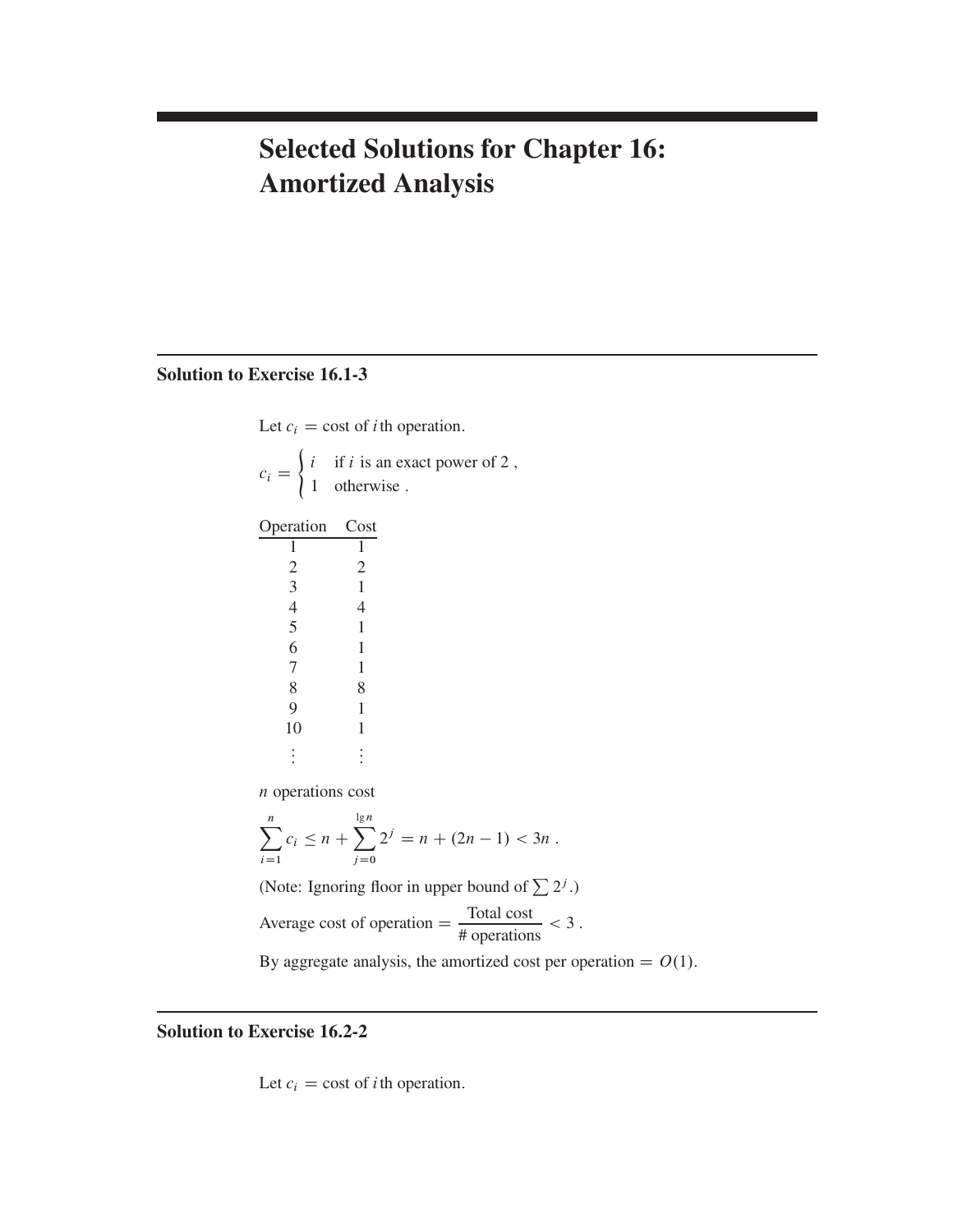# Selected Solutions for Chapter 16: Amortized Analysis

## Solution to Exercise 16.1-3

Let $c_i$ = cost of $i$th operation.

$$c_i = \begin{cases} i & \text{if } i \text{ is an exact power of 2 ,} \\ 1 & \text{otherwise .} \end{cases}$$

| Operation | Cost |
|---|---|
| 1 | 1 |
| 2 | 2 |
| 3 | 1 |
| 4 | 4 |
| 5 | 1 |
| 6 | 1 |
| 7 | 1 |
| 8 | 8 |
| 9 | 1 |
| 10 | 1 |
| ⋮ | ⋮ |

$n$ operations cost

$$\sum_{i=1}^{n} c_i \le n + \sum_{j=0}^{\lg n} 2^j = n + (2n - 1) < 3n .$$

(Note: Ignoring floor in upper bound of $\sum 2^j$.)

$$\text{Average cost of operation} = \frac{\text{Total cost}}{\text{\# operations}} < 3 .$$

By aggregate analysis, the amortized cost per operation = $O(1)$.

## Solution to Exercise 16.2-2

Let $c_i$ = cost of $i$th operation.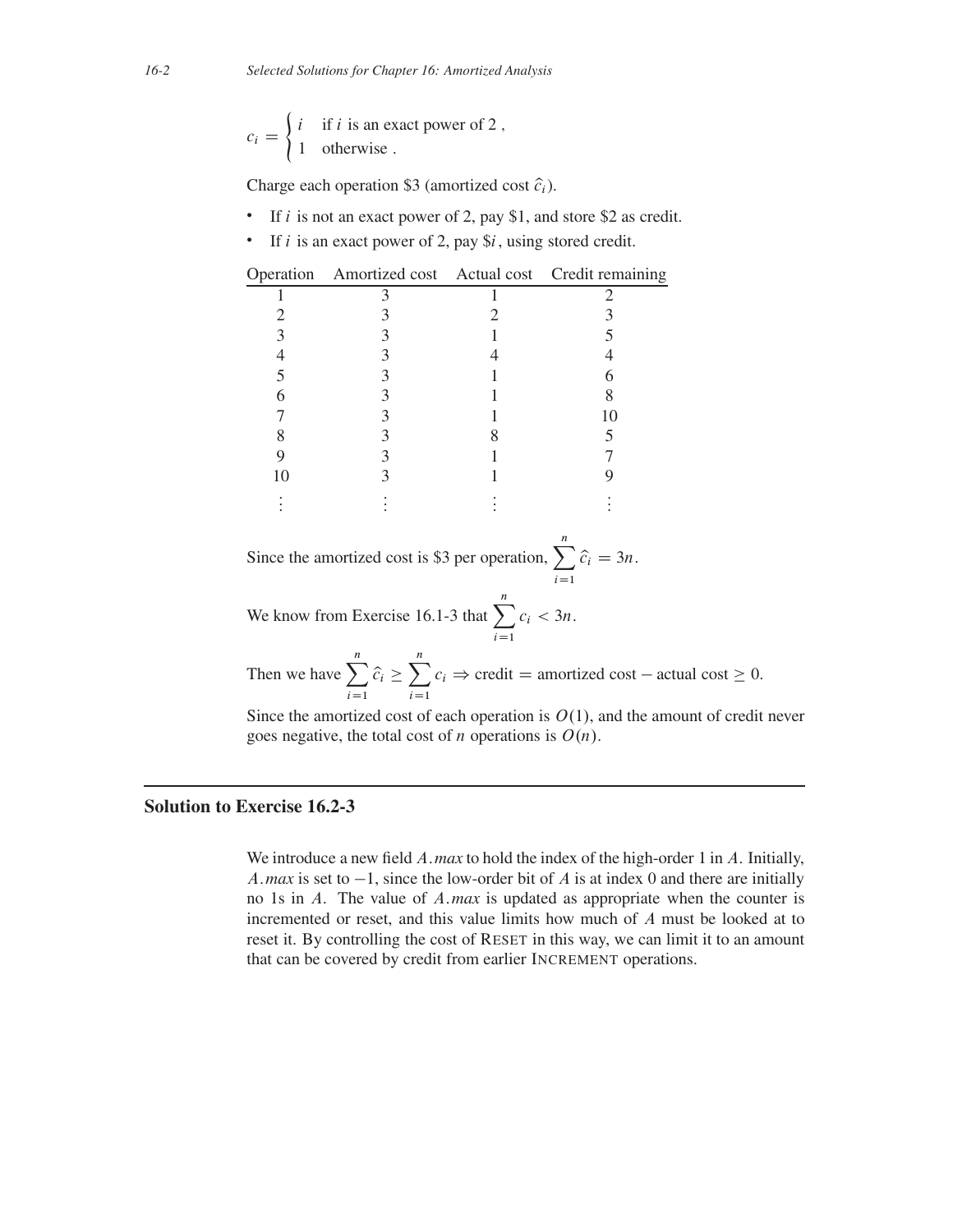$$c_i = \begin{cases} i & \text{if } i \text{ is an exact power of 2 ,} \\ 1 & \text{otherwise .} \end{cases}$$

Charge each operation \$3 (amortized cost $\hat{c}_i$).

- If $i$ is not an exact power of 2, pay \$1, and store \$2 as credit.
- If $i$ is an exact power of 2, pay \$$i$, using stored credit.

| Operation | Amortized cost | Actual cost | Credit remaining |
|---|---|---|---|
| 1 | 3 | 1 | 2 |
| 2 | 3 | 2 | 3 |
| 3 | 3 | 1 | 5 |
| 4 | 3 | 4 | 4 |
| 5 | 3 | 1 | 6 |
| 6 | 3 | 1 | 8 |
| 7 | 3 | 1 | 10 |
| 8 | 3 | 8 | 5 |
| 9 | 3 | 1 | 7 |
| 10 | 3 | 1 | 9 |
| ⋮ | ⋮ | ⋮ | ⋮ |

Since the amortized cost is \$3 per operation, $\sum_{i=1}^{n} \hat{c}_i = 3n$.

We know from Exercise 16.1-3 that $\sum_{i=1}^{n} c_i < 3n$.

Then we have $\sum_{i=1}^{n} \hat{c}_i \geq \sum_{i=1}^{n} c_i \Rightarrow$ credit = amortized cost − actual cost $\geq 0$.

Since the amortized cost of each operation is $O(1)$, and the amount of credit never goes negative, the total cost of $n$ operations is $O(n)$.

## Solution to Exercise 16.2-3

We introduce a new field $A.max$ to hold the index of the high-order 1 in $A$. Initially, $A.max$ is set to $-1$, since the low-order bit of $A$ is at index 0 and there are initially no 1s in $A$. The value of $A.max$ is updated as appropriate when the counter is incremented or reset, and this value limits how much of $A$ must be looked at to reset it. By controlling the cost of RESET in this way, we can limit it to an amount that can be covered by credit from earlier INCREMENT operations.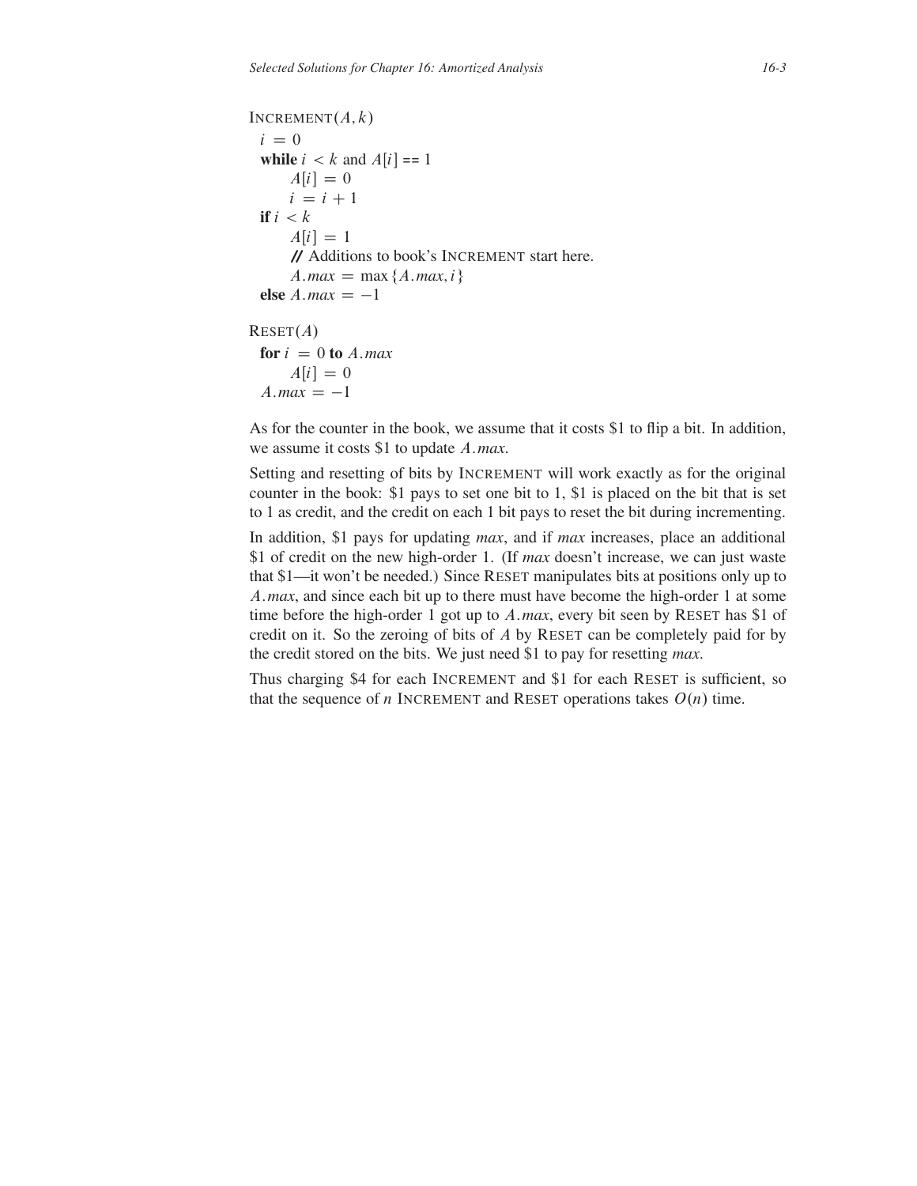```
INCREMENT(A, k)
  i = 0
  while i < k and A[i] == 1
      A[i] = 0
      i = i + 1
  if i < k
      A[i] = 1
      // Additions to book's INCREMENT start here.
      A.max = max{A.max, i}
  else A.max = -1

RESET(A)
  for i = 0 to A.max
      A[i] = 0
  A.max = -1
```

As for the counter in the book, we assume that it costs \$1 to flip a bit. In addition, we assume it costs \$1 to update $A.max$.

Setting and resetting of bits by INCREMENT will work exactly as for the original counter in the book: \$1 pays to set one bit to 1, \$1 is placed on the bit that is set to 1 as credit, and the credit on each 1 bit pays to reset the bit during incrementing.

In addition, \$1 pays for updating *max*, and if *max* increases, place an additional \$1 of credit on the new high-order 1. (If *max* doesn't increase, we can just waste that \$1—it won't be needed.) Since RESET manipulates bits at positions only up to $A.max$, and since each bit up to there must have become the high-order 1 at some time before the high-order 1 got up to $A.max$, every bit seen by RESET has \$1 of credit on it. So the zeroing of bits of $A$ by RESET can be completely paid for by the credit stored on the bits. We just need \$1 to pay for resetting *max*.

Thus charging \$4 for each INCREMENT and \$1 for each RESET is sufficient, so that the sequence of $n$ INCREMENT and RESET operations takes $O(n)$ time.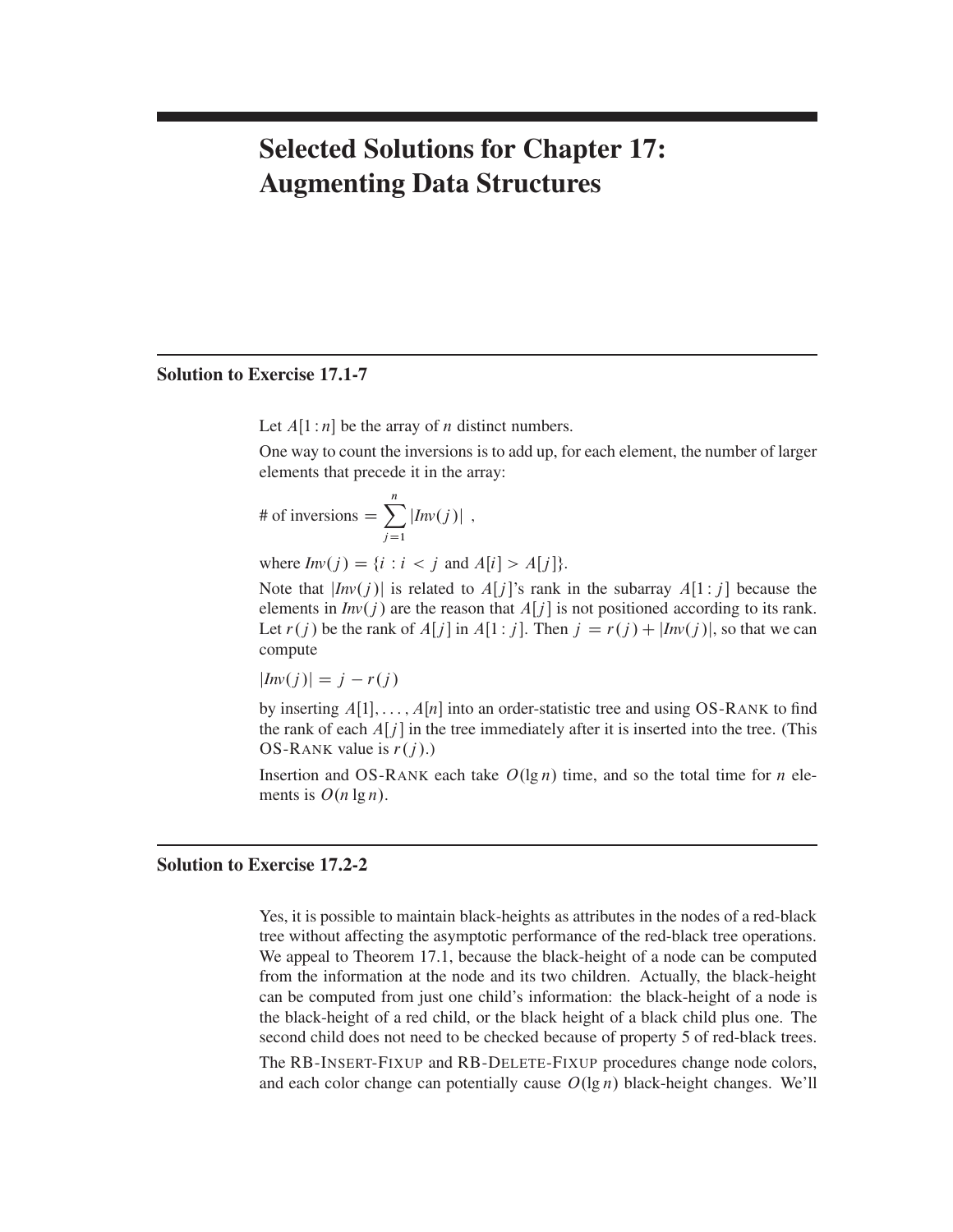# Selected Solutions for Chapter 17: Augmenting Data Structures

## Solution to Exercise 17.1-7

Let $A[1:n]$ be the array of $n$ distinct numbers.

One way to count the inversions is to add up, for each element, the number of larger elements that precede it in the array:

$$\text{\# of inversions} = \sum_{j=1}^{n} |Inv(j)| \ ,$$

where $Inv(j) = \{i : i < j \text{ and } A[i] > A[j]\}$.

Note that $|Inv(j)|$ is related to $A[j]$'s rank in the subarray $A[1:j]$ because the elements in $Inv(j)$ are the reason that $A[j]$ is not positioned according to its rank. Let $r(j)$ be the rank of $A[j]$ in $A[1:j]$. Then $j = r(j) + |Inv(j)|$, so that we can compute

$$|Inv(j)| = j - r(j)$$

by inserting $A[1], \ldots, A[n]$ into an order-statistic tree and using OS-RANK to find the rank of each $A[j]$ in the tree immediately after it is inserted into the tree. (This OS-RANK value is $r(j)$.)

Insertion and OS-RANK each take $O(\lg n)$ time, and so the total time for $n$ elements is $O(n \lg n)$.

## Solution to Exercise 17.2-2

Yes, it is possible to maintain black-heights as attributes in the nodes of a red-black tree without affecting the asymptotic performance of the red-black tree operations. We appeal to Theorem 17.1, because the black-height of a node can be computed from the information at the node and its two children. Actually, the black-height can be computed from just one child's information: the black-height of a node is the black-height of a red child, or the black height of a black child plus one. The second child does not need to be checked because of property 5 of red-black trees.

The RB-INSERT-FIXUP and RB-DELETE-FIXUP procedures change node colors, and each color change can potentially cause $O(\lg n)$ black-height changes. We'll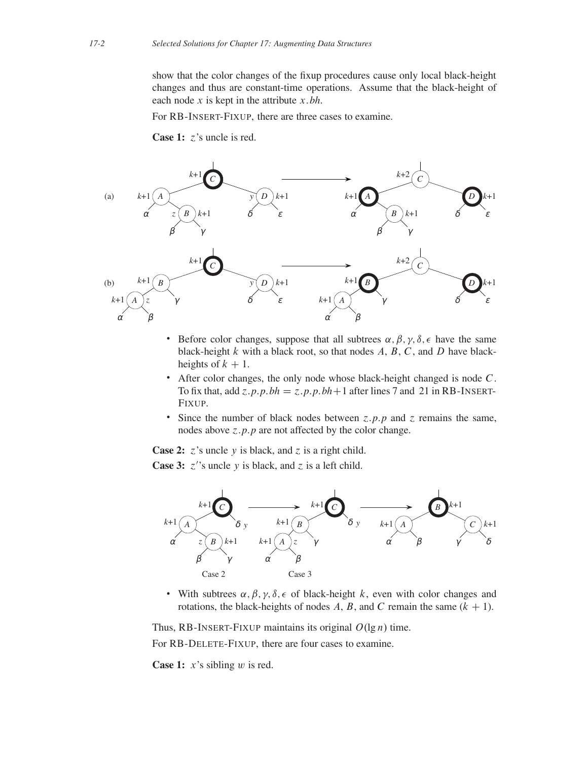show that the color changes of the fixup procedures cause only local black-height changes and thus are constant-time operations. Assume that the black-height of each node $x$ is kept in the attribute $x.bh$.

For RB-INSERT-FIXUP, there are three cases to examine.

**Case 1:** $z$'s uncle is red.

- Before color changes, suppose that all subtrees $\alpha, \beta, \gamma, \delta, \epsilon$ have the same black-height $k$ with a black root, so that nodes $A$, $B$, $C$, and $D$ have black-heights of $k + 1$.
- After color changes, the only node whose black-height changed is node $C$. To fix that, add $z.p.p.bh = z.p.p.bh+1$ after lines 7 and 21 in RB-INSERT-FIXUP.
- Since the number of black nodes between $z.p.p$ and $z$ remains the same, nodes above $z.p.p$ are not affected by the color change.

**Case 2:** $z$'s uncle $y$ is black, and $z$ is a right child.

**Case 3:** $z'$'s uncle $y$ is black, and $z$ is a left child.

Case 2 Case 3

- With subtrees $\alpha, \beta, \gamma, \delta, \epsilon$ of black-height $k$, even with color changes and rotations, the black-heights of nodes $A$, $B$, and $C$ remain the same ($k + 1$).

Thus, RB-INSERT-FIXUP maintains its original $O(\lg n)$ time.

For RB-DELETE-FIXUP, there are four cases to examine.

**Case 1:** $x$'s sibling $w$ is red.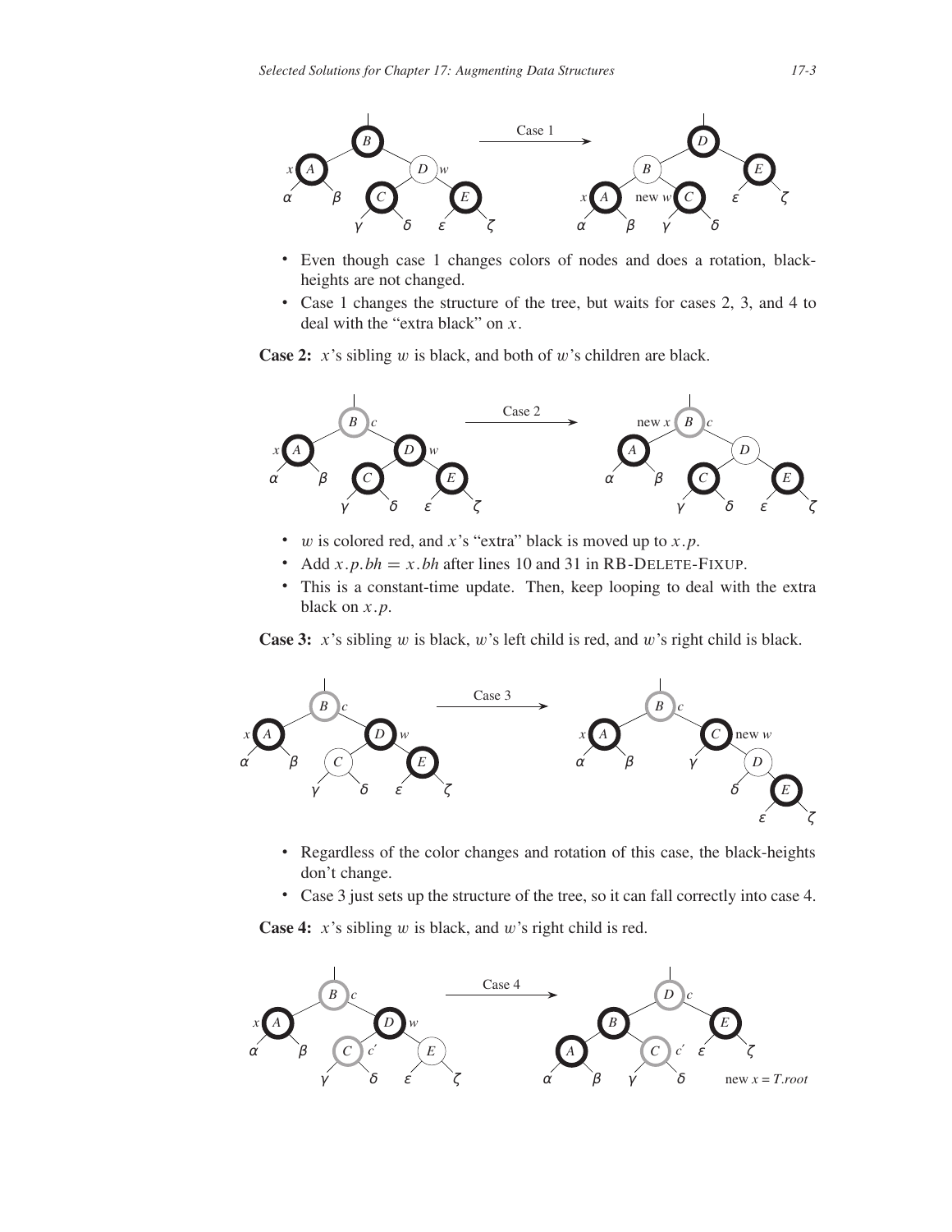- Even though case 1 changes colors of nodes and does a rotation, black-heights are not changed.
- Case 1 changes the structure of the tree, but waits for cases 2, 3, and 4 to deal with the "extra black" on $x$.

**Case 2:** $x$'s sibling $w$ is black, and both of $w$'s children are black.

- $w$ is colored red, and $x$'s "extra" black is moved up to $x.p$.
- Add $x.p.bh = x.bh$ after lines 10 and 31 in RB-DELETE-FIXUP.
- This is a constant-time update. Then, keep looping to deal with the extra black on $x.p$.

**Case 3:** $x$'s sibling $w$ is black, $w$'s left child is red, and $w$'s right child is black.

- Regardless of the color changes and rotation of this case, the black-heights don't change.
- Case 3 just sets up the structure of the tree, so it can fall correctly into case 4.

**Case 4:** $x$'s sibling $w$ is black, and $w$'s right child is red.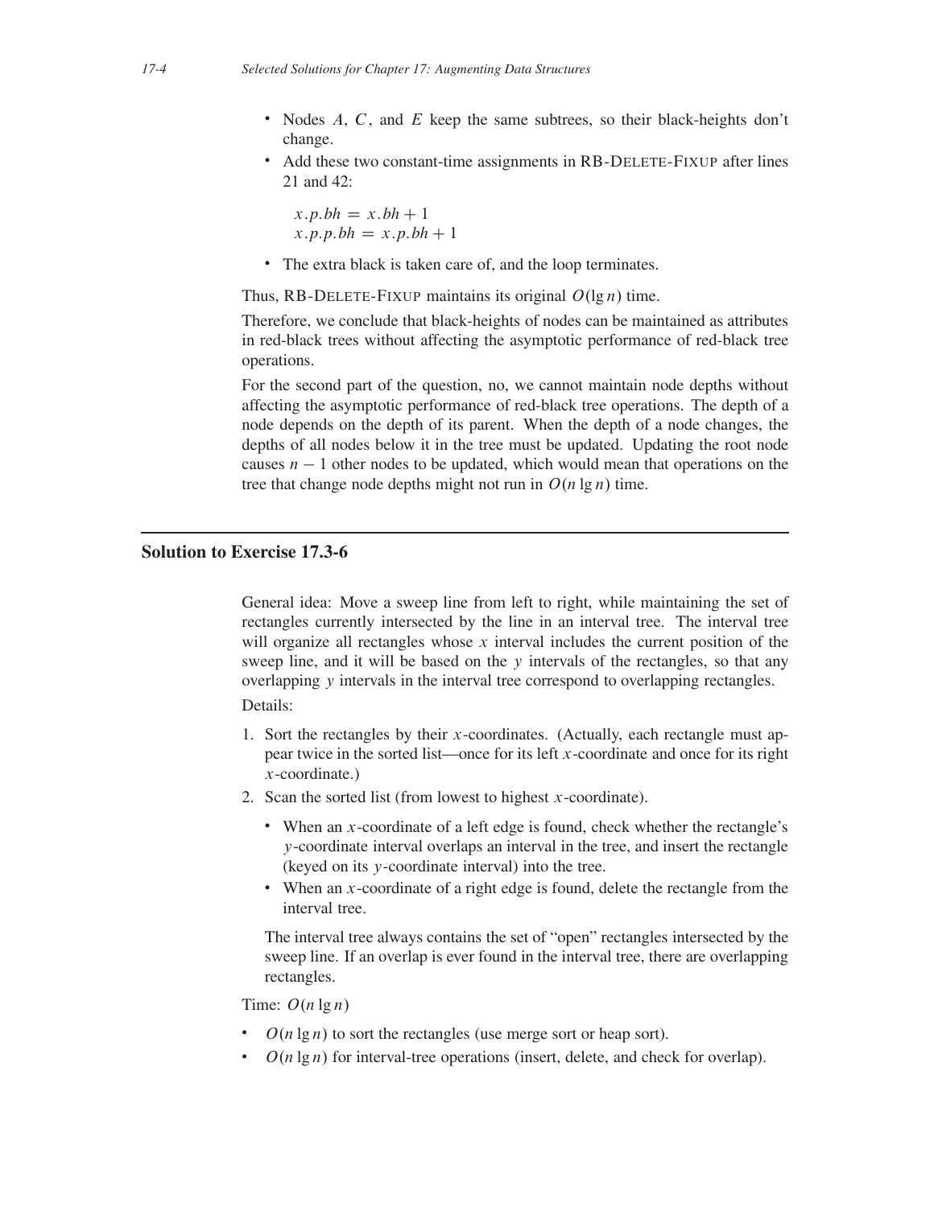- Nodes $A$, $C$, and $E$ keep the same subtrees, so their black-heights don't change.
- Add these two constant-time assignments in RB-DELETE-FIXUP after lines 21 and 42:

  $x.p.bh = x.bh + 1$
  $x.p.p.bh = x.p.bh + 1$

- The extra black is taken care of, and the loop terminates.

Thus, RB-DELETE-FIXUP maintains its original $O(\lg n)$ time.

Therefore, we conclude that black-heights of nodes can be maintained as attributes in red-black trees without affecting the asymptotic performance of red-black tree operations.

For the second part of the question, no, we cannot maintain node depths without affecting the asymptotic performance of red-black tree operations. The depth of a node depends on the depth of its parent. When the depth of a node changes, the depths of all nodes below it in the tree must be updated. Updating the root node causes $n - 1$ other nodes to be updated, which would mean that operations on the tree that change node depths might not run in $O(n \lg n)$ time.

## Solution to Exercise 17.3-6

General idea: Move a sweep line from left to right, while maintaining the set of rectangles currently intersected by the line in an interval tree. The interval tree will organize all rectangles whose $x$ interval includes the current position of the sweep line, and it will be based on the $y$ intervals of the rectangles, so that any overlapping $y$ intervals in the interval tree correspond to overlapping rectangles.

Details:

1. Sort the rectangles by their $x$-coordinates. (Actually, each rectangle must appear twice in the sorted list—once for its left $x$-coordinate and once for its right $x$-coordinate.)
2. Scan the sorted list (from lowest to highest $x$-coordinate).
   - When an $x$-coordinate of a left edge is found, check whether the rectangle's $y$-coordinate interval overlaps an interval in the tree, and insert the rectangle (keyed on its $y$-coordinate interval) into the tree.
   - When an $x$-coordinate of a right edge is found, delete the rectangle from the interval tree.

   The interval tree always contains the set of "open" rectangles intersected by the sweep line. If an overlap is ever found in the interval tree, there are overlapping rectangles.

Time: $O(n \lg n)$

- $O(n \lg n)$ to sort the rectangles (use merge sort or heap sort).
- $O(n \lg n)$ for interval-tree operations (insert, delete, and check for overlap).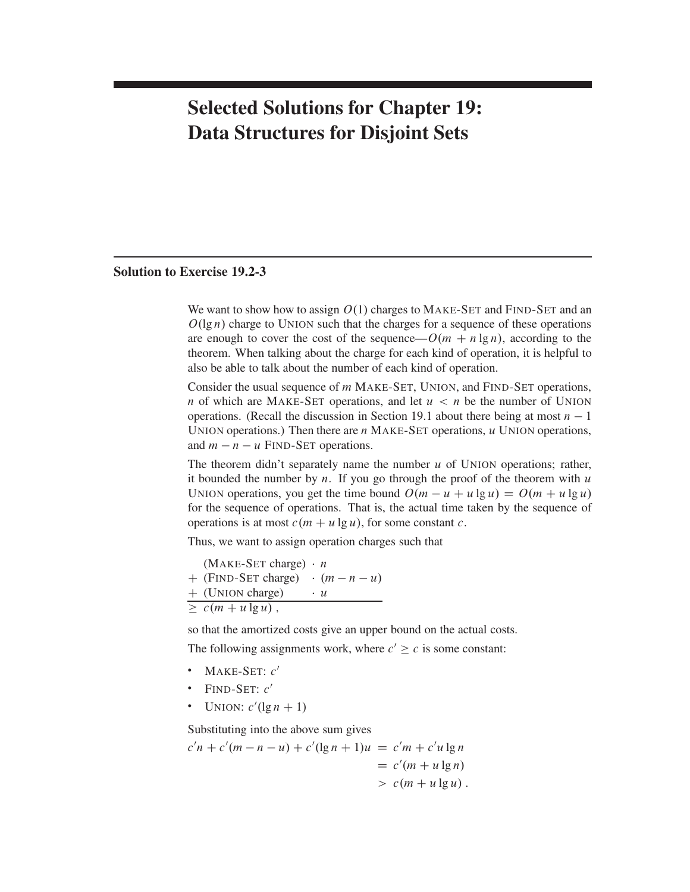# Selected Solutions for Chapter 19: Data Structures for Disjoint Sets

## Solution to Exercise 19.2-3

We want to show how to assign $O(1)$ charges to MAKE-SET and FIND-SET and an $O(\lg n)$ charge to UNION such that the charges for a sequence of these operations are enough to cover the cost of the sequence—$O(m + n \lg n)$, according to the theorem. When talking about the charge for each kind of operation, it is helpful to also be able to talk about the number of each kind of operation.

Consider the usual sequence of $m$ MAKE-SET, UNION, and FIND-SET operations, $n$ of which are MAKE-SET operations, and let $u < n$ be the number of UNION operations. (Recall the discussion in Section 19.1 about there being at most $n - 1$ UNION operations.) Then there are $n$ MAKE-SET operations, $u$ UNION operations, and $m - n - u$ FIND-SET operations.

The theorem didn't separately name the number $u$ of UNION operations; rather, it bounded the number by $n$. If you go through the proof of the theorem with $u$ UNION operations, you get the time bound $O(m - u + u \lg u) = O(m + u \lg u)$ for the sequence of operations. That is, the actual time taken by the sequence of operations is at most $c(m + u \lg u)$, for some constant $c$.

Thus, we want to assign operation charges such that

$$
\begin{array}{ll}
\phantom{+}\ (\text{MAKE-SET charge}) & \cdot\ n \\
+\ (\text{FIND-SET charge}) & \cdot\ (m - n - u) \\
+\ (\text{UNION charge}) & \cdot\ u \\
\hline
\geq\ c(m + u \lg u)\ , &
\end{array}
$$

so that the amortized costs give an upper bound on the actual costs.

The following assignments work, where $c' \geq c$ is some constant:

- MAKE-SET: $c'$
- FIND-SET: $c'$
- UNION: $c'(\lg n + 1)$

Substituting into the above sum gives

$$
\begin{aligned}
c'n + c'(m - n - u) + c'(\lg n + 1)u &= c'm + c'u \lg n \\
&= c'(m + u \lg n) \\
&> c(m + u \lg u)\ .
\end{aligned}
$$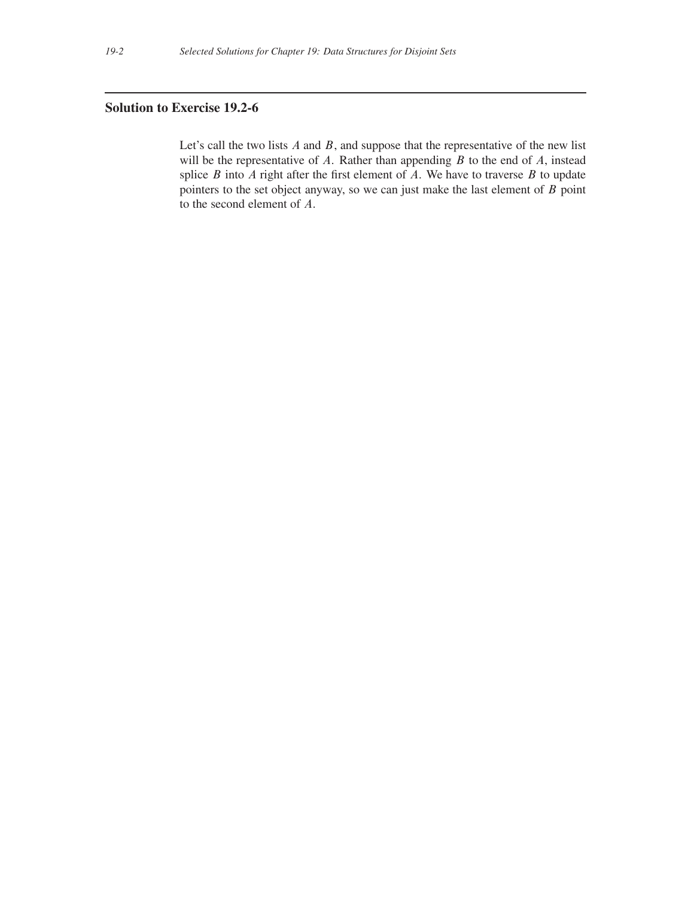## Solution to Exercise 19.2-6

Let's call the two lists $A$ and $B$, and suppose that the representative of the new list will be the representative of $A$. Rather than appending $B$ to the end of $A$, instead splice $B$ into $A$ right after the first element of $A$. We have to traverse $B$ to update pointers to the set object anyway, so we can just make the last element of $B$ point to the second element of $A$.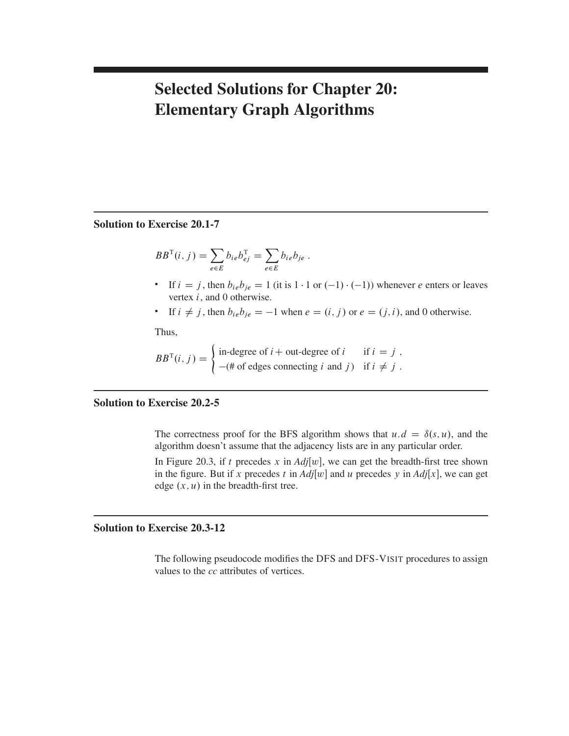# Selected Solutions for Chapter 20: Elementary Graph Algorithms

## Solution to Exercise 20.1-7

$$BB^{\mathrm{T}}(i, j) = \sum_{e \in E} b_{ie} b_{ej}^{\mathrm{T}} = \sum_{e \in E} b_{ie} b_{je} \; .$$

- If $i = j$, then $b_{ie} b_{je} = 1$ (it is $1 \cdot 1$ or $(-1) \cdot (-1)$) whenever $e$ enters or leaves vertex $i$, and 0 otherwise.
- If $i \neq j$, then $b_{ie} b_{je} = -1$ when $e = (i, j)$ or $e = (j, i)$, and 0 otherwise.

Thus,

$$BB^{\mathrm{T}}(i, j) = \begin{cases} \text{in-degree of } i + \text{out-degree of } i & \text{if } i = j \; , \\ -(\text{\# of edges connecting } i \text{ and } j) & \text{if } i \neq j \; . \end{cases}$$

## Solution to Exercise 20.2-5

The correctness proof for the BFS algorithm shows that $u.d = \delta(s, u)$, and the algorithm doesn't assume that the adjacency lists are in any particular order.

In Figure 20.3, if $t$ precedes $x$ in $Adj[w]$, we can get the breadth-first tree shown in the figure. But if $x$ precedes $t$ in $Adj[w]$ and $u$ precedes $y$ in $Adj[x]$, we can get edge $(x, u)$ in the breadth-first tree.

## Solution to Exercise 20.3-12

The following pseudocode modifies the DFS and DFS-VISIT procedures to assign values to the *cc* attributes of vertices.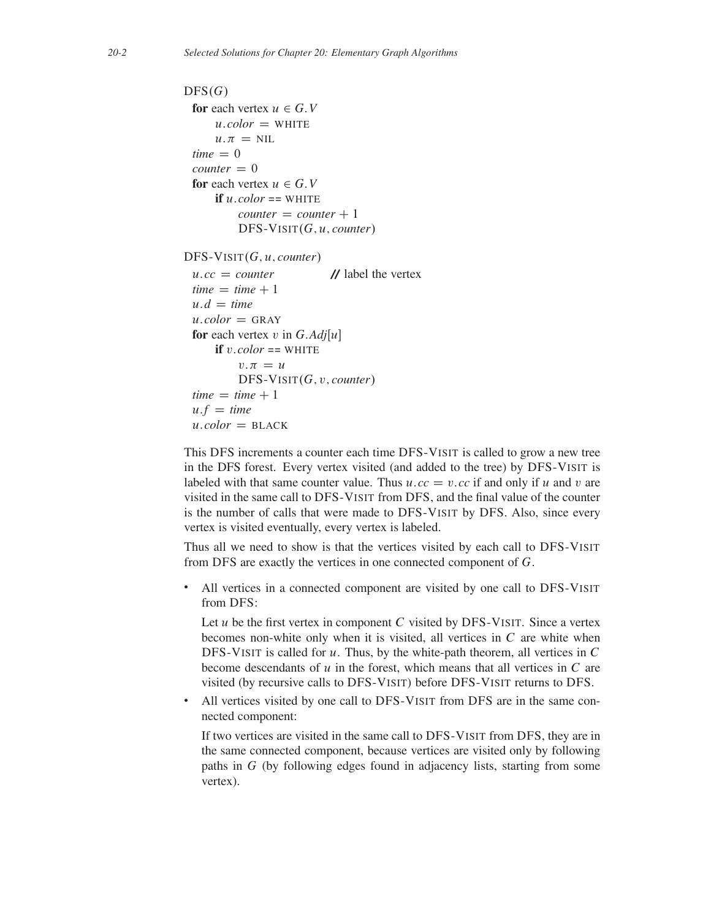```
DFS(G)
  for each vertex u ∈ G.V
      u.color = WHITE
      u.π = NIL
  time = 0
  counter = 0
  for each vertex u ∈ G.V
      if u.color == WHITE
          counter = counter + 1
          DFS-VISIT(G, u, counter)

DFS-VISIT(G, u, counter)
  u.cc = counter              // label the vertex
  time = time + 1
  u.d = time
  u.color = GRAY
  for each vertex v in G.Adj[u]
      if v.color == WHITE
          v.π = u
          DFS-VISIT(G, v, counter)
  time = time + 1
  u.f = time
  u.color = BLACK
```

This DFS increments a counter each time DFS-VISIT is called to grow a new tree in the DFS forest. Every vertex visited (and added to the tree) by DFS-VISIT is labeled with that same counter value. Thus $u.cc = v.cc$ if and only if $u$ and $v$ are visited in the same call to DFS-VISIT from DFS, and the final value of the counter is the number of calls that were made to DFS-VISIT by DFS. Also, since every vertex is visited eventually, every vertex is labeled.

Thus all we need to show is that the vertices visited by each call to DFS-VISIT from DFS are exactly the vertices in one connected component of $G$.

- All vertices in a connected component are visited by one call to DFS-VISIT from DFS:

  Let $u$ be the first vertex in component $C$ visited by DFS-VISIT. Since a vertex becomes non-white only when it is visited, all vertices in $C$ are white when DFS-VISIT is called for $u$. Thus, by the white-path theorem, all vertices in $C$ become descendants of $u$ in the forest, which means that all vertices in $C$ are visited (by recursive calls to DFS-VISIT) before DFS-VISIT returns to DFS.

- All vertices visited by one call to DFS-VISIT from DFS are in the same connected component:

  If two vertices are visited in the same call to DFS-VISIT from DFS, they are in the same connected component, because vertices are visited only by following paths in $G$ (by following edges found in adjacency lists, starting from some vertex).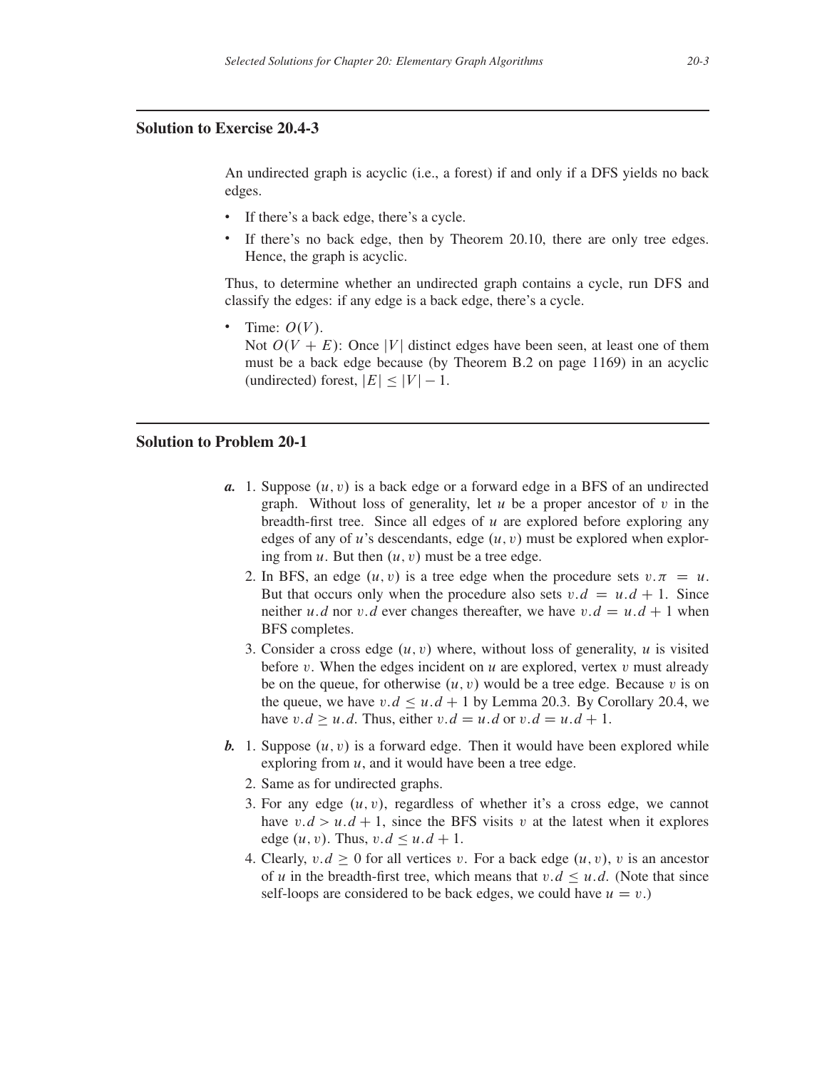## Solution to Exercise 20.4-3

An undirected graph is acyclic (i.e., a forest) if and only if a DFS yields no back edges.

- If there's a back edge, there's a cycle.
- If there's no back edge, then by Theorem 20.10, there are only tree edges. Hence, the graph is acyclic.

Thus, to determine whether an undirected graph contains a cycle, run DFS and classify the edges: if any edge is a back edge, there's a cycle.

- Time: $O(V)$.
  Not $O(V + E)$: Once $|V|$ distinct edges have been seen, at least one of them must be a back edge because (by Theorem B.2 on page 1169) in an acyclic (undirected) forest, $|E| \le |V| - 1$.

## Solution to Problem 20-1

***a.*** 1. Suppose $(u, v)$ is a back edge or a forward edge in a BFS of an undirected graph. Without loss of generality, let $u$ be a proper ancestor of $v$ in the breadth-first tree. Since all edges of $u$ are explored before exploring any edges of any of $u$'s descendants, edge $(u, v)$ must be explored when exploring from $u$. But then $(u, v)$ must be a tree edge.

2. In BFS, an edge $(u, v)$ is a tree edge when the procedure sets $v.\pi = u$. But that occurs only when the procedure also sets $v.d = u.d + 1$. Since neither $u.d$ nor $v.d$ ever changes thereafter, we have $v.d = u.d + 1$ when BFS completes.

3. Consider a cross edge $(u, v)$ where, without loss of generality, $u$ is visited before $v$. When the edges incident on $u$ are explored, vertex $v$ must already be on the queue, for otherwise $(u, v)$ would be a tree edge. Because $v$ is on the queue, we have $v.d \le u.d + 1$ by Lemma 20.3. By Corollary 20.4, we have $v.d \ge u.d$. Thus, either $v.d = u.d$ or $v.d = u.d + 1$.

***b.*** 1. Suppose $(u, v)$ is a forward edge. Then it would have been explored while exploring from $u$, and it would have been a tree edge.

2. Same as for undirected graphs.

3. For any edge $(u, v)$, regardless of whether it's a cross edge, we cannot have $v.d > u.d + 1$, since the BFS visits $v$ at the latest when it explores edge $(u, v)$. Thus, $v.d \le u.d + 1$.

4. Clearly, $v.d \ge 0$ for all vertices $v$. For a back edge $(u, v)$, $v$ is an ancestor of $u$ in the breadth-first tree, which means that $v.d \le u.d$. (Note that since self-loops are considered to be back edges, we could have $u = v$.)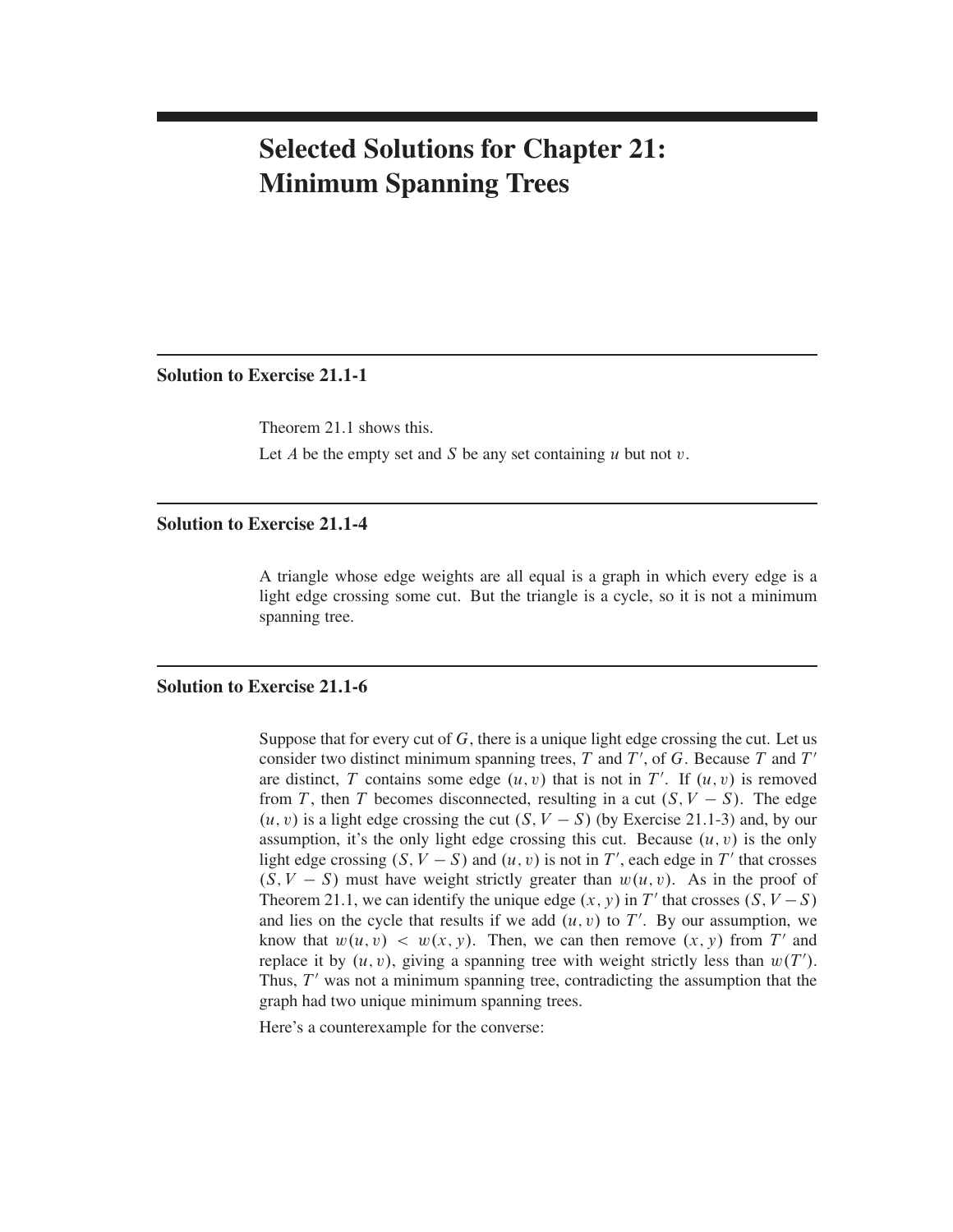# Selected Solutions for Chapter 21: Minimum Spanning Trees

## Solution to Exercise 21.1-1

Theorem 21.1 shows this.

Let $A$ be the empty set and $S$ be any set containing $u$ but not $v$.

## Solution to Exercise 21.1-4

A triangle whose edge weights are all equal is a graph in which every edge is a light edge crossing some cut. But the triangle is a cycle, so it is not a minimum spanning tree.

## Solution to Exercise 21.1-6

Suppose that for every cut of $G$, there is a unique light edge crossing the cut. Let us consider two distinct minimum spanning trees, $T$ and $T'$, of $G$. Because $T$ and $T'$ are distinct, $T$ contains some edge $(u, v)$ that is not in $T'$. If $(u, v)$ is removed from $T$, then $T$ becomes disconnected, resulting in a cut $(S, V - S)$. The edge $(u, v)$ is a light edge crossing the cut $(S, V - S)$ (by Exercise 21.1-3) and, by our assumption, it's the only light edge crossing this cut. Because $(u, v)$ is the only light edge crossing $(S, V - S)$ and $(u, v)$ is not in $T'$, each edge in $T'$ that crosses $(S, V - S)$ must have weight strictly greater than $w(u, v)$. As in the proof of Theorem 21.1, we can identify the unique edge $(x, y)$ in $T'$ that crosses $(S, V - S)$ and lies on the cycle that results if we add $(u, v)$ to $T'$. By our assumption, we know that $w(u, v) < w(x, y)$. Then, we can then remove $(x, y)$ from $T'$ and replace it by $(u, v)$, giving a spanning tree with weight strictly less than $w(T')$. Thus, $T'$ was not a minimum spanning tree, contradicting the assumption that the graph had two unique minimum spanning trees.

Here's a counterexample for the converse: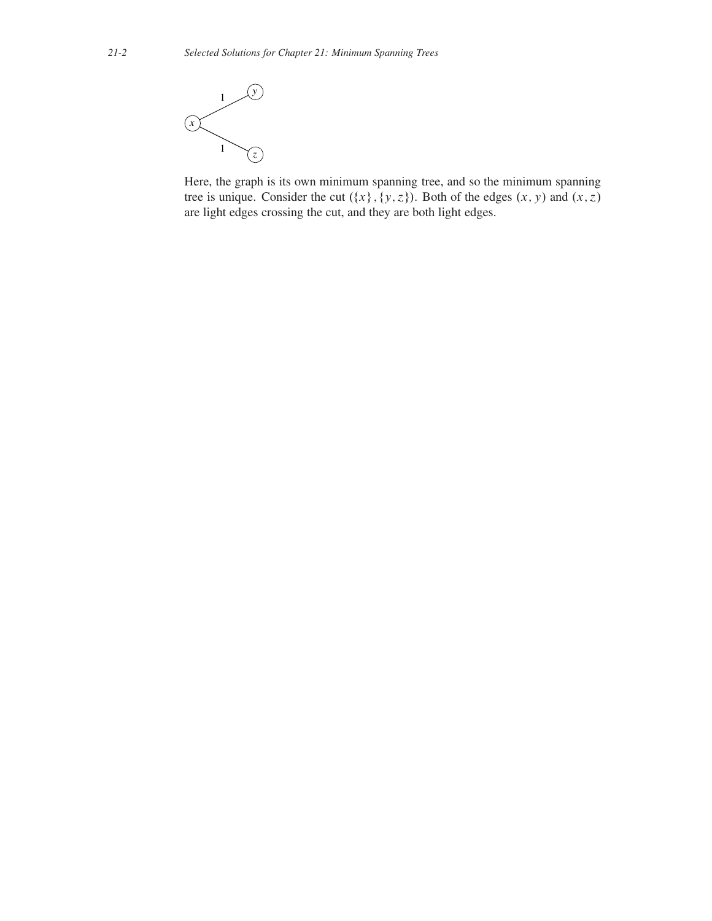Here, the graph is its own minimum spanning tree, and so the minimum spanning tree is unique. Consider the cut $(\{x\}, \{y, z\})$. Both of the edges $(x, y)$ and $(x, z)$ are light edges crossing the cut, and they are both light edges.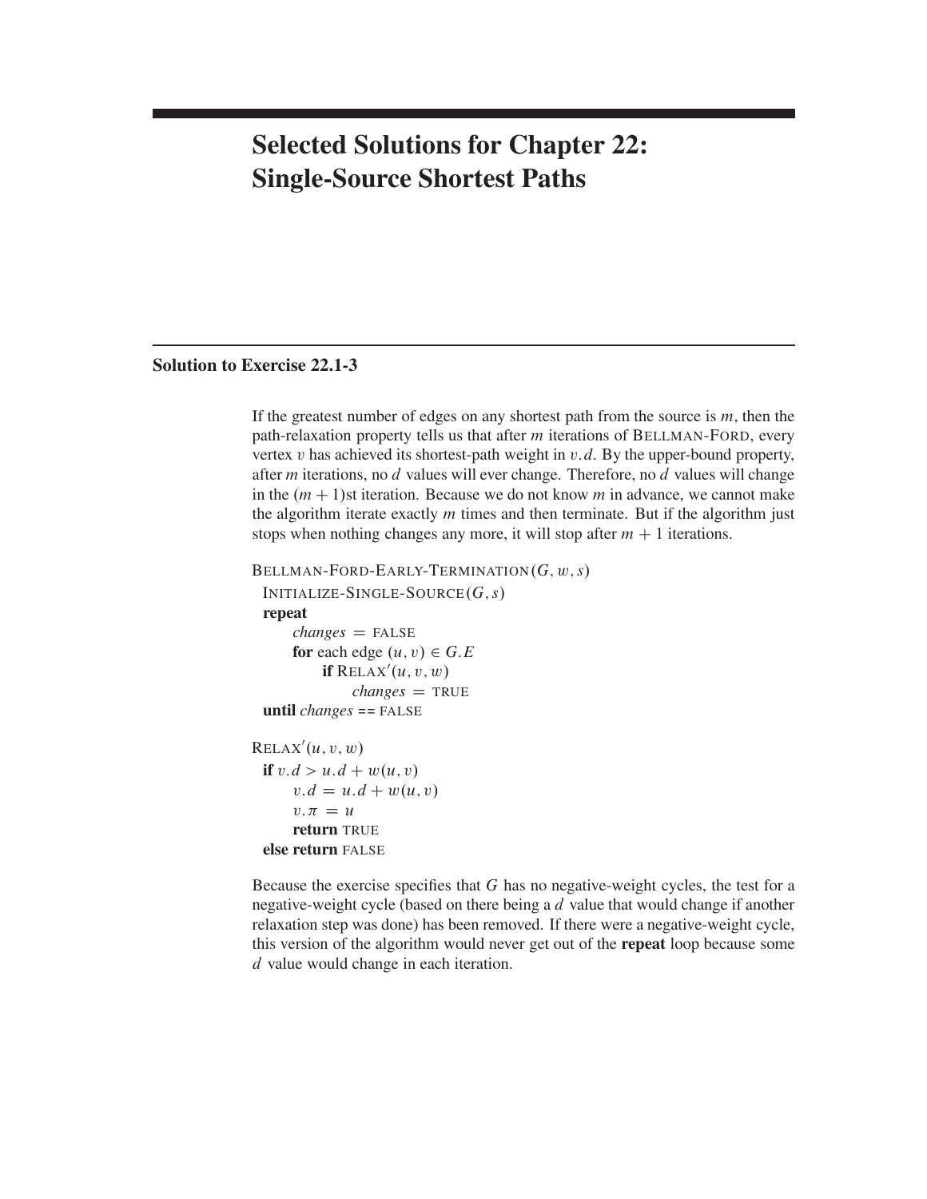# Selected Solutions for Chapter 22: Single-Source Shortest Paths

## Solution to Exercise 22.1-3

If the greatest number of edges on any shortest path from the source is $m$, then the path-relaxation property tells us that after $m$ iterations of BELLMAN-FORD, every vertex $v$ has achieved its shortest-path weight in $v.d$. By the upper-bound property, after $m$ iterations, no $d$ values will ever change. Therefore, no $d$ values will change in the $(m+1)$st iteration. Because we do not know $m$ in advance, we cannot make the algorithm iterate exactly $m$ times and then terminate. But if the algorithm just stops when nothing changes any more, it will stop after $m+1$ iterations.

```
BELLMAN-FORD-EARLY-TERMINATION(G, w, s)
  INITIALIZE-SINGLE-SOURCE(G, s)
  repeat
      changes = FALSE
      for each edge (u, v) ∈ G.E
          if RELAX′(u, v, w)
              changes = TRUE
  until changes == FALSE

RELAX′(u, v, w)
  if v.d > u.d + w(u, v)
      v.d = u.d + w(u, v)
      v.π = u
      return TRUE
  else return FALSE
```

Because the exercise specifies that $G$ has no negative-weight cycles, the test for a negative-weight cycle (based on there being a $d$ value that would change if another relaxation step was done) has been removed. If there were a negative-weight cycle, this version of the algorithm would never get out of the **repeat** loop because some $d$ value would change in each iteration.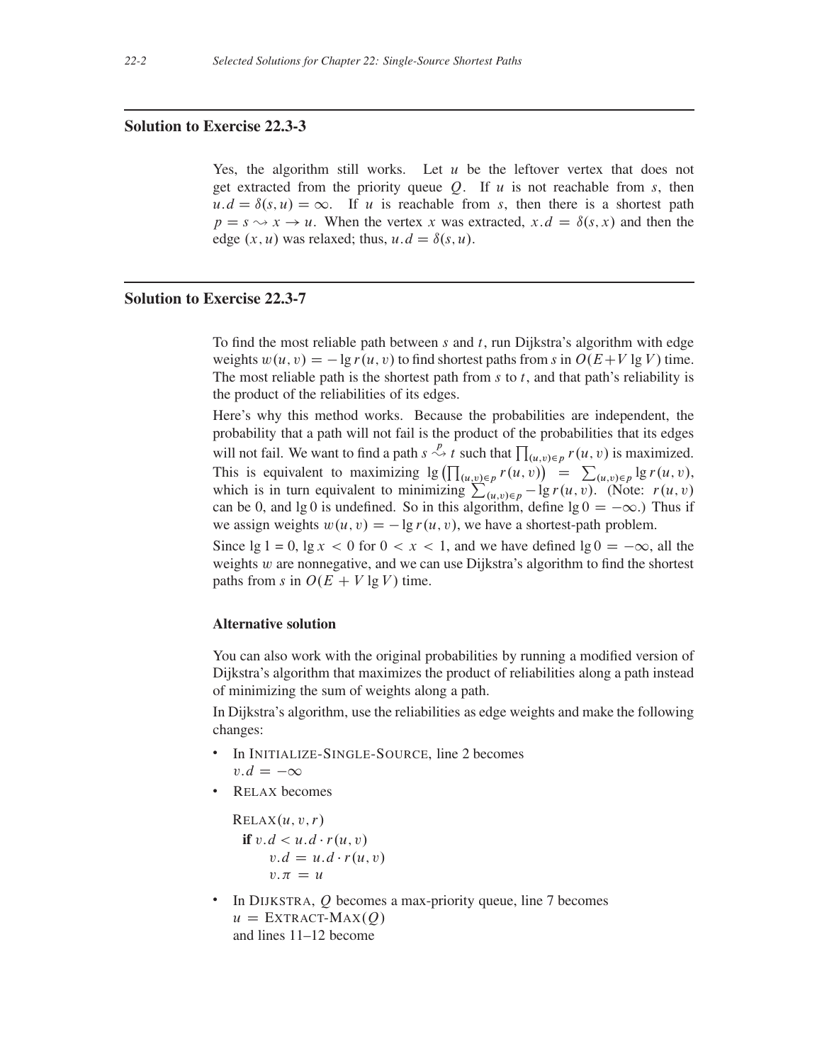## Solution to Exercise 22.3-3

Yes, the algorithm still works. Let $u$ be the leftover vertex that does not get extracted from the priority queue $Q$. If $u$ is not reachable from $s$, then $u.d = \delta(s, u) = \infty$. If $u$ is reachable from $s$, then there is a shortest path $p = s \rightsquigarrow x \to u$. When the vertex $x$ was extracted, $x.d = \delta(s, x)$ and then the edge $(x, u)$ was relaxed; thus, $u.d = \delta(s, u)$.

## Solution to Exercise 22.3-7

To find the most reliable path between $s$ and $t$, run Dijkstra's algorithm with edge weights $w(u, v) = -\lg r(u, v)$ to find shortest paths from $s$ in $O(E + V \lg V)$ time. The most reliable path is the shortest path from $s$ to $t$, and that path's reliability is the product of the reliabilities of its edges.

Here's why this method works. Because the probabilities are independent, the probability that a path will not fail is the product of the probabilities that its edges will not fail. We want to find a path $s \overset{p}{\rightsquigarrow} t$ such that $\prod_{(u,v) \in p} r(u, v)$ is maximized. This is equivalent to maximizing $\lg \left(\prod_{(u,v) \in p} r(u, v)\right) = \sum_{(u,v) \in p} \lg r(u, v)$, which is in turn equivalent to minimizing $\sum_{(u,v) \in p} -\lg r(u, v)$. (Note: $r(u, v)$ can be 0, and $\lg 0$ is undefined. So in this algorithm, define $\lg 0 = -\infty$.) Thus if we assign weights $w(u, v) = -\lg r(u, v)$, we have a shortest-path problem.

Since $\lg 1 = 0$, $\lg x < 0$ for $0 < x < 1$, and we have defined $\lg 0 = -\infty$, all the weights $w$ are nonnegative, and we can use Dijkstra's algorithm to find the shortest paths from $s$ in $O(E + V \lg V)$ time.

### Alternative solution

You can also work with the original probabilities by running a modified version of Dijkstra's algorithm that maximizes the product of reliabilities along a path instead of minimizing the sum of weights along a path.

In Dijkstra's algorithm, use the reliabilities as edge weights and make the following changes:

- In INITIALIZE-SINGLE-SOURCE, line 2 becomes
  $v.d = -\infty$
- RELAX becomes

```
RELAX(u, v, r)
  if v.d < u.d · r(u, v)
      v.d = u.d · r(u, v)
      v.π = u
```

- In DIJKSTRA, $Q$ becomes a max-priority queue, line 7 becomes
  $u = \text{EXTRACT-MAX}(Q)$
  and lines 11–12 become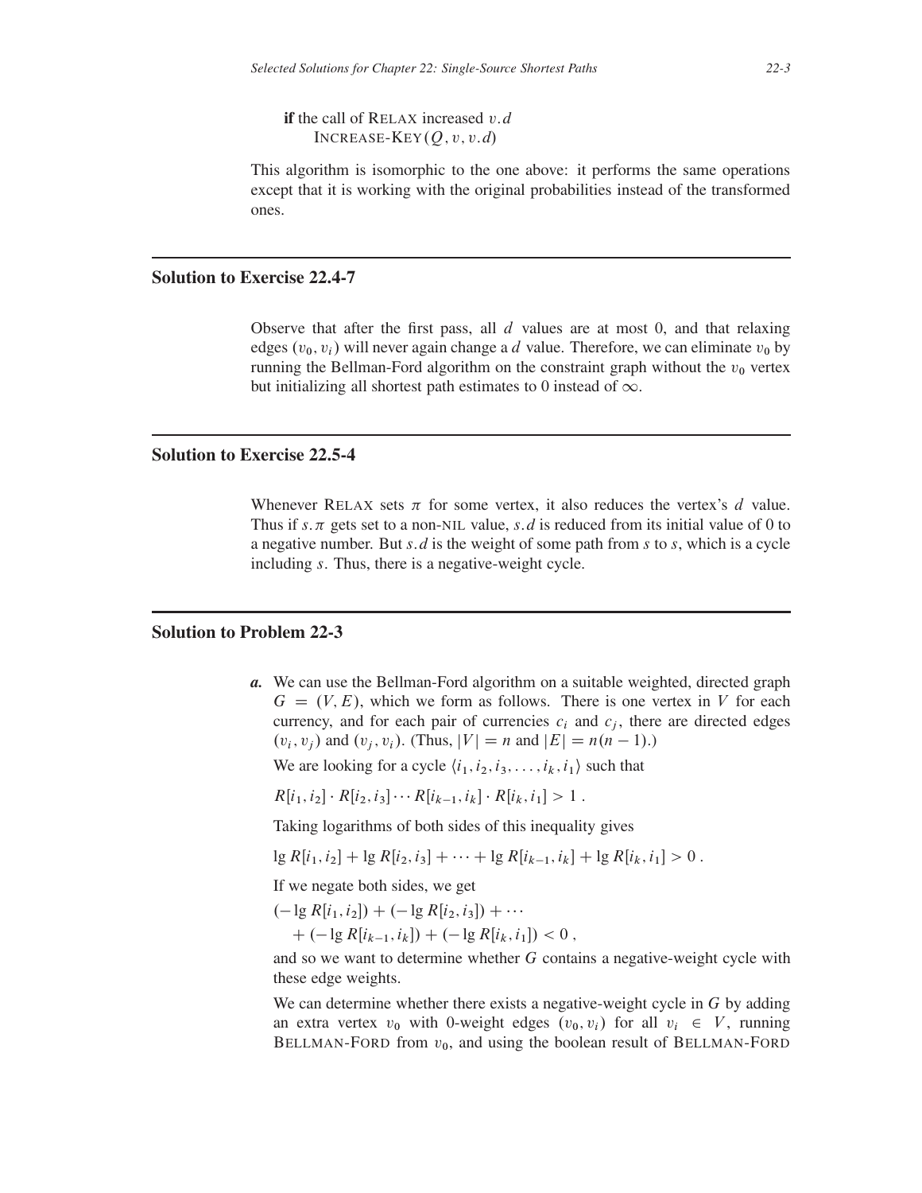**if** the call of RELAX increased $v.d$
    INCREASE-KEY$(Q, v, v.d)$

This algorithm is isomorphic to the one above: it performs the same operations except that it is working with the original probabilities instead of the transformed ones.

## Solution to Exercise 22.4-7

Observe that after the first pass, all $d$ values are at most 0, and that relaxing edges $(v_0, v_i)$ will never again change a $d$ value. Therefore, we can eliminate $v_0$ by running the Bellman-Ford algorithm on the constraint graph without the $v_0$ vertex but initializing all shortest path estimates to 0 instead of $\infty$.

## Solution to Exercise 22.5-4

Whenever RELAX sets $\pi$ for some vertex, it also reduces the vertex's $d$ value. Thus if $s.\pi$ gets set to a non-NIL value, $s.d$ is reduced from its initial value of 0 to a negative number. But $s.d$ is the weight of some path from $s$ to $s$, which is a cycle including $s$. Thus, there is a negative-weight cycle.

## Solution to Problem 22-3

***a.*** We can use the Bellman-Ford algorithm on a suitable weighted, directed graph $G = (V, E)$, which we form as follows. There is one vertex in $V$ for each currency, and for each pair of currencies $c_i$ and $c_j$, there are directed edges $(v_i, v_j)$ and $(v_j, v_i)$. (Thus, $|V| = n$ and $|E| = n(n-1)$.)

We are looking for a cycle $\langle i_1, i_2, i_3, \ldots, i_k, i_1 \rangle$ such that

$$R[i_1, i_2] \cdot R[i_2, i_3] \cdots R[i_{k-1}, i_k] \cdot R[i_k, i_1] > 1 .$$

Taking logarithms of both sides of this inequality gives

$$\lg R[i_1, i_2] + \lg R[i_2, i_3] + \cdots + \lg R[i_{k-1}, i_k] + \lg R[i_k, i_1] > 0 .$$

If we negate both sides, we get

$$(-\lg R[i_1, i_2]) + (-\lg R[i_2, i_3]) + \cdots + (-\lg R[i_{k-1}, i_k]) + (-\lg R[i_k, i_1]) < 0 ,$$

and so we want to determine whether $G$ contains a negative-weight cycle with these edge weights.

We can determine whether there exists a negative-weight cycle in $G$ by adding an extra vertex $v_0$ with 0-weight edges $(v_0, v_i)$ for all $v_i \in V$, running BELLMAN-FORD from $v_0$, and using the boolean result of BELLMAN-FORD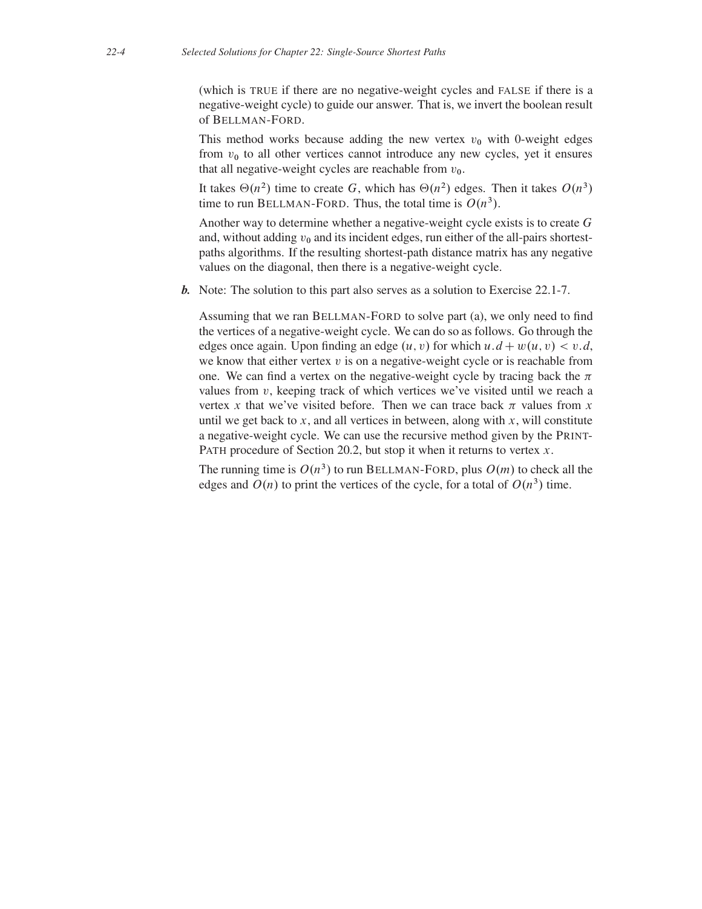(which is TRUE if there are no negative-weight cycles and FALSE if there is a negative-weight cycle) to guide our answer. That is, we invert the boolean result of BELLMAN-FORD.

This method works because adding the new vertex $v_0$ with 0-weight edges from $v_0$ to all other vertices cannot introduce any new cycles, yet it ensures that all negative-weight cycles are reachable from $v_0$.

It takes $\Theta(n^2)$ time to create $G$, which has $\Theta(n^2)$ edges. Then it takes $O(n^3)$ time to run BELLMAN-FORD. Thus, the total time is $O(n^3)$.

Another way to determine whether a negative-weight cycle exists is to create $G$ and, without adding $v_0$ and its incident edges, run either of the all-pairs shortest-paths algorithms. If the resulting shortest-path distance matrix has any negative values on the diagonal, then there is a negative-weight cycle.

***b.*** Note: The solution to this part also serves as a solution to Exercise 22.1-7.

Assuming that we ran BELLMAN-FORD to solve part (a), we only need to find the vertices of a negative-weight cycle. We can do so as follows. Go through the edges once again. Upon finding an edge $(u, v)$ for which $u.d + w(u, v) < v.d$, we know that either vertex $v$ is on a negative-weight cycle or is reachable from one. We can find a vertex on the negative-weight cycle by tracing back the $\pi$ values from $v$, keeping track of which vertices we've visited until we reach a vertex $x$ that we've visited before. Then we can trace back $\pi$ values from $x$ until we get back to $x$, and all vertices in between, along with $x$, will constitute a negative-weight cycle. We can use the recursive method given by the PRINT-PATH procedure of Section 20.2, but stop it when it returns to vertex $x$.

The running time is $O(n^3)$ to run BELLMAN-FORD, plus $O(m)$ to check all the edges and $O(n)$ to print the vertices of the cycle, for a total of $O(n^3)$ time.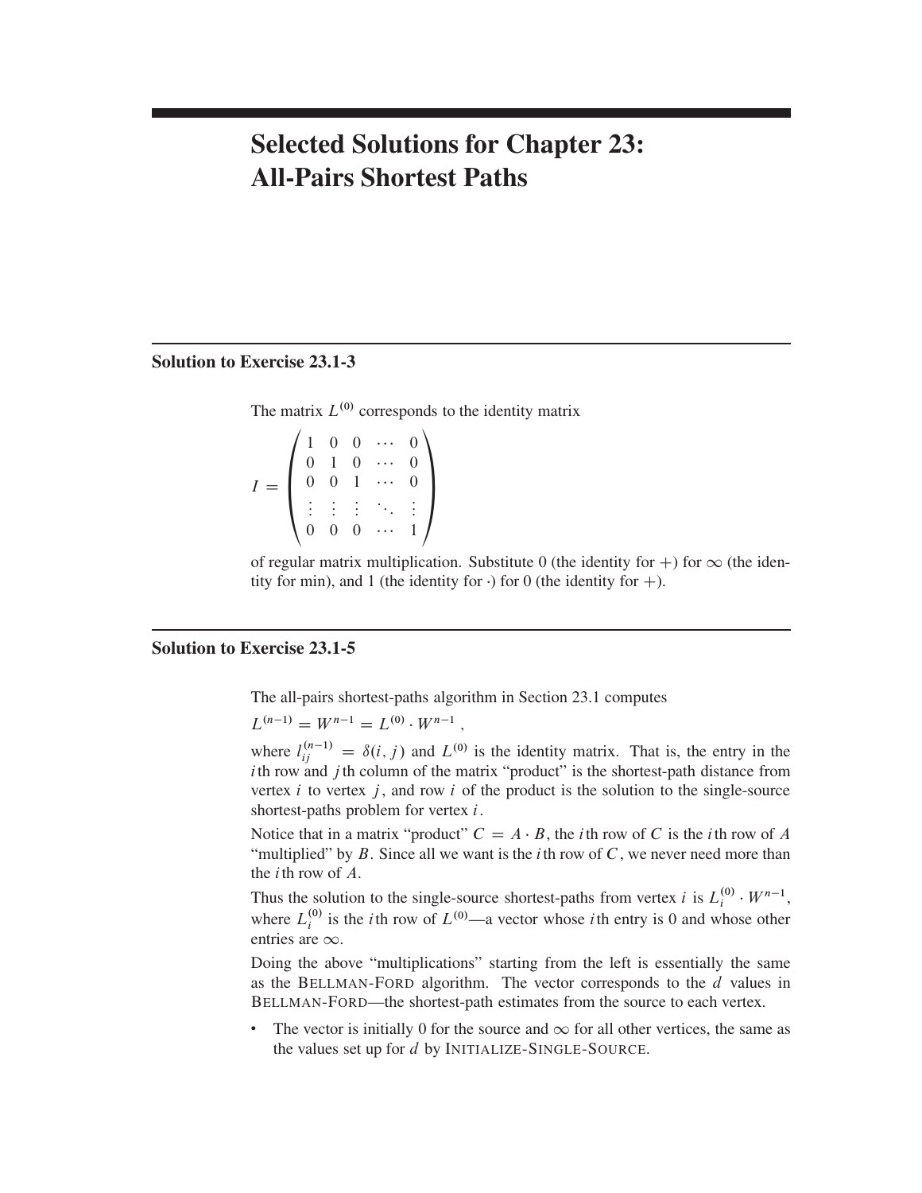# Selected Solutions for Chapter 23: All-Pairs Shortest Paths

## Solution to Exercise 23.1-3

The matrix $L^{(0)}$ corresponds to the identity matrix

$$I = \begin{pmatrix} 1 & 0 & 0 & \cdots & 0 \\ 0 & 1 & 0 & \cdots & 0 \\ 0 & 0 & 1 & \cdots & 0 \\ \vdots & \vdots & \vdots & \ddots & \vdots \\ 0 & 0 & 0 & \cdots & 1 \end{pmatrix}$$

of regular matrix multiplication. Substitute 0 (the identity for $+$) for $\infty$ (the identity for min), and 1 (the identity for $\cdot$) for 0 (the identity for $+$).

## Solution to Exercise 23.1-5

The all-pairs shortest-paths algorithm in Section 23.1 computes

$$L^{(n-1)} = W^{n-1} = L^{(0)} \cdot W^{n-1} ,$$

where $l_{ij}^{(n-1)} = \delta(i, j)$ and $L^{(0)}$ is the identity matrix. That is, the entry in the $i$th row and $j$th column of the matrix "product" is the shortest-path distance from vertex $i$ to vertex $j$, and row $i$ of the product is the solution to the single-source shortest-paths problem for vertex $i$.

Notice that in a matrix "product" $C = A \cdot B$, the $i$th row of $C$ is the $i$th row of $A$ "multiplied" by $B$. Since all we want is the $i$th row of $C$, we never need more than the $i$th row of $A$.

Thus the solution to the single-source shortest-paths from vertex $i$ is $L_i^{(0)} \cdot W^{n-1}$, where $L_i^{(0)}$ is the $i$th row of $L^{(0)}$—a vector whose $i$th entry is 0 and whose other entries are $\infty$.

Doing the above "multiplications" starting from the left is essentially the same as the BELLMAN-FORD algorithm. The vector corresponds to the $d$ values in BELLMAN-FORD—the shortest-path estimates from the source to each vertex.

- The vector is initially 0 for the source and $\infty$ for all other vertices, the same as the values set up for $d$ by INITIALIZE-SINGLE-SOURCE.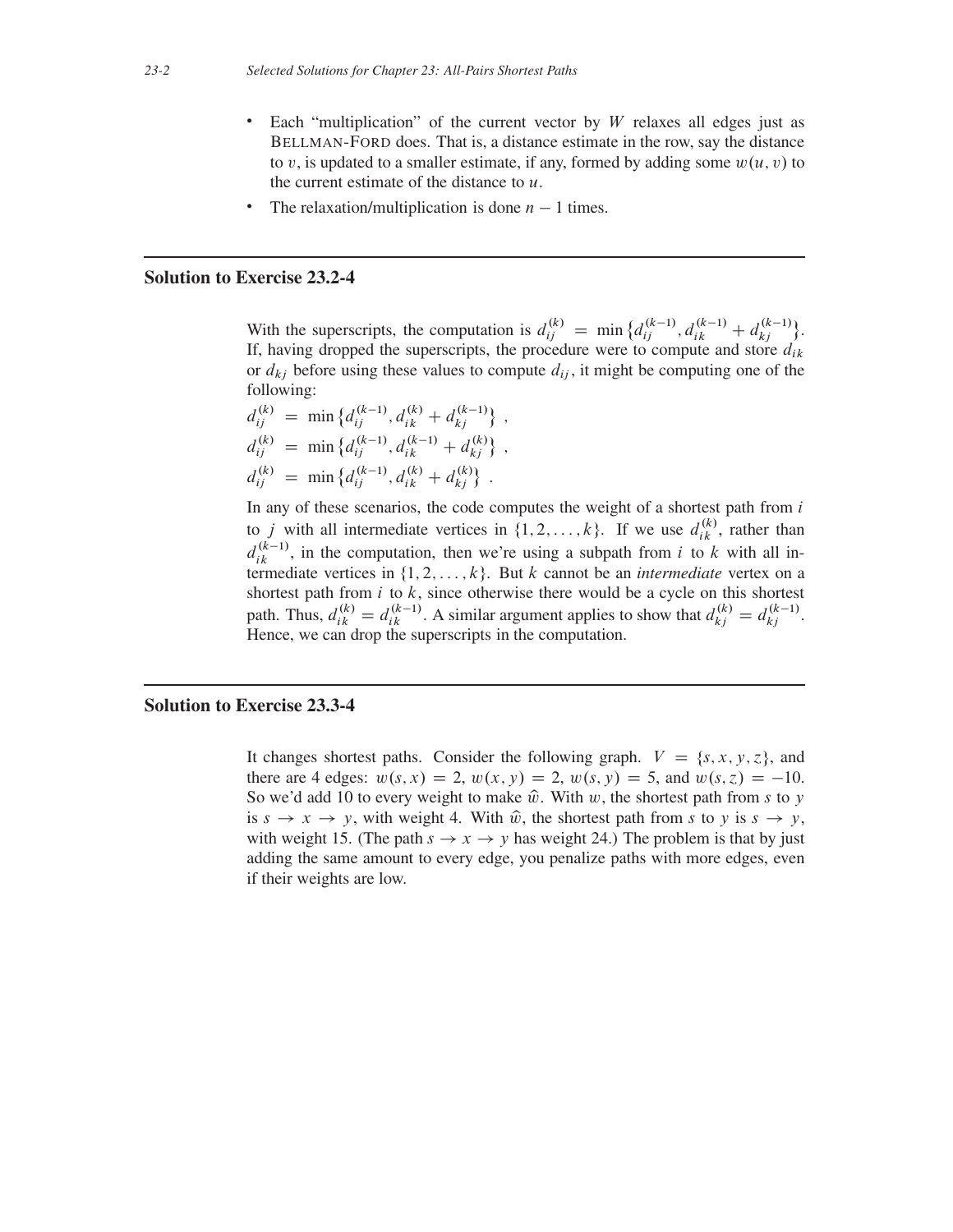- Each "multiplication" of the current vector by $W$ relaxes all edges just as BELLMAN-FORD does. That is, a distance estimate in the row, say the distance to $v$, is updated to a smaller estimate, if any, formed by adding some $w(u, v)$ to the current estimate of the distance to $u$.
- The relaxation/multiplication is done $n - 1$ times.

## Solution to Exercise 23.2-4

With the superscripts, the computation is $d_{ij}^{(k)} = \min\{d_{ij}^{(k-1)}, d_{ik}^{(k-1)} + d_{kj}^{(k-1)}\}$. If, having dropped the superscripts, the procedure were to compute and store $d_{ik}$ or $d_{kj}$ before using these values to compute $d_{ij}$, it might be computing one of the following:

$$d_{ij}^{(k)} = \min\left\{d_{ij}^{(k-1)}, d_{ik}^{(k)} + d_{kj}^{(k-1)}\right\} ,$$

$$d_{ij}^{(k)} = \min\left\{d_{ij}^{(k-1)}, d_{ik}^{(k-1)} + d_{kj}^{(k)}\right\} ,$$

$$d_{ij}^{(k)} = \min\left\{d_{ij}^{(k-1)}, d_{ik}^{(k)} + d_{kj}^{(k)}\right\} .$$

In any of these scenarios, the code computes the weight of a shortest path from $i$ to $j$ with all intermediate vertices in $\{1, 2, \ldots, k\}$. If we use $d_{ik}^{(k)}$, rather than $d_{ik}^{(k-1)}$, in the computation, then we're using a subpath from $i$ to $k$ with all intermediate vertices in $\{1, 2, \ldots, k\}$. But $k$ cannot be an *intermediate* vertex on a shortest path from $i$ to $k$, since otherwise there would be a cycle on this shortest path. Thus, $d_{ik}^{(k)} = d_{ik}^{(k-1)}$. A similar argument applies to show that $d_{kj}^{(k)} = d_{kj}^{(k-1)}$. Hence, we can drop the superscripts in the computation.

## Solution to Exercise 23.3-4

It changes shortest paths. Consider the following graph. $V = \{s, x, y, z\}$, and there are 4 edges: $w(s, x) = 2$, $w(x, y) = 2$, $w(s, y) = 5$, and $w(s, z) = -10$. So we'd add 10 to every weight to make $\hat{w}$. With $w$, the shortest path from $s$ to $y$ is $s \to x \to y$, with weight 4. With $\hat{w}$, the shortest path from $s$ to $y$ is $s \to y$, with weight 15. (The path $s \to x \to y$ has weight 24.) The problem is that by just adding the same amount to every edge, you penalize paths with more edges, even if their weights are low.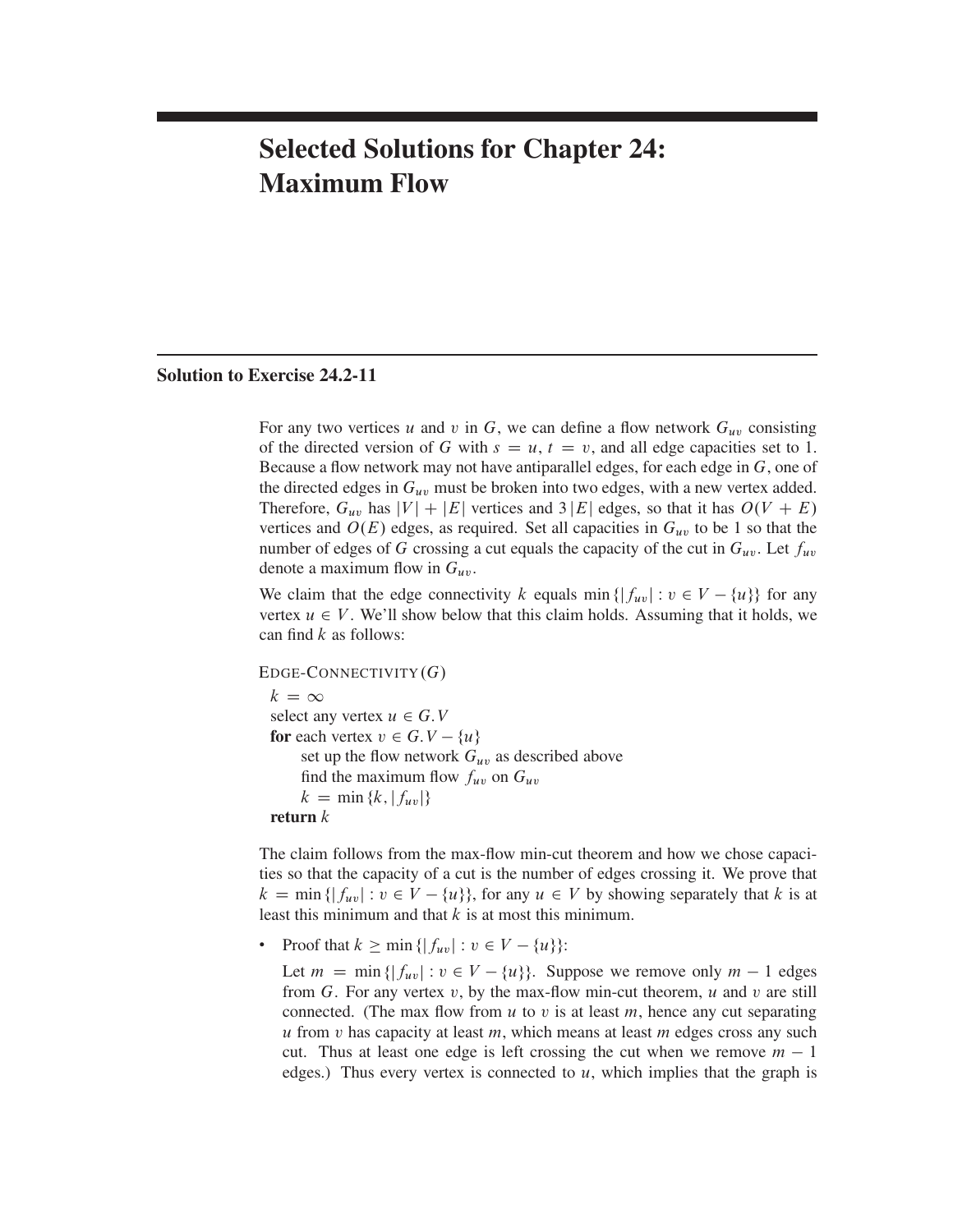# Selected Solutions for Chapter 24: Maximum Flow

## Solution to Exercise 24.2-11

For any two vertices $u$ and $v$ in $G$, we can define a flow network $G_{uv}$ consisting of the directed version of $G$ with $s = u$, $t = v$, and all edge capacities set to 1. Because a flow network may not have antiparallel edges, for each edge in $G$, one of the directed edges in $G_{uv}$ must be broken into two edges, with a new vertex added. Therefore, $G_{uv}$ has $|V| + |E|$ vertices and $3|E|$ edges, so that it has $O(V + E)$ vertices and $O(E)$ edges, as required. Set all capacities in $G_{uv}$ to be 1 so that the number of edges of $G$ crossing a cut equals the capacity of the cut in $G_{uv}$. Let $f_{uv}$ denote a maximum flow in $G_{uv}$.

We claim that the edge connectivity $k$ equals $\min\{|f_{uv}| : v \in V - \{u\}\}$ for any vertex $u \in V$. We'll show below that this claim holds. Assuming that it holds, we can find $k$ as follows:

```
EDGE-CONNECTIVITY(G)
  k = ∞
  select any vertex u ∈ G.V
  for each vertex v ∈ G.V − {u}
      set up the flow network G_uv as described above
      find the maximum flow f_uv on G_uv
      k = min {k, |f_uv|}
  return k
```

The claim follows from the max-flow min-cut theorem and how we chose capacities so that the capacity of a cut is the number of edges crossing it. We prove that $k = \min\{|f_{uv}| : v \in V - \{u\}\}$, for any $u \in V$ by showing separately that $k$ is at least this minimum and that $k$ is at most this minimum.

- Proof that $k \geq \min\{|f_{uv}| : v \in V - \{u\}\}$:

  Let $m = \min\{|f_{uv}| : v \in V - \{u\}\}$. Suppose we remove only $m - 1$ edges from $G$. For any vertex $v$, by the max-flow min-cut theorem, $u$ and $v$ are still connected. (The max flow from $u$ to $v$ is at least $m$, hence any cut separating $u$ from $v$ has capacity at least $m$, which means at least $m$ edges cross any such cut. Thus at least one edge is left crossing the cut when we remove $m - 1$ edges.) Thus every vertex is connected to $u$, which implies that the graph is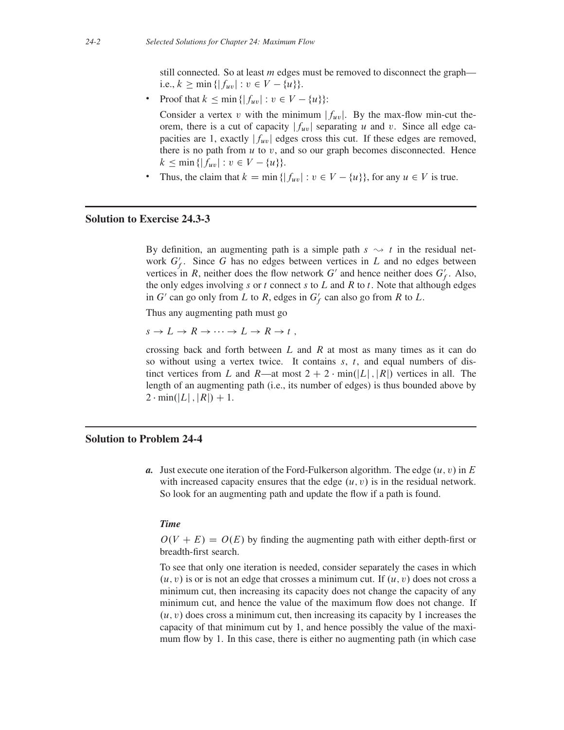still connected. So at least $m$ edges must be removed to disconnect the graph—i.e., $k \geq \min\{|f_{uv}| : v \in V - \{u\}\}$.

- Proof that $k \leq \min\{|f_{uv}| : v \in V - \{u\}\}$:

  Consider a vertex $v$ with the minimum $|f_{uv}|$. By the max-flow min-cut theorem, there is a cut of capacity $|f_{uv}|$ separating $u$ and $v$. Since all edge capacities are 1, exactly $|f_{uv}|$ edges cross this cut. If these edges are removed, there is no path from $u$ to $v$, and so our graph becomes disconnected. Hence $k \leq \min\{|f_{uv}| : v \in V - \{u\}\}$.

- Thus, the claim that $k = \min\{|f_{uv}| : v \in V - \{u\}\}$, for any $u \in V$ is true.

## Solution to Exercise 24.3-3

By definition, an augmenting path is a simple path $s \leadsto t$ in the residual network $G'_f$. Since $G$ has no edges between vertices in $L$ and no edges between vertices in $R$, neither does the flow network $G'$ and hence neither does $G'_f$. Also, the only edges involving $s$ or $t$ connect $s$ to $L$ and $R$ to $t$. Note that although edges in $G'$ can go only from $L$ to $R$, edges in $G'_f$ can also go from $R$ to $L$.

Thus any augmenting path must go

$$s \to L \to R \to \cdots \to L \to R \to t \ ,$$

crossing back and forth between $L$ and $R$ at most as many times as it can do so without using a vertex twice. It contains $s$, $t$, and equal numbers of distinct vertices from $L$ and $R$—at most $2 + 2 \cdot \min(|L|, |R|)$ vertices in all. The length of an augmenting path (i.e., its number of edges) is thus bounded above by $2 \cdot \min(|L|, |R|) + 1$.

## Solution to Problem 24-4

***a.*** Just execute one iteration of the Ford-Fulkerson algorithm. The edge $(u, v)$ in $E$ with increased capacity ensures that the edge $(u, v)$ is in the residual network. So look for an augmenting path and update the flow if a path is found.

***Time***

$O(V + E) = O(E)$ by finding the augmenting path with either depth-first or breadth-first search.

To see that only one iteration is needed, consider separately the cases in which $(u, v)$ is or is not an edge that crosses a minimum cut. If $(u, v)$ does not cross a minimum cut, then increasing its capacity does not change the capacity of any minimum cut, and hence the value of the maximum flow does not change. If $(u, v)$ does cross a minimum cut, then increasing its capacity by 1 increases the capacity of that minimum cut by 1, and hence possibly the value of the maximum flow by 1. In this case, there is either no augmenting path (in which case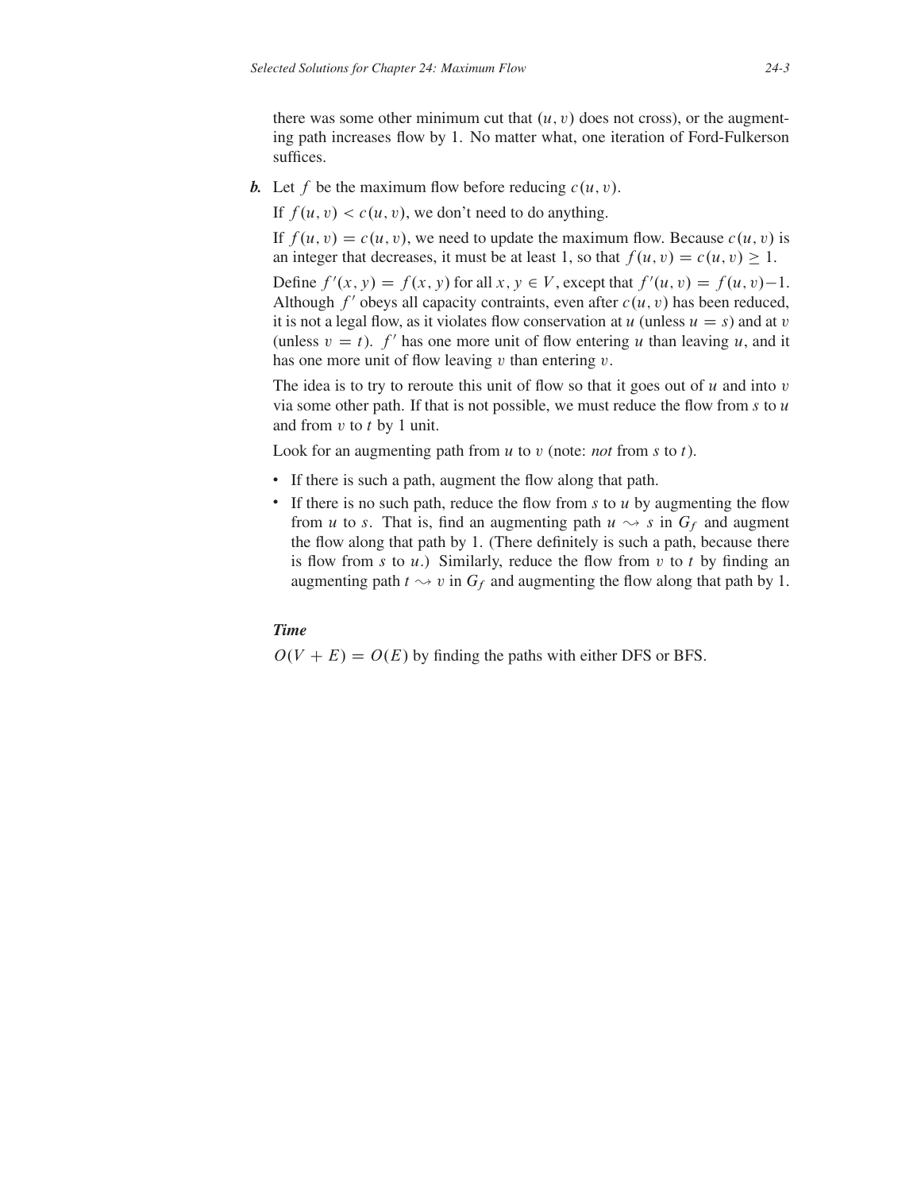there was some other minimum cut that $(u, v)$ does not cross), or the augmenting path increases flow by 1. No matter what, one iteration of Ford-Fulkerson suffices.

***b.*** Let $f$ be the maximum flow before reducing $c(u, v)$.

If $f(u, v) < c(u, v)$, we don't need to do anything.

If $f(u, v) = c(u, v)$, we need to update the maximum flow. Because $c(u, v)$ is an integer that decreases, it must be at least 1, so that $f(u, v) = c(u, v) \geq 1$.

Define $f'(x, y) = f(x, y)$ for all $x, y \in V$, except that $f'(u, v) = f(u, v) - 1$. Although $f'$ obeys all capacity contraints, even after $c(u, v)$ has been reduced, it is not a legal flow, as it violates flow conservation at $u$ (unless $u = s$) and at $v$ (unless $v = t$). $f'$ has one more unit of flow entering $u$ than leaving $u$, and it has one more unit of flow leaving $v$ than entering $v$.

The idea is to try to reroute this unit of flow so that it goes out of $u$ and into $v$ via some other path. If that is not possible, we must reduce the flow from $s$ to $u$ and from $v$ to $t$ by 1 unit.

Look for an augmenting path from $u$ to $v$ (note: *not* from $s$ to $t$).

- If there is such a path, augment the flow along that path.
- If there is no such path, reduce the flow from $s$ to $u$ by augmenting the flow from $u$ to $s$. That is, find an augmenting path $u \leadsto s$ in $G_f$ and augment the flow along that path by 1. (There definitely is such a path, because there is flow from $s$ to $u$.) Similarly, reduce the flow from $v$ to $t$ by finding an augmenting path $t \leadsto v$ in $G_f$ and augmenting the flow along that path by 1.

***Time***

$O(V + E) = O(E)$ by finding the paths with either DFS or BFS.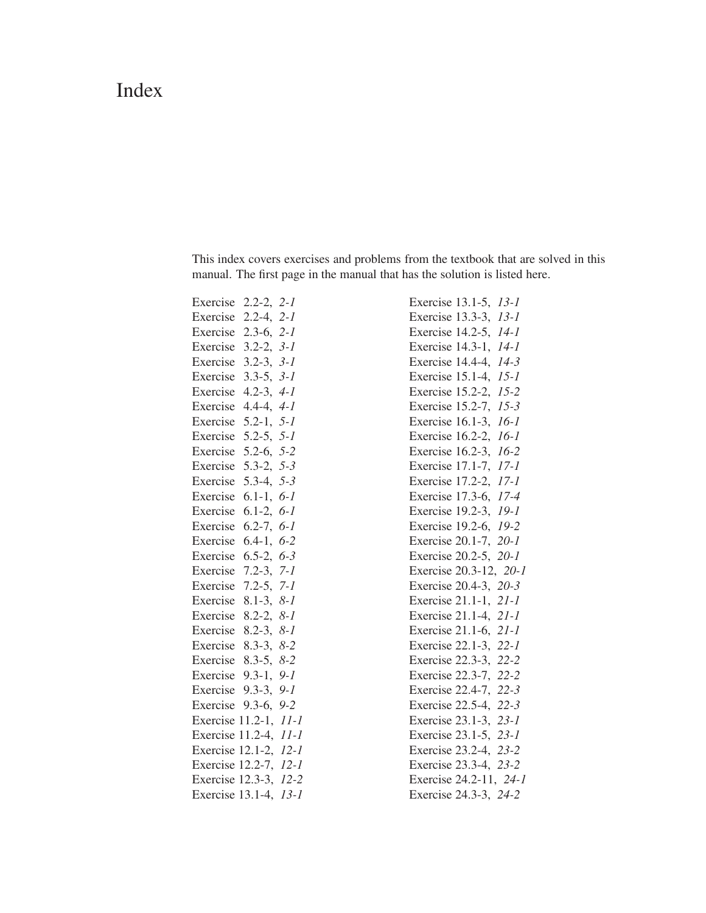# Index

This index covers exercises and problems from the textbook that are solved in this manual. The first page in the manual that has the solution is listed here.

Exercise 2.2-2, *2-1*
Exercise 2.2-4, *2-1*
Exercise 2.3-6, *2-1*
Exercise 3.2-2, *3-1*
Exercise 3.2-3, *3-1*
Exercise 3.3-5, *3-1*
Exercise 4.2-3, *4-1*
Exercise 4.4-4, *4-1*
Exercise 5.2-1, *5-1*
Exercise 5.2-5, *5-1*
Exercise 5.2-6, *5-2*
Exercise 5.3-2, *5-3*
Exercise 5.3-4, *5-3*
Exercise 6.1-1, *6-1*
Exercise 6.1-2, *6-1*
Exercise 6.2-7, *6-1*
Exercise 6.4-1, *6-2*
Exercise 6.5-2, *6-3*
Exercise 7.2-3, *7-1*
Exercise 7.2-5, *7-1*
Exercise 8.1-3, *8-1*
Exercise 8.2-2, *8-1*
Exercise 8.2-3, *8-1*
Exercise 8.3-3, *8-2*
Exercise 8.3-5, *8-2*
Exercise 9.3-1, *9-1*
Exercise 9.3-3, *9-1*
Exercise 9.3-6, *9-2*
Exercise 11.2-1, *11-1*
Exercise 11.2-4, *11-1*
Exercise 12.1-2, *12-1*
Exercise 12.2-7, *12-1*
Exercise 12.3-3, *12-2*
Exercise 13.1-4, *13-1*
Exercise 13.1-5, *13-1*
Exercise 13.3-3, *13-1*
Exercise 14.2-5, *14-1*
Exercise 14.3-1, *14-1*
Exercise 14.4-4, *14-3*
Exercise 15.1-4, *15-1*
Exercise 15.2-2, *15-2*
Exercise 15.2-7, *15-3*
Exercise 16.1-3, *16-1*
Exercise 16.2-2, *16-1*
Exercise 16.2-3, *16-2*
Exercise 17.1-7, *17-1*
Exercise 17.2-2, *17-1*
Exercise 17.3-6, *17-4*
Exercise 19.2-3, *19-1*
Exercise 19.2-6, *19-2*
Exercise 20.1-7, *20-1*
Exercise 20.2-5, *20-1*
Exercise 20.3-12, *20-1*
Exercise 20.4-3, *20-3*
Exercise 21.1-1, *21-1*
Exercise 21.1-4, *21-1*
Exercise 21.1-6, *21-1*
Exercise 22.1-3, *22-1*
Exercise 22.3-3, *22-2*
Exercise 22.3-7, *22-2*
Exercise 22.4-7, *22-3*
Exercise 22.5-4, *22-3*
Exercise 23.1-3, *23-1*
Exercise 23.1-5, *23-1*
Exercise 23.2-4, *23-2*
Exercise 23.3-4, *23-2*
Exercise 24.2-11, *24-1*
Exercise 24.3-3, *24-2*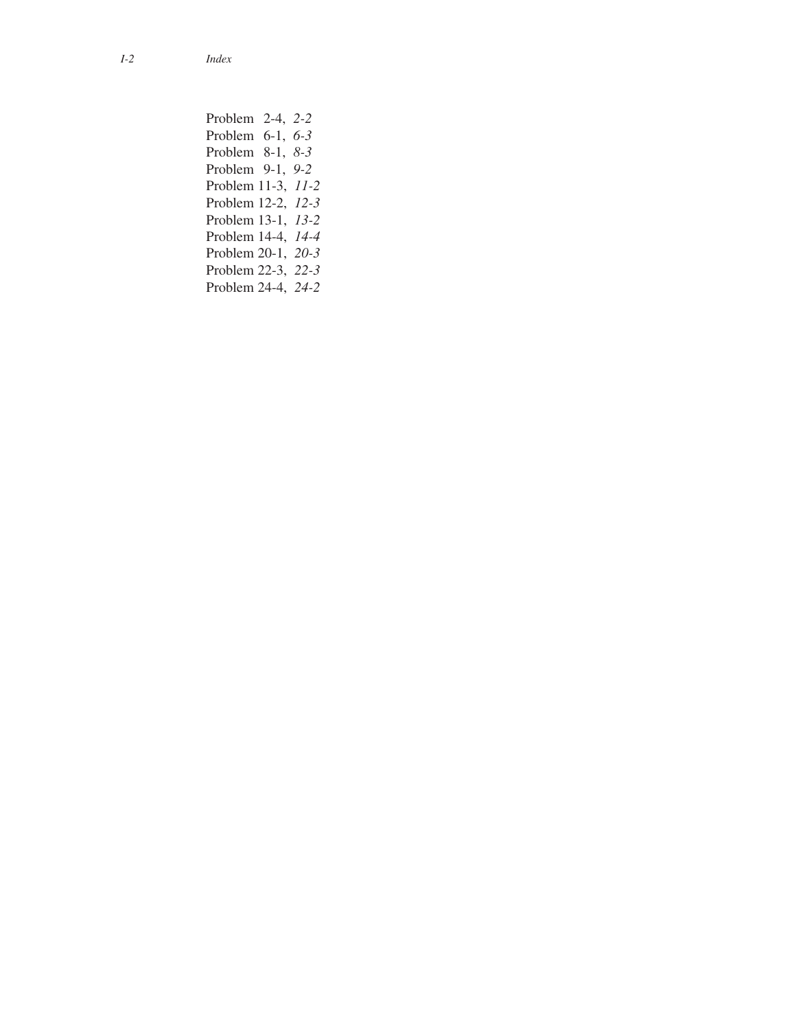Problem 2-4, *2-2*
Problem 6-1, *6-3*
Problem 8-1, *8-3*
Problem 9-1, *9-2*
Problem 11-3, *11-2*
Problem 12-2, *12-3*
Problem 13-1, *13-2*
Problem 14-4, *14-4*
Problem 20-1, *20-3*
Problem 22-3, *22-3*
Problem 24-4, *24-2*